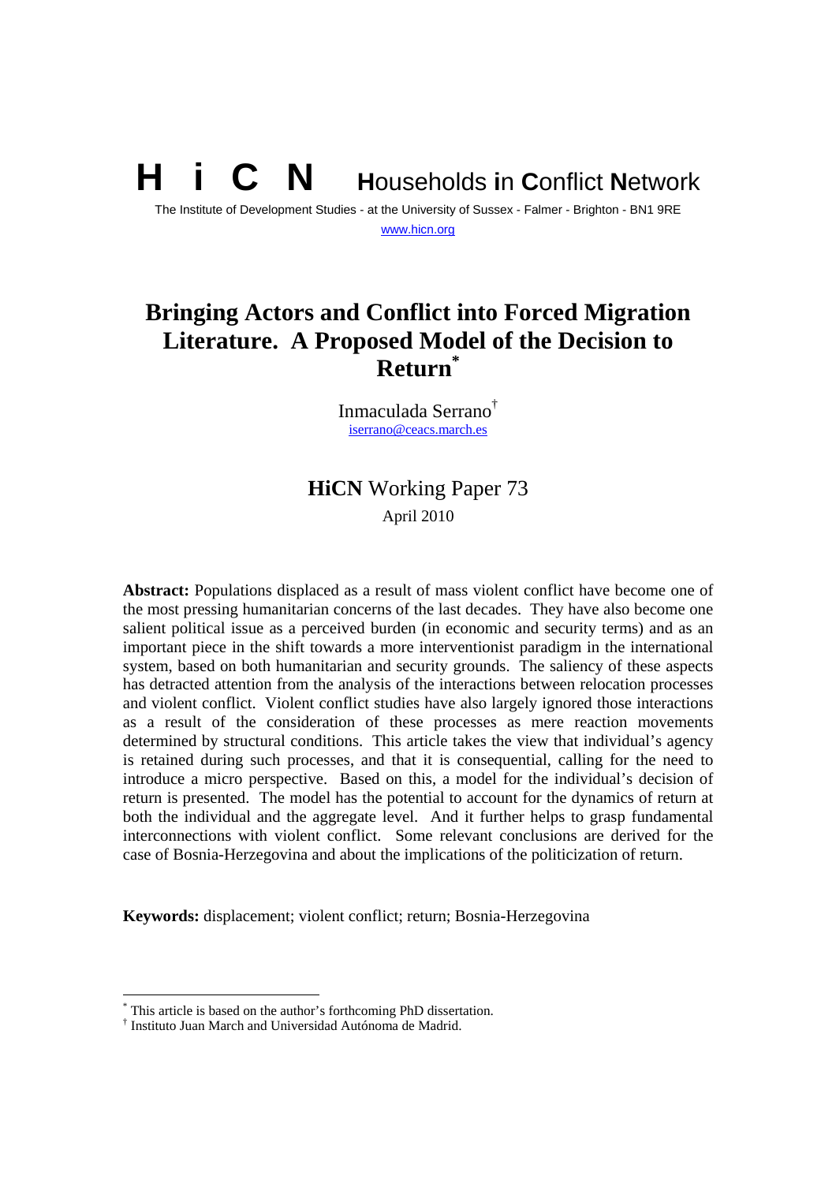**H i C N** **H**ouseholds **i**n **C**onflict **N**etwork

The Institute of Development Studies - at the University of Sussex - Falmer - Brighton - BN1 9RE

www.hicn.org

# Bringing Actors and Conflict into Forced Migration Literature. A Proposed Model of the Decision to Return[*]

Inmaculada Serrano[†]

iserrano@ceacs.march.es

## **HiCN** Working Paper 73

April 2010

**Abstract:** Populations displaced as a result of mass violent conflict have become one of the most pressing humanitarian concerns of the last decades. They have also become one salient political issue as a perceived burden (in economic and security terms) and as an important piece in the shift towards a more interventionist paradigm in the international system, based on both humanitarian and security grounds. The saliency of these aspects has detracted attention from the analysis of the interactions between relocation processes and violent conflict. Violent conflict studies have also largely ignored those interactions as a result of the consideration of these processes as mere reaction movements determined by structural conditions. This article takes the view that individual's agency is retained during such processes, and that it is consequential, calling for the need to introduce a micro perspective. Based on this, a model for the individual's decision of return is presented. The model has the potential to account for the dynamics of return at both the individual and the aggregate level. And it further helps to grasp fundamental interconnections with violent conflict. Some relevant conclusions are derived for the case of Bosnia-Herzegovina and about the implications of the politicization of return.

**Keywords:** displacement; violent conflict; return; Bosnia-Herzegovina

---

[*] This article is based on the author's forthcoming PhD dissertation.

[†] Instituto Juan March and Universidad Autónoma de Madrid.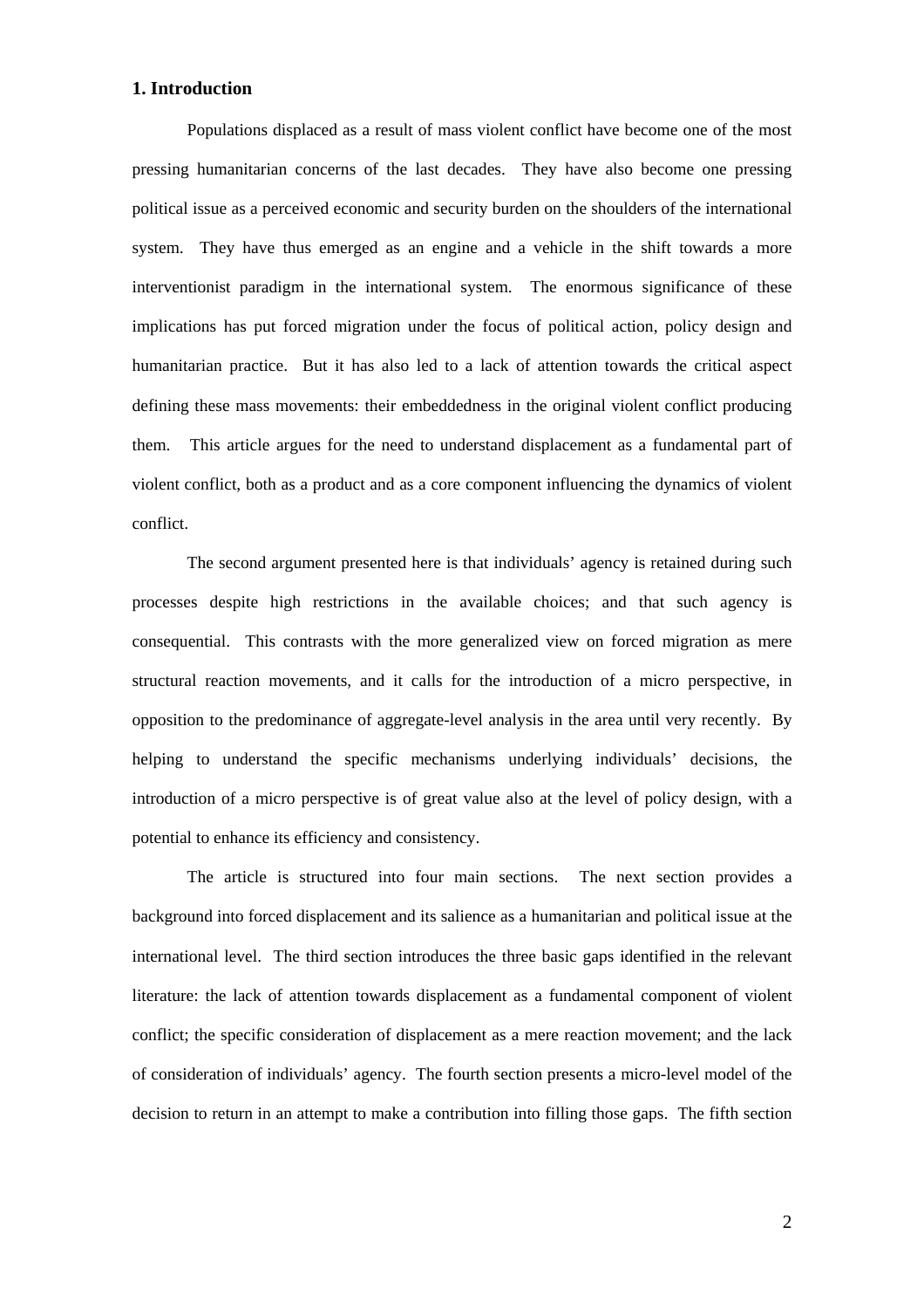## 1. Introduction

Populations displaced as a result of mass violent conflict have become one of the most pressing humanitarian concerns of the last decades. They have also become one pressing political issue as a perceived economic and security burden on the shoulders of the international system. They have thus emerged as an engine and a vehicle in the shift towards a more interventionist paradigm in the international system. The enormous significance of these implications has put forced migration under the focus of political action, policy design and humanitarian practice. But it has also led to a lack of attention towards the critical aspect defining these mass movements: their embeddedness in the original violent conflict producing them. This article argues for the need to understand displacement as a fundamental part of violent conflict, both as a product and as a core component influencing the dynamics of violent conflict.

The second argument presented here is that individuals' agency is retained during such processes despite high restrictions in the available choices; and that such agency is consequential. This contrasts with the more generalized view on forced migration as mere structural reaction movements, and it calls for the introduction of a micro perspective, in opposition to the predominance of aggregate-level analysis in the area until very recently. By helping to understand the specific mechanisms underlying individuals' decisions, the introduction of a micro perspective is of great value also at the level of policy design, with a potential to enhance its efficiency and consistency.

The article is structured into four main sections. The next section provides a background into forced displacement and its salience as a humanitarian and political issue at the international level. The third section introduces the three basic gaps identified in the relevant literature: the lack of attention towards displacement as a fundamental component of violent conflict; the specific consideration of displacement as a mere reaction movement; and the lack of consideration of individuals' agency. The fourth section presents a micro-level model of the decision to return in an attempt to make a contribution into filling those gaps. The fifth section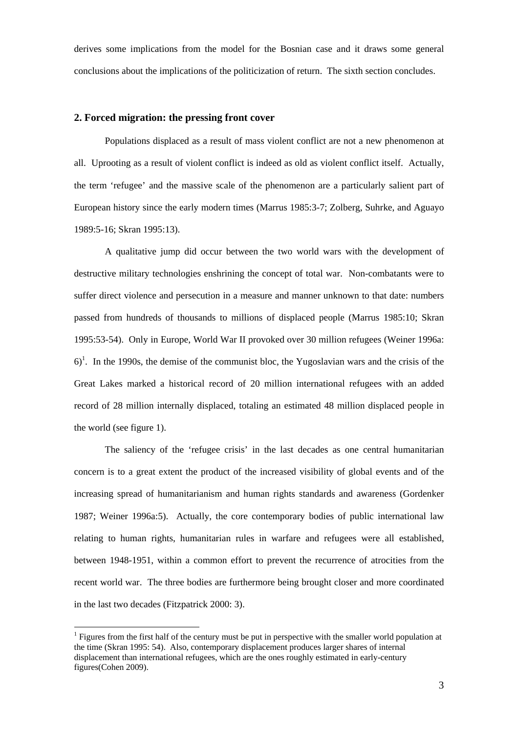derives some implications from the model for the Bosnian case and it draws some general conclusions about the implications of the politicization of return. The sixth section concludes.

## 2. Forced migration: the pressing front cover

Populations displaced as a result of mass violent conflict are not a new phenomenon at all. Uprooting as a result of violent conflict is indeed as old as violent conflict itself. Actually, the term 'refugee' and the massive scale of the phenomenon are a particularly salient part of European history since the early modern times (Marrus 1985:3-7; Zolberg, Suhrke, and Aguayo 1989:5-16; Skran 1995:13).

A qualitative jump did occur between the two world wars with the development of destructive military technologies enshrining the concept of total war. Non-combatants were to suffer direct violence and persecution in a measure and manner unknown to that date: numbers passed from hundreds of thousands to millions of displaced people (Marrus 1985:10; Skran 1995:53-54). Only in Europe, World War II provoked over 30 million refugees (Weiner 1996a: 6)[1]. In the 1990s, the demise of the communist bloc, the Yugoslavian wars and the crisis of the Great Lakes marked a historical record of 20 million international refugees with an added record of 28 million internally displaced, totaling an estimated 48 million displaced people in the world (see figure 1).

The saliency of the 'refugee crisis' in the last decades as one central humanitarian concern is to a great extent the product of the increased visibility of global events and of the increasing spread of humanitarianism and human rights standards and awareness (Gordenker 1987; Weiner 1996a:5). Actually, the core contemporary bodies of public international law relating to human rights, humanitarian rules in warfare and refugees were all established, between 1948-1951, within a common effort to prevent the recurrence of atrocities from the recent world war. The three bodies are furthermore being brought closer and more coordinated in the last two decades (Fitzpatrick 2000: 3).

[1] Figures from the first half of the century must be put in perspective with the smaller world population at the time (Skran 1995: 54). Also, contemporary displacement produces larger shares of internal displacement than international refugees, which are the ones roughly estimated in early-century figures(Cohen 2009).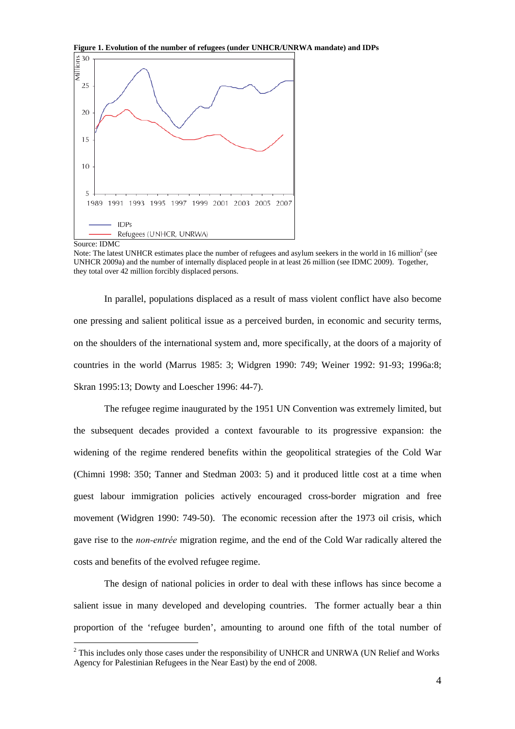**Figure 1. Evolution of the number of refugees (under UNHCR/UNRWA mandate) and IDPs**

Source: IDMC

Note: The latest UNHCR estimates place the number of refugees and asylum seekers in the world in 16 million[2] (see UNHCR 2009a) and the number of internally displaced people in at least 26 million (see IDMC 2009). Together, they total over 42 million forcibly displaced persons.

In parallel, populations displaced as a result of mass violent conflict have also become one pressing and salient political issue as a perceived burden, in economic and security terms, on the shoulders of the international system and, more specifically, at the doors of a majority of countries in the world (Marrus 1985: 3; Widgren 1990: 749; Weiner 1992: 91-93; 1996a:8; Skran 1995:13; Dowty and Loescher 1996: 44-7).

The refugee regime inaugurated by the 1951 UN Convention was extremely limited, but the subsequent decades provided a context favourable to its progressive expansion: the widening of the regime rendered benefits within the geopolitical strategies of the Cold War (Chimni 1998: 350; Tanner and Stedman 2003: 5) and it produced little cost at a time when guest labour immigration policies actively encouraged cross-border migration and free movement (Widgren 1990: 749-50). The economic recession after the 1973 oil crisis, which gave rise to the *non-entrée* migration regime, and the end of the Cold War radically altered the costs and benefits of the evolved refugee regime.

The design of national policies in order to deal with these inflows has since become a salient issue in many developed and developing countries. The former actually bear a thin proportion of the 'refugee burden', amounting to around one fifth of the total number of

[2] This includes only those cases under the responsibility of UNHCR and UNRWA (UN Relief and Works Agency for Palestinian Refugees in the Near East) by the end of 2008.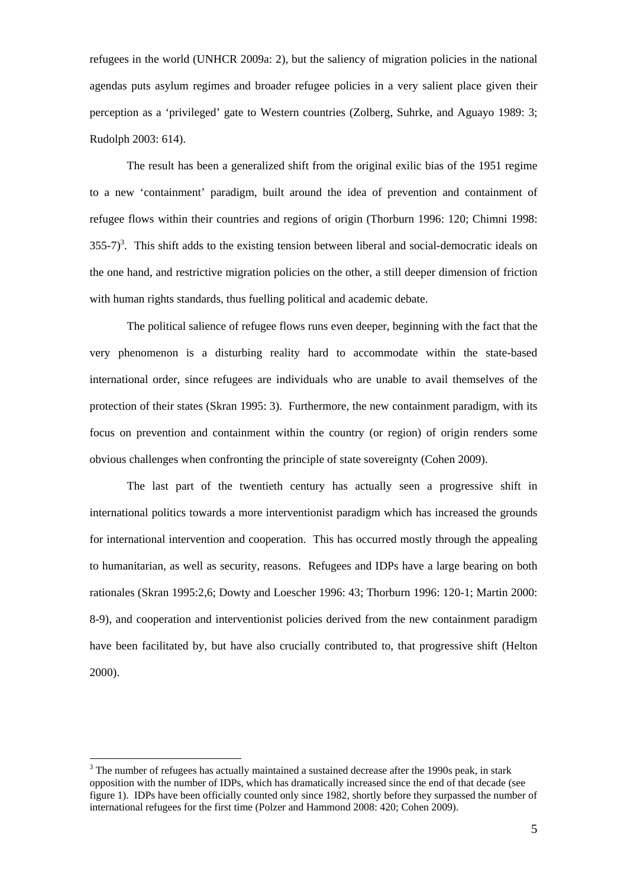refugees in the world (UNHCR 2009a: 2), but the saliency of migration policies in the national agendas puts asylum regimes and broader refugee policies in a very salient place given their perception as a 'privileged' gate to Western countries (Zolberg, Suhrke, and Aguayo 1989: 3; Rudolph 2003: 614).

The result has been a generalized shift from the original exilic bias of the 1951 regime to a new 'containment' paradigm, built around the idea of prevention and containment of refugee flows within their countries and regions of origin (Thorburn 1996: 120; Chimni 1998: 355-7)[3]. This shift adds to the existing tension between liberal and social-democratic ideals on the one hand, and restrictive migration policies on the other, a still deeper dimension of friction with human rights standards, thus fuelling political and academic debate.

The political salience of refugee flows runs even deeper, beginning with the fact that the very phenomenon is a disturbing reality hard to accommodate within the state-based international order, since refugees are individuals who are unable to avail themselves of the protection of their states (Skran 1995: 3). Furthermore, the new containment paradigm, with its focus on prevention and containment within the country (or region) of origin renders some obvious challenges when confronting the principle of state sovereignty (Cohen 2009).

The last part of the twentieth century has actually seen a progressive shift in international politics towards a more interventionist paradigm which has increased the grounds for international intervention and cooperation. This has occurred mostly through the appealing to humanitarian, as well as security, reasons. Refugees and IDPs have a large bearing on both rationales (Skran 1995:2,6; Dowty and Loescher 1996: 43; Thorburn 1996: 120-1; Martin 2000: 8-9), and cooperation and interventionist policies derived from the new containment paradigm have been facilitated by, but have also crucially contributed to, that progressive shift (Helton 2000).

[3] The number of refugees has actually maintained a sustained decrease after the 1990s peak, in stark opposition with the number of IDPs, which has dramatically increased since the end of that decade (see figure 1). IDPs have been officially counted only since 1982, shortly before they surpassed the number of international refugees for the first time (Polzer and Hammond 2008: 420; Cohen 2009).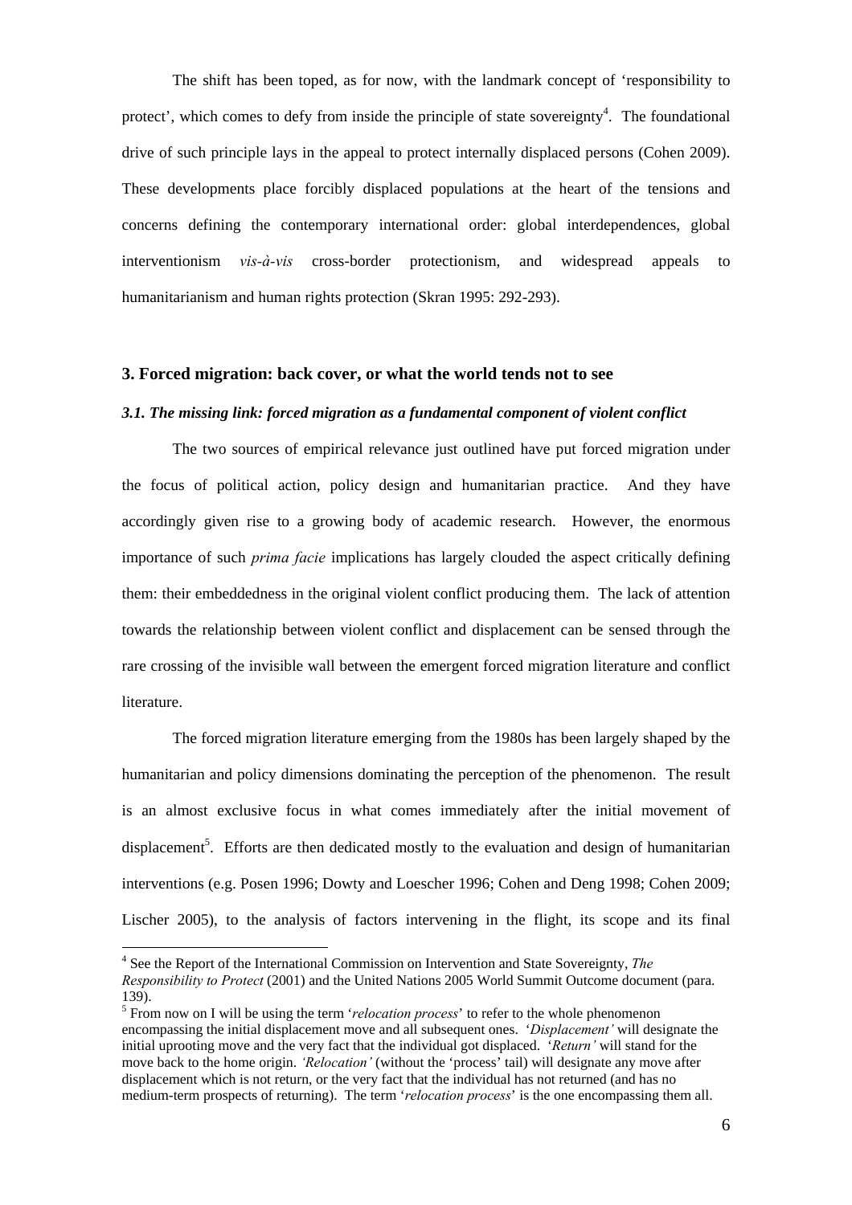The shift has been toped, as for now, with the landmark concept of 'responsibility to protect', which comes to defy from inside the principle of state sovereignty[4]. The foundational drive of such principle lays in the appeal to protect internally displaced persons (Cohen 2009). These developments place forcibly displaced populations at the heart of the tensions and concerns defining the contemporary international order: global interdependences, global interventionism *vis-à-vis* cross-border protectionism, and widespread appeals to humanitarianism and human rights protection (Skran 1995: 292-293).

## 3. Forced migration: back cover, or what the world tends not to see

### *3.1. The missing link: forced migration as a fundamental component of violent conflict*

The two sources of empirical relevance just outlined have put forced migration under the focus of political action, policy design and humanitarian practice. And they have accordingly given rise to a growing body of academic research. However, the enormous importance of such *prima facie* implications has largely clouded the aspect critically defining them: their embeddedness in the original violent conflict producing them. The lack of attention towards the relationship between violent conflict and displacement can be sensed through the rare crossing of the invisible wall between the emergent forced migration literature and conflict literature.

The forced migration literature emerging from the 1980s has been largely shaped by the humanitarian and policy dimensions dominating the perception of the phenomenon. The result is an almost exclusive focus in what comes immediately after the initial movement of displacement[5]. Efforts are then dedicated mostly to the evaluation and design of humanitarian interventions (e.g. Posen 1996; Dowty and Loescher 1996; Cohen and Deng 1998; Cohen 2009; Lischer 2005), to the analysis of factors intervening in the flight, its scope and its final

[4] See the Report of the International Commission on Intervention and State Sovereignty, *The Responsibility to Protect* (2001) and the United Nations 2005 World Summit Outcome document (para. 139).

[5] From now on I will be using the term '*relocation process*' to refer to the whole phenomenon encompassing the initial displacement move and all subsequent ones. '*Displacement'* will designate the initial uprooting move and the very fact that the individual got displaced. '*Return'* will stand for the move back to the home origin. *'Relocation'* (without the 'process' tail) will designate any move after displacement which is not return, or the very fact that the individual has not returned (and has no medium-term prospects of returning). The term '*relocation process*' is the one encompassing them all.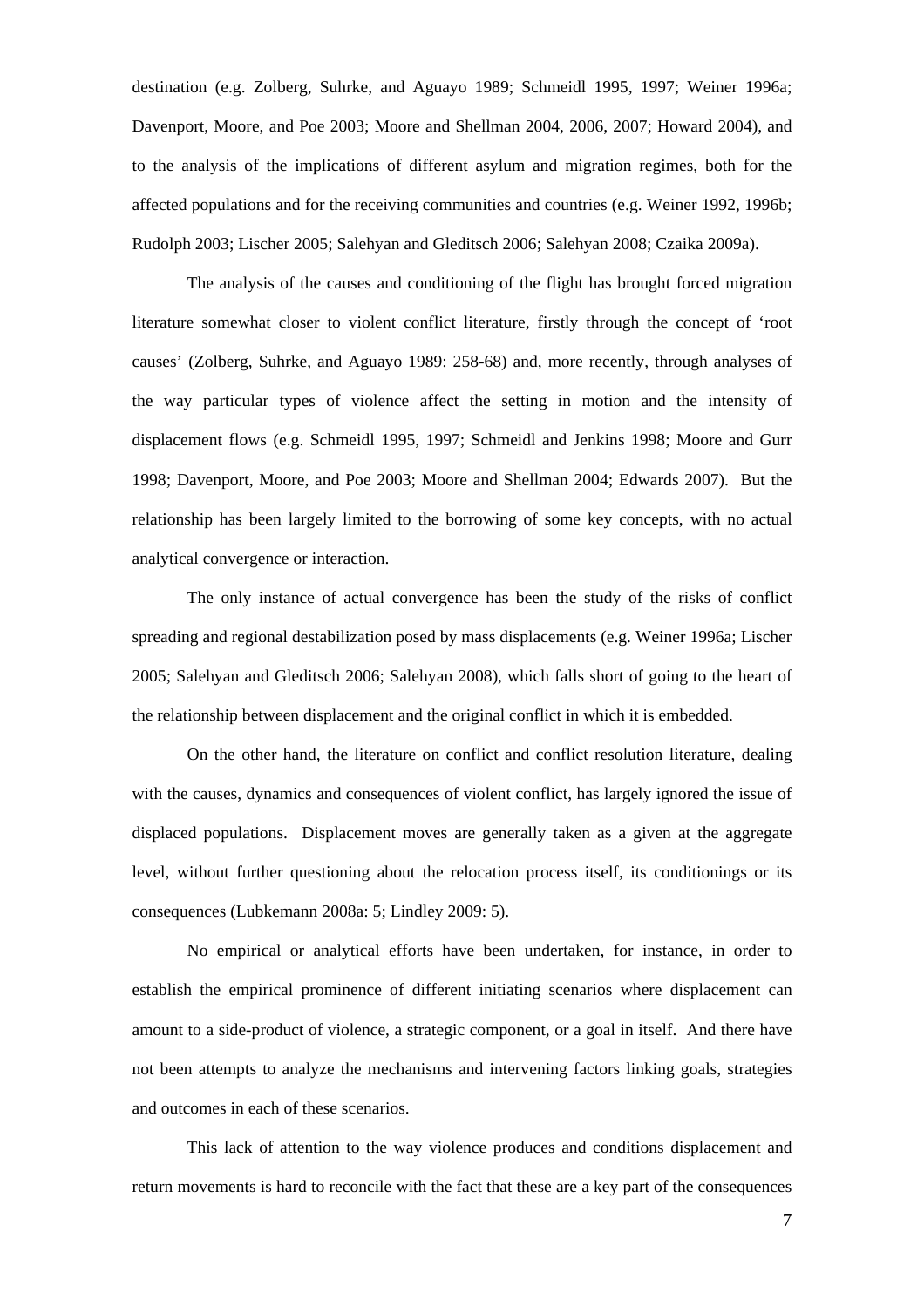destination (e.g. Zolberg, Suhrke, and Aguayo 1989; Schmeidl 1995, 1997; Weiner 1996a; Davenport, Moore, and Poe 2003; Moore and Shellman 2004, 2006, 2007; Howard 2004), and to the analysis of the implications of different asylum and migration regimes, both for the affected populations and for the receiving communities and countries (e.g. Weiner 1992, 1996b; Rudolph 2003; Lischer 2005; Salehyan and Gleditsch 2006; Salehyan 2008; Czaika 2009a).

The analysis of the causes and conditioning of the flight has brought forced migration literature somewhat closer to violent conflict literature, firstly through the concept of 'root causes' (Zolberg, Suhrke, and Aguayo 1989: 258-68) and, more recently, through analyses of the way particular types of violence affect the setting in motion and the intensity of displacement flows (e.g. Schmeidl 1995, 1997; Schmeidl and Jenkins 1998; Moore and Gurr 1998; Davenport, Moore, and Poe 2003; Moore and Shellman 2004; Edwards 2007). But the relationship has been largely limited to the borrowing of some key concepts, with no actual analytical convergence or interaction.

The only instance of actual convergence has been the study of the risks of conflict spreading and regional destabilization posed by mass displacements (e.g. Weiner 1996a; Lischer 2005; Salehyan and Gleditsch 2006; Salehyan 2008), which falls short of going to the heart of the relationship between displacement and the original conflict in which it is embedded.

On the other hand, the literature on conflict and conflict resolution literature, dealing with the causes, dynamics and consequences of violent conflict, has largely ignored the issue of displaced populations. Displacement moves are generally taken as a given at the aggregate level, without further questioning about the relocation process itself, its conditionings or its consequences (Lubkemann 2008a: 5; Lindley 2009: 5).

No empirical or analytical efforts have been undertaken, for instance, in order to establish the empirical prominence of different initiating scenarios where displacement can amount to a side-product of violence, a strategic component, or a goal in itself. And there have not been attempts to analyze the mechanisms and intervening factors linking goals, strategies and outcomes in each of these scenarios.

This lack of attention to the way violence produces and conditions displacement and return movements is hard to reconcile with the fact that these are a key part of the consequences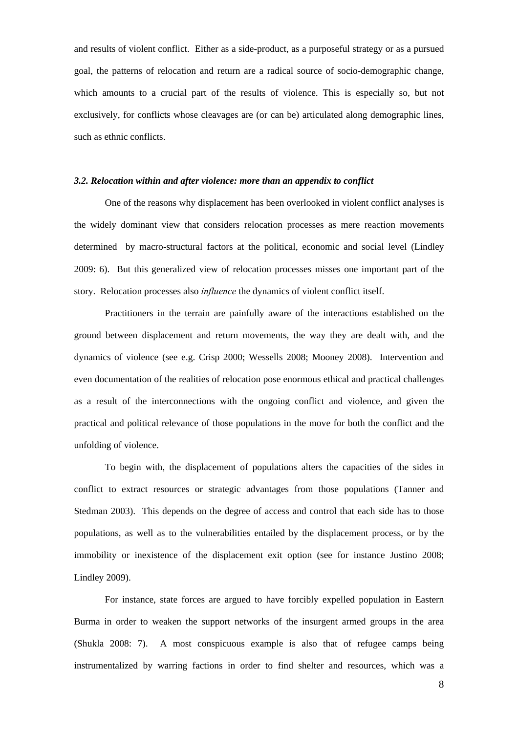and results of violent conflict. Either as a side-product, as a purposeful strategy or as a pursued goal, the patterns of relocation and return are a radical source of socio-demographic change, which amounts to a crucial part of the results of violence. This is especially so, but not exclusively, for conflicts whose cleavages are (or can be) articulated along demographic lines, such as ethnic conflicts.

### *3.2. Relocation within and after violence: more than an appendix to conflict*

One of the reasons why displacement has been overlooked in violent conflict analyses is the widely dominant view that considers relocation processes as mere reaction movements determined by macro-structural factors at the political, economic and social level (Lindley 2009: 6). But this generalized view of relocation processes misses one important part of the story. Relocation processes also *influence* the dynamics of violent conflict itself.

Practitioners in the terrain are painfully aware of the interactions established on the ground between displacement and return movements, the way they are dealt with, and the dynamics of violence (see e.g. Crisp 2000; Wessells 2008; Mooney 2008). Intervention and even documentation of the realities of relocation pose enormous ethical and practical challenges as a result of the interconnections with the ongoing conflict and violence, and given the practical and political relevance of those populations in the move for both the conflict and the unfolding of violence.

To begin with, the displacement of populations alters the capacities of the sides in conflict to extract resources or strategic advantages from those populations (Tanner and Stedman 2003). This depends on the degree of access and control that each side has to those populations, as well as to the vulnerabilities entailed by the displacement process, or by the immobility or inexistence of the displacement exit option (see for instance Justino 2008; Lindley 2009).

For instance, state forces are argued to have forcibly expelled population in Eastern Burma in order to weaken the support networks of the insurgent armed groups in the area (Shukla 2008: 7). A most conspicuous example is also that of refugee camps being instrumentalized by warring factions in order to find shelter and resources, which was a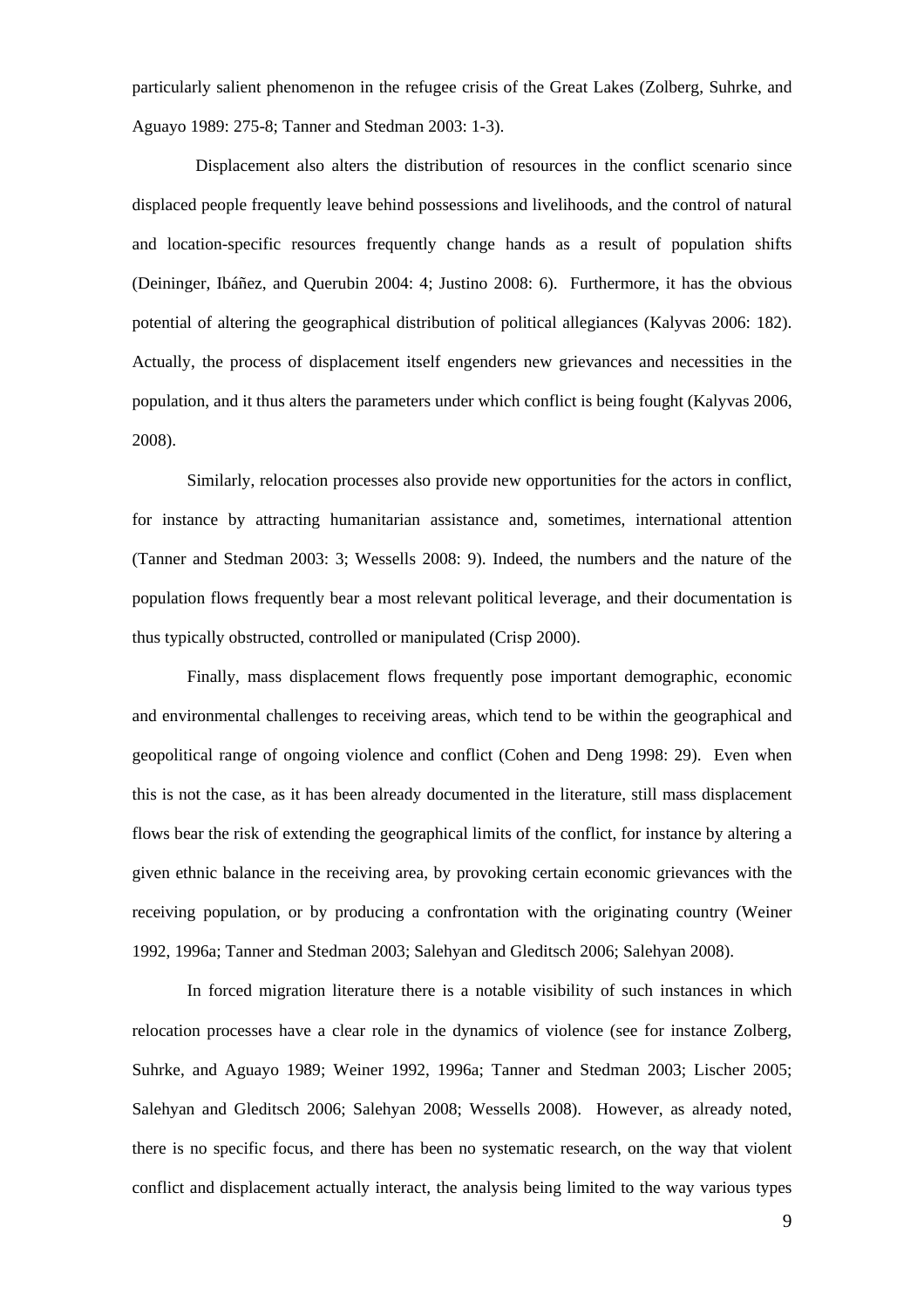particularly salient phenomenon in the refugee crisis of the Great Lakes (Zolberg, Suhrke, and Aguayo 1989: 275-8; Tanner and Stedman 2003: 1-3).

Displacement also alters the distribution of resources in the conflict scenario since displaced people frequently leave behind possessions and livelihoods, and the control of natural and location-specific resources frequently change hands as a result of population shifts (Deininger, Ibáñez, and Querubin 2004: 4; Justino 2008: 6). Furthermore, it has the obvious potential of altering the geographical distribution of political allegiances (Kalyvas 2006: 182). Actually, the process of displacement itself engenders new grievances and necessities in the population, and it thus alters the parameters under which conflict is being fought (Kalyvas 2006, 2008).

Similarly, relocation processes also provide new opportunities for the actors in conflict, for instance by attracting humanitarian assistance and, sometimes, international attention (Tanner and Stedman 2003: 3; Wessells 2008: 9). Indeed, the numbers and the nature of the population flows frequently bear a most relevant political leverage, and their documentation is thus typically obstructed, controlled or manipulated (Crisp 2000).

Finally, mass displacement flows frequently pose important demographic, economic and environmental challenges to receiving areas, which tend to be within the geographical and geopolitical range of ongoing violence and conflict (Cohen and Deng 1998: 29). Even when this is not the case, as it has been already documented in the literature, still mass displacement flows bear the risk of extending the geographical limits of the conflict, for instance by altering a given ethnic balance in the receiving area, by provoking certain economic grievances with the receiving population, or by producing a confrontation with the originating country (Weiner 1992, 1996a; Tanner and Stedman 2003; Salehyan and Gleditsch 2006; Salehyan 2008).

In forced migration literature there is a notable visibility of such instances in which relocation processes have a clear role in the dynamics of violence (see for instance Zolberg, Suhrke, and Aguayo 1989; Weiner 1992, 1996a; Tanner and Stedman 2003; Lischer 2005; Salehyan and Gleditsch 2006; Salehyan 2008; Wessells 2008). However, as already noted, there is no specific focus, and there has been no systematic research, on the way that violent conflict and displacement actually interact, the analysis being limited to the way various types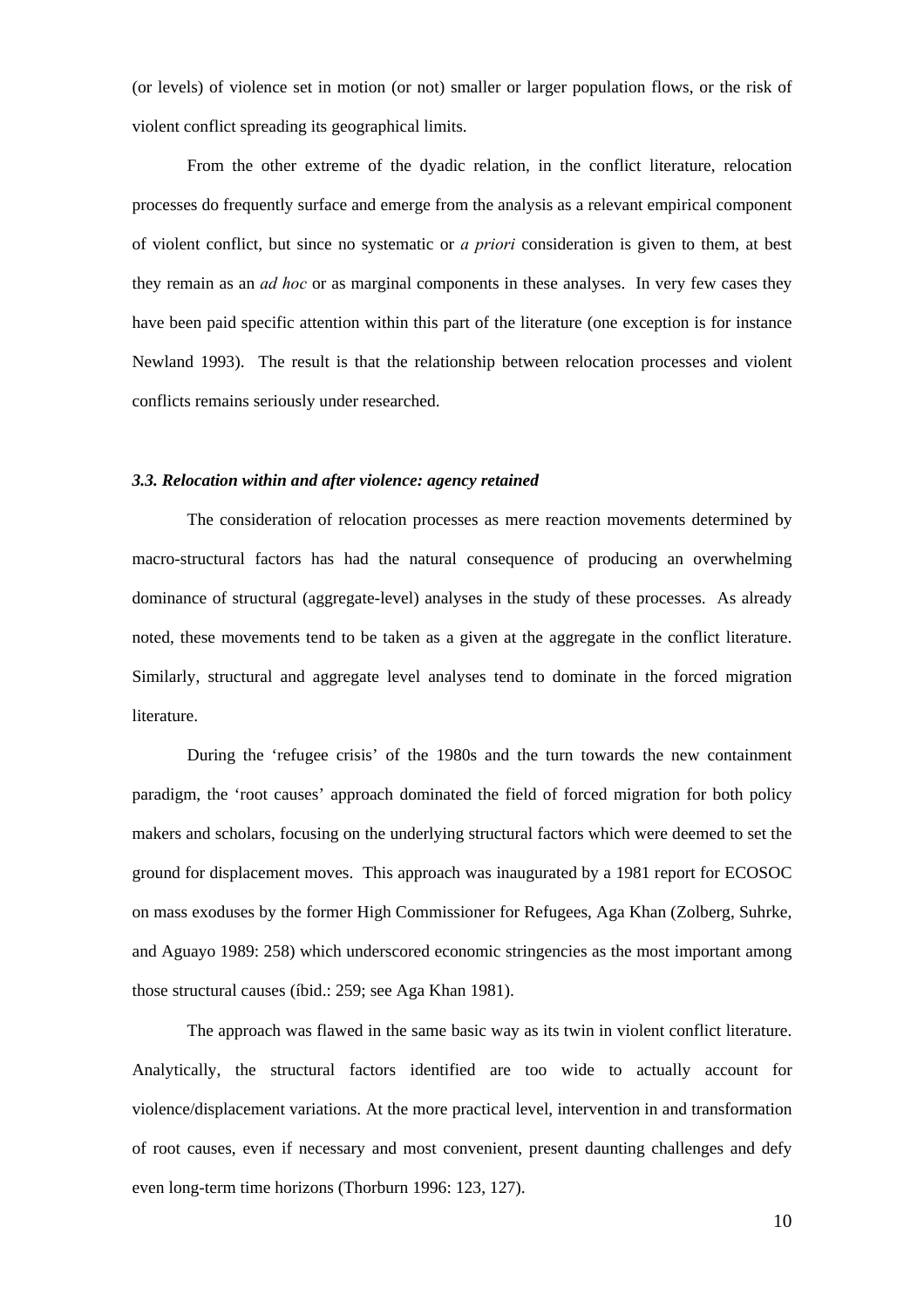(or levels) of violence set in motion (or not) smaller or larger population flows, or the risk of violent conflict spreading its geographical limits.

From the other extreme of the dyadic relation, in the conflict literature, relocation processes do frequently surface and emerge from the analysis as a relevant empirical component of violent conflict, but since no systematic or *a priori* consideration is given to them, at best they remain as an *ad hoc* or as marginal components in these analyses. In very few cases they have been paid specific attention within this part of the literature (one exception is for instance Newland 1993). The result is that the relationship between relocation processes and violent conflicts remains seriously under researched.

### *3.3. Relocation within and after violence: agency retained*

The consideration of relocation processes as mere reaction movements determined by macro-structural factors has had the natural consequence of producing an overwhelming dominance of structural (aggregate-level) analyses in the study of these processes. As already noted, these movements tend to be taken as a given at the aggregate in the conflict literature. Similarly, structural and aggregate level analyses tend to dominate in the forced migration literature.

During the 'refugee crisis' of the 1980s and the turn towards the new containment paradigm, the 'root causes' approach dominated the field of forced migration for both policy makers and scholars, focusing on the underlying structural factors which were deemed to set the ground for displacement moves. This approach was inaugurated by a 1981 report for ECOSOC on mass exoduses by the former High Commissioner for Refugees, Aga Khan (Zolberg, Suhrke, and Aguayo 1989: 258) which underscored economic stringencies as the most important among those structural causes (íbid.: 259; see Aga Khan 1981).

The approach was flawed in the same basic way as its twin in violent conflict literature. Analytically, the structural factors identified are too wide to actually account for violence/displacement variations. At the more practical level, intervention in and transformation of root causes, even if necessary and most convenient, present daunting challenges and defy even long-term time horizons (Thorburn 1996: 123, 127).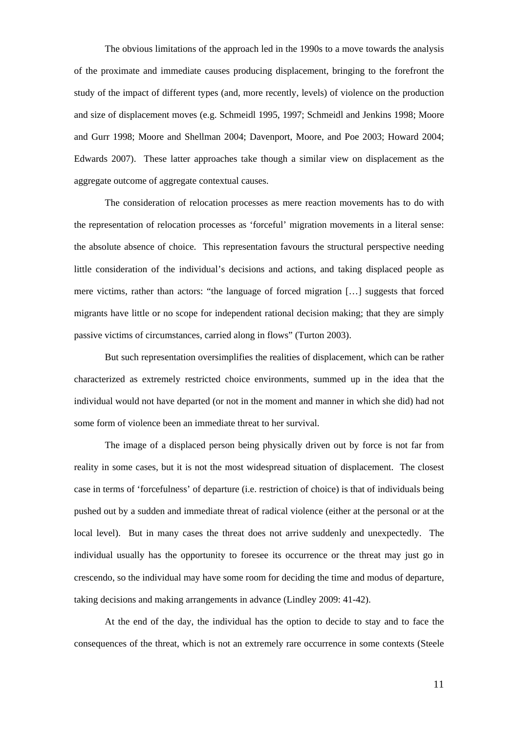The obvious limitations of the approach led in the 1990s to a move towards the analysis of the proximate and immediate causes producing displacement, bringing to the forefront the study of the impact of different types (and, more recently, levels) of violence on the production and size of displacement moves (e.g. Schmeidl 1995, 1997; Schmeidl and Jenkins 1998; Moore and Gurr 1998; Moore and Shellman 2004; Davenport, Moore, and Poe 2003; Howard 2004; Edwards 2007). These latter approaches take though a similar view on displacement as the aggregate outcome of aggregate contextual causes.

The consideration of relocation processes as mere reaction movements has to do with the representation of relocation processes as 'forceful' migration movements in a literal sense: the absolute absence of choice. This representation favours the structural perspective needing little consideration of the individual's decisions and actions, and taking displaced people as mere victims, rather than actors: "the language of forced migration […] suggests that forced migrants have little or no scope for independent rational decision making; that they are simply passive victims of circumstances, carried along in flows" (Turton 2003).

But such representation oversimplifies the realities of displacement, which can be rather characterized as extremely restricted choice environments, summed up in the idea that the individual would not have departed (or not in the moment and manner in which she did) had not some form of violence been an immediate threat to her survival.

The image of a displaced person being physically driven out by force is not far from reality in some cases, but it is not the most widespread situation of displacement. The closest case in terms of 'forcefulness' of departure (i.e. restriction of choice) is that of individuals being pushed out by a sudden and immediate threat of radical violence (either at the personal or at the local level). But in many cases the threat does not arrive suddenly and unexpectedly. The individual usually has the opportunity to foresee its occurrence or the threat may just go in crescendo, so the individual may have some room for deciding the time and modus of departure, taking decisions and making arrangements in advance (Lindley 2009: 41-42).

At the end of the day, the individual has the option to decide to stay and to face the consequences of the threat, which is not an extremely rare occurrence in some contexts (Steele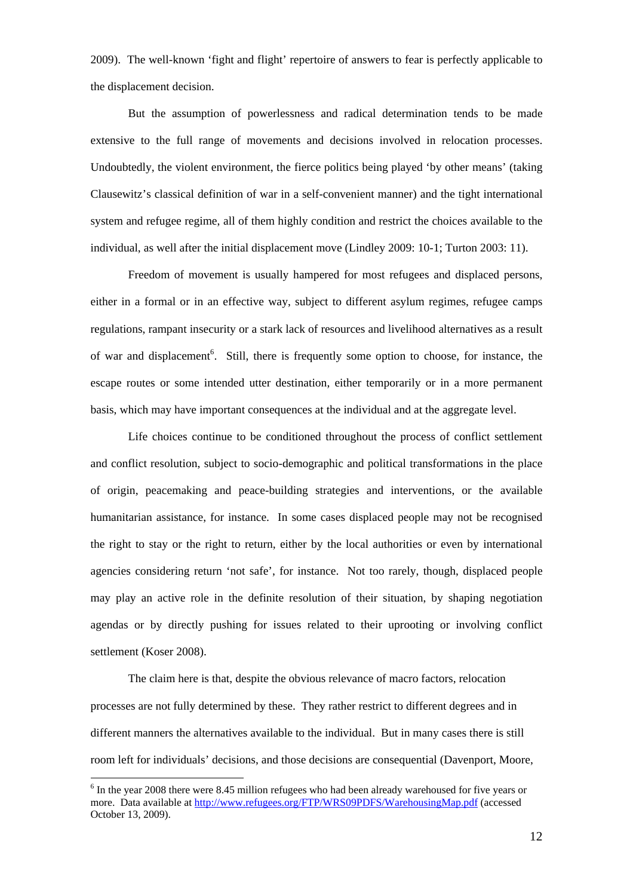2009). The well-known 'fight and flight' repertoire of answers to fear is perfectly applicable to the displacement decision.

But the assumption of powerlessness and radical determination tends to be made extensive to the full range of movements and decisions involved in relocation processes. Undoubtedly, the violent environment, the fierce politics being played 'by other means' (taking Clausewitz's classical definition of war in a self-convenient manner) and the tight international system and refugee regime, all of them highly condition and restrict the choices available to the individual, as well after the initial displacement move (Lindley 2009: 10-1; Turton 2003: 11).

Freedom of movement is usually hampered for most refugees and displaced persons, either in a formal or in an effective way, subject to different asylum regimes, refugee camps regulations, rampant insecurity or a stark lack of resources and livelihood alternatives as a result of war and displacement[6]. Still, there is frequently some option to choose, for instance, the escape routes or some intended utter destination, either temporarily or in a more permanent basis, which may have important consequences at the individual and at the aggregate level.

Life choices continue to be conditioned throughout the process of conflict settlement and conflict resolution, subject to socio-demographic and political transformations in the place of origin, peacemaking and peace-building strategies and interventions, or the available humanitarian assistance, for instance. In some cases displaced people may not be recognised the right to stay or the right to return, either by the local authorities or even by international agencies considering return 'not safe', for instance. Not too rarely, though, displaced people may play an active role in the definite resolution of their situation, by shaping negotiation agendas or by directly pushing for issues related to their uprooting or involving conflict settlement (Koser 2008).

The claim here is that, despite the obvious relevance of macro factors, relocation processes are not fully determined by these. They rather restrict to different degrees and in different manners the alternatives available to the individual. But in many cases there is still room left for individuals' decisions, and those decisions are consequential (Davenport, Moore,

[6] In the year 2008 there were 8.45 million refugees who had been already warehoused for five years or more. Data available at http://www.refugees.org/FTP/WRS09PDFS/WarehousingMap.pdf (accessed October 13, 2009).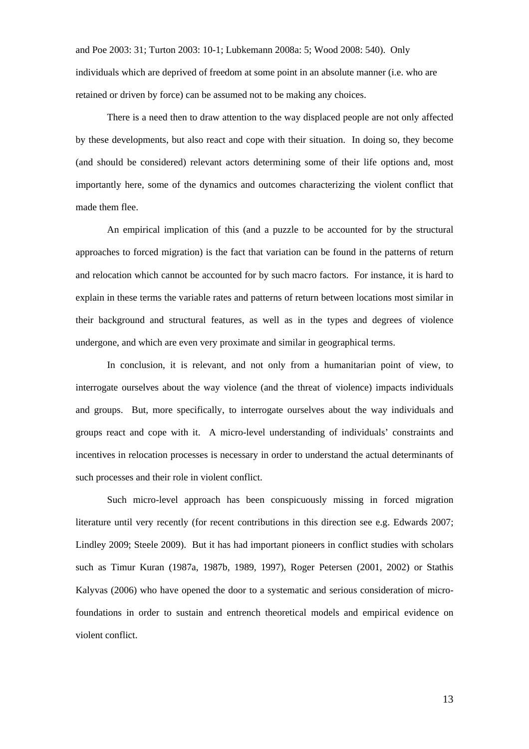and Poe 2003: 31; Turton 2003: 10-1; Lubkemann 2008a: 5; Wood 2008: 540). Only individuals which are deprived of freedom at some point in an absolute manner (i.e. who are retained or driven by force) can be assumed not to be making any choices.

There is a need then to draw attention to the way displaced people are not only affected by these developments, but also react and cope with their situation. In doing so, they become (and should be considered) relevant actors determining some of their life options and, most importantly here, some of the dynamics and outcomes characterizing the violent conflict that made them flee.

An empirical implication of this (and a puzzle to be accounted for by the structural approaches to forced migration) is the fact that variation can be found in the patterns of return and relocation which cannot be accounted for by such macro factors. For instance, it is hard to explain in these terms the variable rates and patterns of return between locations most similar in their background and structural features, as well as in the types and degrees of violence undergone, and which are even very proximate and similar in geographical terms.

In conclusion, it is relevant, and not only from a humanitarian point of view, to interrogate ourselves about the way violence (and the threat of violence) impacts individuals and groups. But, more specifically, to interrogate ourselves about the way individuals and groups react and cope with it. A micro-level understanding of individuals' constraints and incentives in relocation processes is necessary in order to understand the actual determinants of such processes and their role in violent conflict.

Such micro-level approach has been conspicuously missing in forced migration literature until very recently (for recent contributions in this direction see e.g. Edwards 2007; Lindley 2009; Steele 2009). But it has had important pioneers in conflict studies with scholars such as Timur Kuran (1987a, 1987b, 1989, 1997), Roger Petersen (2001, 2002) or Stathis Kalyvas (2006) who have opened the door to a systematic and serious consideration of micro-foundations in order to sustain and entrench theoretical models and empirical evidence on violent conflict.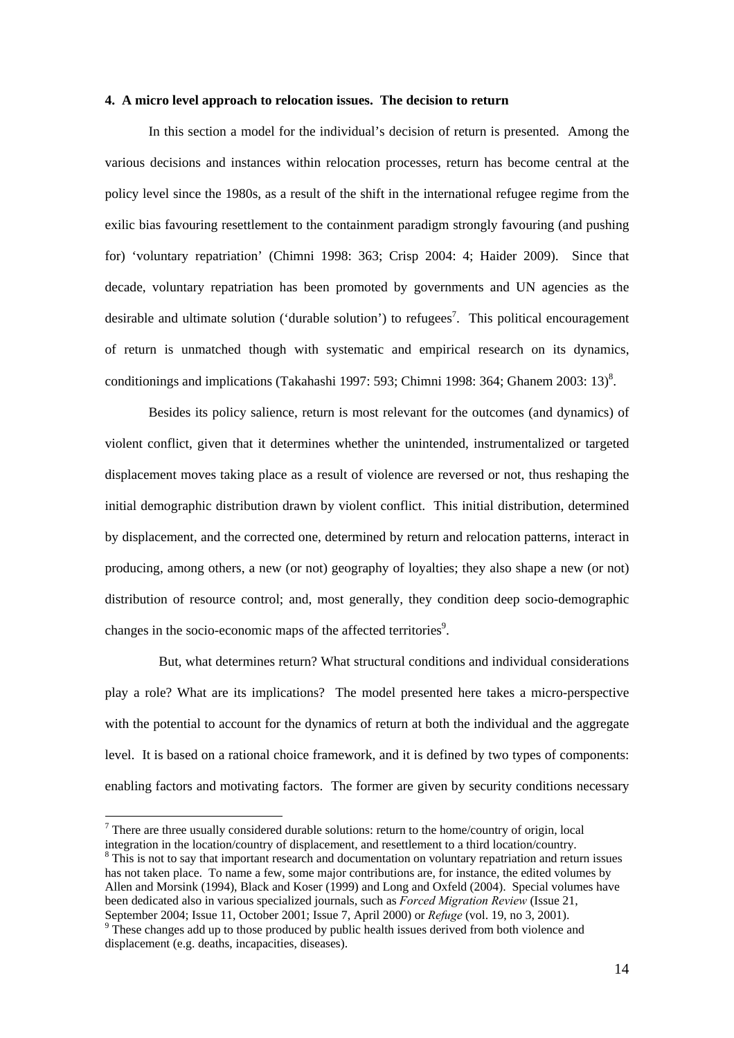## 4. A micro level approach to relocation issues. The decision to return

In this section a model for the individual's decision of return is presented. Among the various decisions and instances within relocation processes, return has become central at the policy level since the 1980s, as a result of the shift in the international refugee regime from the exilic bias favouring resettlement to the containment paradigm strongly favouring (and pushing for) 'voluntary repatriation' (Chimni 1998: 363; Crisp 2004: 4; Haider 2009). Since that decade, voluntary repatriation has been promoted by governments and UN agencies as the desirable and ultimate solution ('durable solution') to refugees[7]. This political encouragement of return is unmatched though with systematic and empirical research on its dynamics, conditionings and implications (Takahashi 1997: 593; Chimni 1998: 364; Ghanem 2003: 13)[8].

Besides its policy salience, return is most relevant for the outcomes (and dynamics) of violent conflict, given that it determines whether the unintended, instrumentalized or targeted displacement moves taking place as a result of violence are reversed or not, thus reshaping the initial demographic distribution drawn by violent conflict. This initial distribution, determined by displacement, and the corrected one, determined by return and relocation patterns, interact in producing, among others, a new (or not) geography of loyalties; they also shape a new (or not) distribution of resource control; and, most generally, they condition deep socio-demographic changes in the socio-economic maps of the affected territories[9].

But, what determines return? What structural conditions and individual considerations play a role? What are its implications? The model presented here takes a micro-perspective with the potential to account for the dynamics of return at both the individual and the aggregate level. It is based on a rational choice framework, and it is defined by two types of components: enabling factors and motivating factors. The former are given by security conditions necessary

---

[7] There are three usually considered durable solutions: return to the home/country of origin, local integration in the location/country of displacement, and resettlement to a third location/country.

[8] This is not to say that important research and documentation on voluntary repatriation and return issues has not taken place. To name a few, some major contributions are, for instance, the edited volumes by Allen and Morsink (1994), Black and Koser (1999) and Long and Oxfeld (2004). Special volumes have been dedicated also in various specialized journals, such as *Forced Migration Review* (Issue 21, September 2004; Issue 11, October 2001; Issue 7, April 2000) or *Refuge* (vol. 19, no 3, 2001).

[9] These changes add up to those produced by public health issues derived from both violence and displacement (e.g. deaths, incapacities, diseases).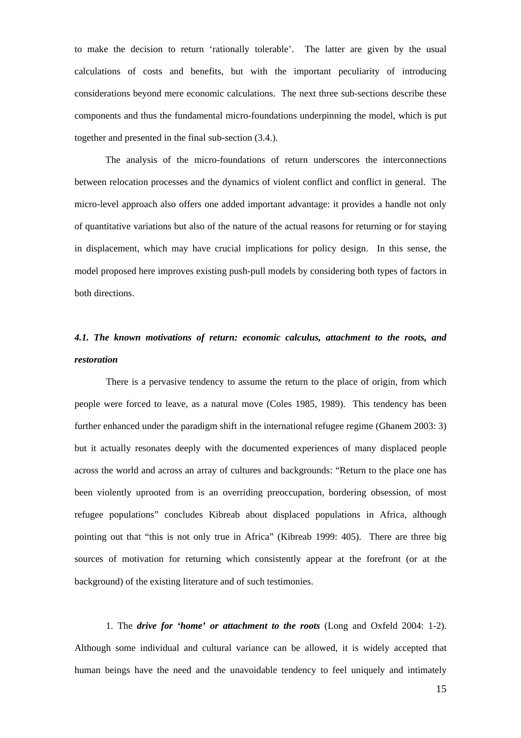to make the decision to return 'rationally tolerable'. The latter are given by the usual calculations of costs and benefits, but with the important peculiarity of introducing considerations beyond mere economic calculations. The next three sub-sections describe these components and thus the fundamental micro-foundations underpinning the model, which is put together and presented in the final sub-section (3.4.).

The analysis of the micro-foundations of return underscores the interconnections between relocation processes and the dynamics of violent conflict and conflict in general. The micro-level approach also offers one added important advantage: it provides a handle not only of quantitative variations but also of the nature of the actual reasons for returning or for staying in displacement, which may have crucial implications for policy design. In this sense, the model proposed here improves existing push-pull models by considering both types of factors in both directions.

### *4.1. The known motivations of return: economic calculus, attachment to the roots, and restoration*

There is a pervasive tendency to assume the return to the place of origin, from which people were forced to leave, as a natural move (Coles 1985, 1989). This tendency has been further enhanced under the paradigm shift in the international refugee regime (Ghanem 2003: 3) but it actually resonates deeply with the documented experiences of many displaced people across the world and across an array of cultures and backgrounds: "Return to the place one has been violently uprooted from is an overriding preoccupation, bordering obsession, of most refugee populations" concludes Kibreab about displaced populations in Africa, although pointing out that "this is not only true in Africa" (Kibreab 1999: 405). There are three big sources of motivation for returning which consistently appear at the forefront (or at the background) of the existing literature and of such testimonies.

1. The ***drive for 'home' or attachment to the roots*** (Long and Oxfeld 2004: 1-2). Although some individual and cultural variance can be allowed, it is widely accepted that human beings have the need and the unavoidable tendency to feel uniquely and intimately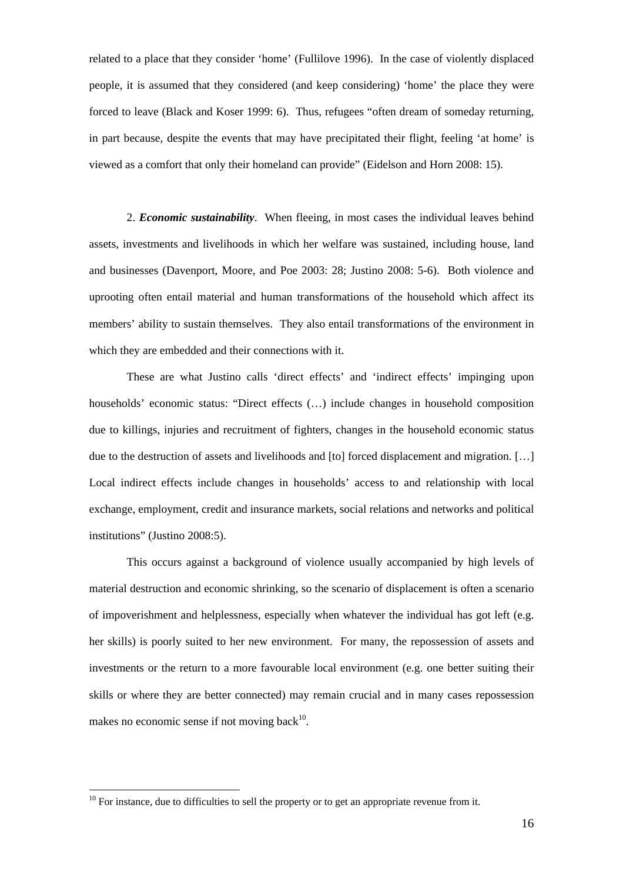related to a place that they consider 'home' (Fullilove 1996). In the case of violently displaced people, it is assumed that they considered (and keep considering) 'home' the place they were forced to leave (Black and Koser 1999: 6). Thus, refugees "often dream of someday returning, in part because, despite the events that may have precipitated their flight, feeling 'at home' is viewed as a comfort that only their homeland can provide" (Eidelson and Horn 2008: 15).

2. ***Economic sustainability***. When fleeing, in most cases the individual leaves behind assets, investments and livelihoods in which her welfare was sustained, including house, land and businesses (Davenport, Moore, and Poe 2003: 28; Justino 2008: 5-6). Both violence and uprooting often entail material and human transformations of the household which affect its members' ability to sustain themselves. They also entail transformations of the environment in which they are embedded and their connections with it.

These are what Justino calls 'direct effects' and 'indirect effects' impinging upon households' economic status: "Direct effects (…) include changes in household composition due to killings, injuries and recruitment of fighters, changes in the household economic status due to the destruction of assets and livelihoods and [to] forced displacement and migration. […] Local indirect effects include changes in households' access to and relationship with local exchange, employment, credit and insurance markets, social relations and networks and political institutions" (Justino 2008:5).

This occurs against a background of violence usually accompanied by high levels of material destruction and economic shrinking, so the scenario of displacement is often a scenario of impoverishment and helplessness, especially when whatever the individual has got left (e.g. her skills) is poorly suited to her new environment. For many, the repossession of assets and investments or the return to a more favourable local environment (e.g. one better suiting their skills or where they are better connected) may remain crucial and in many cases repossession makes no economic sense if not moving back[10].

[10] For instance, due to difficulties to sell the property or to get an appropriate revenue from it.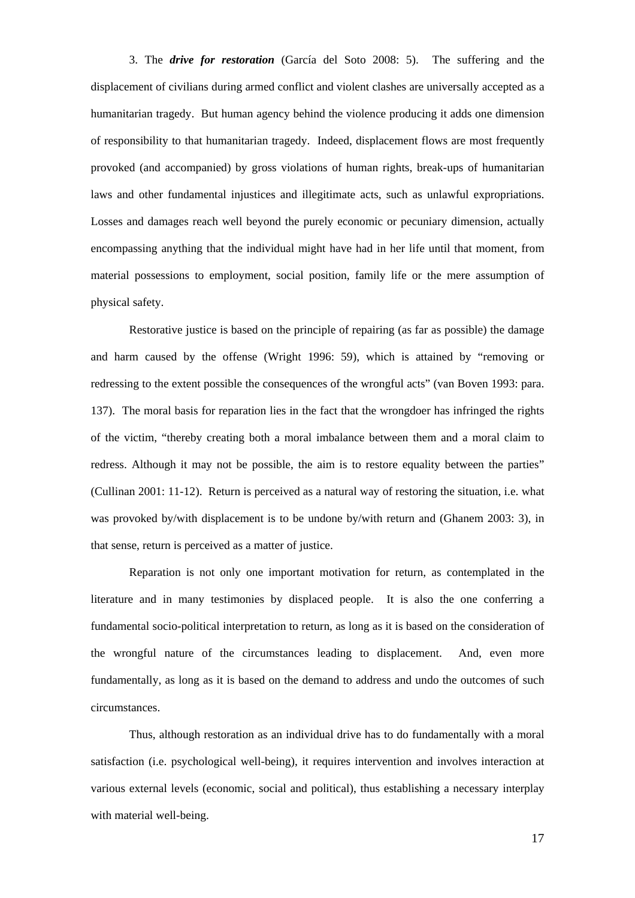3. The ***drive for restoration*** (García del Soto 2008: 5). The suffering and the displacement of civilians during armed conflict and violent clashes are universally accepted as a humanitarian tragedy. But human agency behind the violence producing it adds one dimension of responsibility to that humanitarian tragedy. Indeed, displacement flows are most frequently provoked (and accompanied) by gross violations of human rights, break-ups of humanitarian laws and other fundamental injustices and illegitimate acts, such as unlawful expropriations. Losses and damages reach well beyond the purely economic or pecuniary dimension, actually encompassing anything that the individual might have had in her life until that moment, from material possessions to employment, social position, family life or the mere assumption of physical safety.

Restorative justice is based on the principle of repairing (as far as possible) the damage and harm caused by the offense (Wright 1996: 59), which is attained by "removing or redressing to the extent possible the consequences of the wrongful acts" (van Boven 1993: para. 137). The moral basis for reparation lies in the fact that the wrongdoer has infringed the rights of the victim, "thereby creating both a moral imbalance between them and a moral claim to redress. Although it may not be possible, the aim is to restore equality between the parties" (Cullinan 2001: 11-12). Return is perceived as a natural way of restoring the situation, i.e. what was provoked by/with displacement is to be undone by/with return and (Ghanem 2003: 3), in that sense, return is perceived as a matter of justice.

Reparation is not only one important motivation for return, as contemplated in the literature and in many testimonies by displaced people. It is also the one conferring a fundamental socio-political interpretation to return, as long as it is based on the consideration of the wrongful nature of the circumstances leading to displacement. And, even more fundamentally, as long as it is based on the demand to address and undo the outcomes of such circumstances.

Thus, although restoration as an individual drive has to do fundamentally with a moral satisfaction (i.e. psychological well-being), it requires intervention and involves interaction at various external levels (economic, social and political), thus establishing a necessary interplay with material well-being.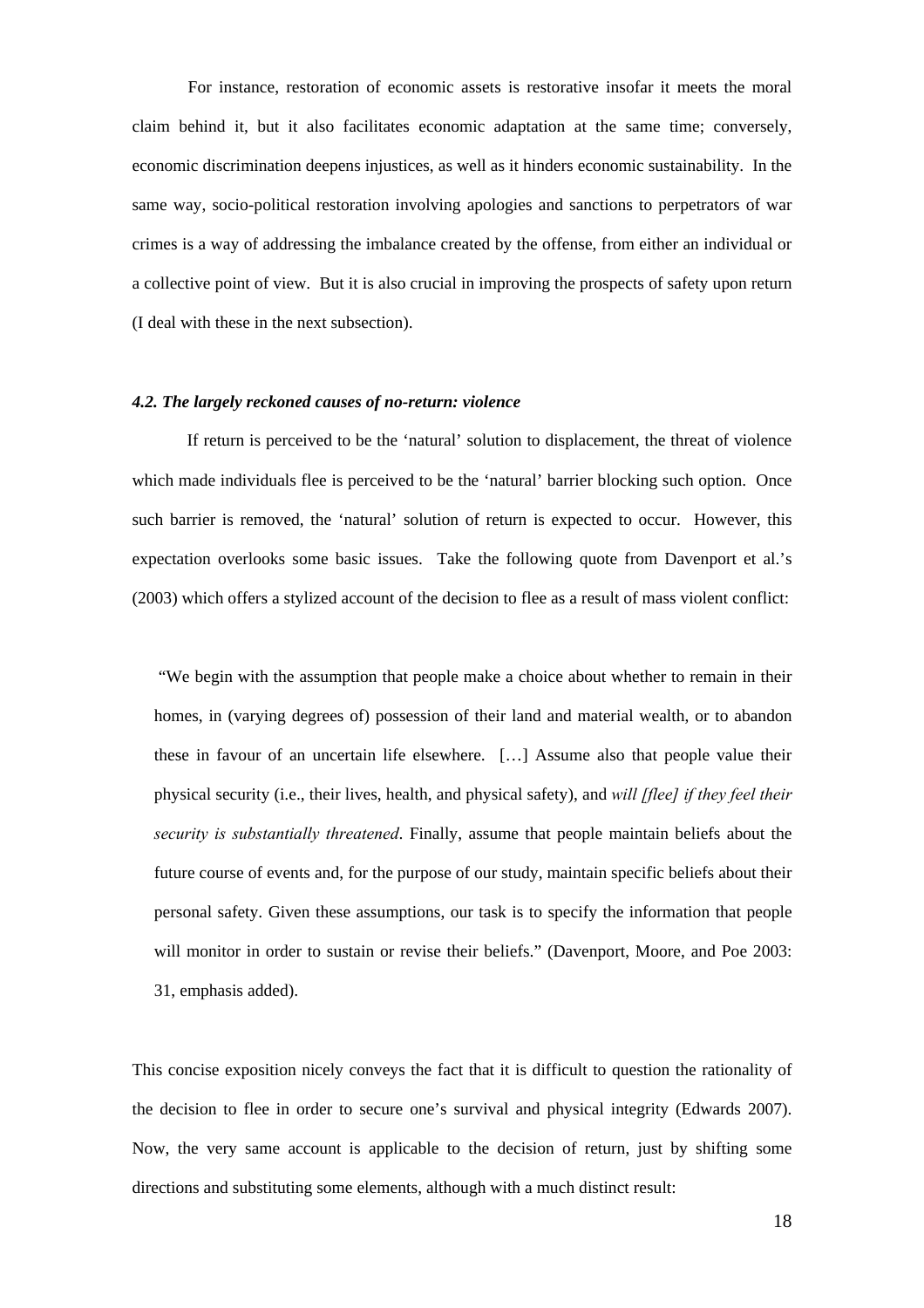For instance, restoration of economic assets is restorative insofar it meets the moral claim behind it, but it also facilitates economic adaptation at the same time; conversely, economic discrimination deepens injustices, as well as it hinders economic sustainability. In the same way, socio-political restoration involving apologies and sanctions to perpetrators of war crimes is a way of addressing the imbalance created by the offense, from either an individual or a collective point of view. But it is also crucial in improving the prospects of safety upon return (I deal with these in the next subsection).

### *4.2. The largely reckoned causes of no-return: violence*

If return is perceived to be the 'natural' solution to displacement, the threat of violence which made individuals flee is perceived to be the 'natural' barrier blocking such option. Once such barrier is removed, the 'natural' solution of return is expected to occur. However, this expectation overlooks some basic issues. Take the following quote from Davenport et al.'s (2003) which offers a stylized account of the decision to flee as a result of mass violent conflict:

> "We begin with the assumption that people make a choice about whether to remain in their homes, in (varying degrees of) possession of their land and material wealth, or to abandon these in favour of an uncertain life elsewhere. […] Assume also that people value their physical security (i.e., their lives, health, and physical safety), and *will [flee] if they feel their security is substantially threatened*. Finally, assume that people maintain beliefs about the future course of events and, for the purpose of our study, maintain specific beliefs about their personal safety. Given these assumptions, our task is to specify the information that people will monitor in order to sustain or revise their beliefs." (Davenport, Moore, and Poe 2003: 31, emphasis added).

This concise exposition nicely conveys the fact that it is difficult to question the rationality of the decision to flee in order to secure one's survival and physical integrity (Edwards 2007). Now, the very same account is applicable to the decision of return, just by shifting some directions and substituting some elements, although with a much distinct result: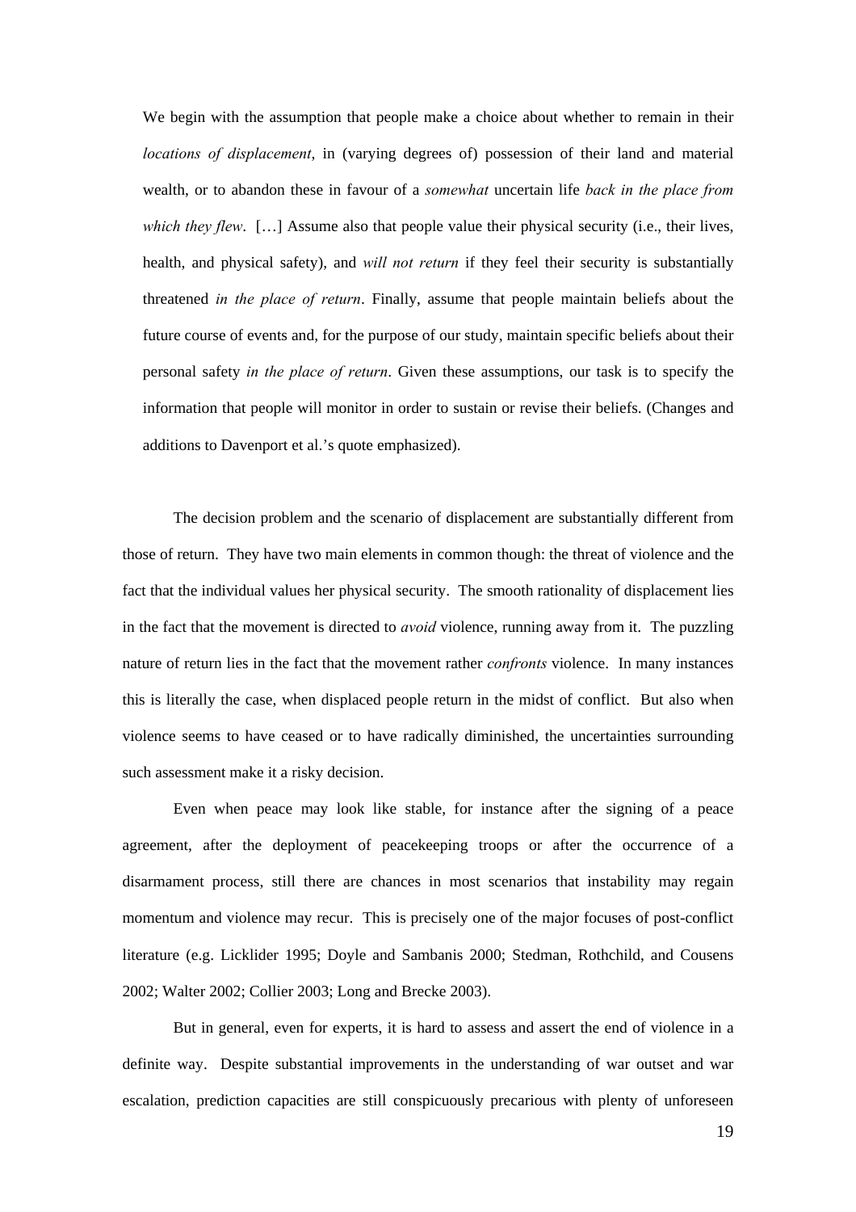> We begin with the assumption that people make a choice about whether to remain in their *locations of displacement*, in (varying degrees of) possession of their land and material wealth, or to abandon these in favour of a *somewhat* uncertain life *back in the place from which they flew*. […] Assume also that people value their physical security (i.e., their lives, health, and physical safety), and *will not return* if they feel their security is substantially threatened *in the place of return*. Finally, assume that people maintain beliefs about the future course of events and, for the purpose of our study, maintain specific beliefs about their personal safety *in the place of return*. Given these assumptions, our task is to specify the information that people will monitor in order to sustain or revise their beliefs. (Changes and additions to Davenport et al.'s quote emphasized).

The decision problem and the scenario of displacement are substantially different from those of return. They have two main elements in common though: the threat of violence and the fact that the individual values her physical security. The smooth rationality of displacement lies in the fact that the movement is directed to *avoid* violence, running away from it. The puzzling nature of return lies in the fact that the movement rather *confronts* violence. In many instances this is literally the case, when displaced people return in the midst of conflict. But also when violence seems to have ceased or to have radically diminished, the uncertainties surrounding such assessment make it a risky decision.

Even when peace may look like stable, for instance after the signing of a peace agreement, after the deployment of peacekeeping troops or after the occurrence of a disarmament process, still there are chances in most scenarios that instability may regain momentum and violence may recur. This is precisely one of the major focuses of post-conflict literature (e.g. Licklider 1995; Doyle and Sambanis 2000; Stedman, Rothchild, and Cousens 2002; Walter 2002; Collier 2003; Long and Brecke 2003).

But in general, even for experts, it is hard to assess and assert the end of violence in a definite way. Despite substantial improvements in the understanding of war outset and war escalation, prediction capacities are still conspicuously precarious with plenty of unforeseen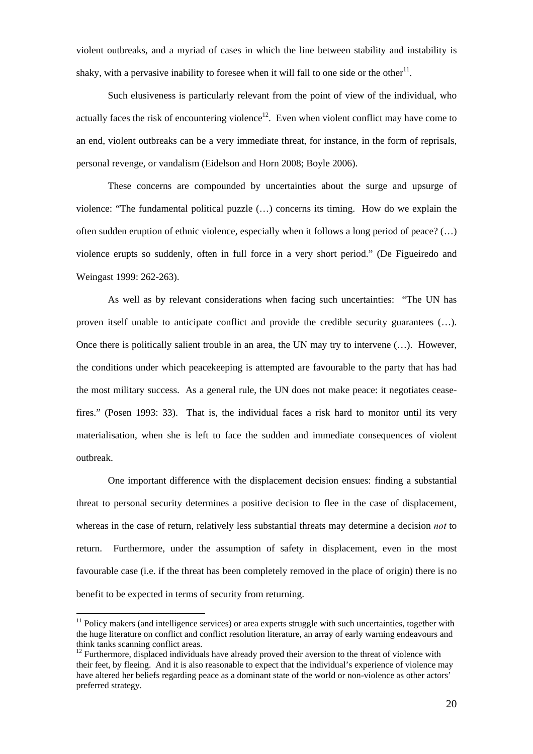violent outbreaks, and a myriad of cases in which the line between stability and instability is shaky, with a pervasive inability to foresee when it will fall to one side or the other[11].

Such elusiveness is particularly relevant from the point of view of the individual, who actually faces the risk of encountering violence[12]. Even when violent conflict may have come to an end, violent outbreaks can be a very immediate threat, for instance, in the form of reprisals, personal revenge, or vandalism (Eidelson and Horn 2008; Boyle 2006).

These concerns are compounded by uncertainties about the surge and upsurge of violence: "The fundamental political puzzle (…) concerns its timing. How do we explain the often sudden eruption of ethnic violence, especially when it follows a long period of peace? (…) violence erupts so suddenly, often in full force in a very short period." (De Figueiredo and Weingast 1999: 262-263).

As well as by relevant considerations when facing such uncertainties: "The UN has proven itself unable to anticipate conflict and provide the credible security guarantees (…). Once there is politically salient trouble in an area, the UN may try to intervene (…). However, the conditions under which peacekeeping is attempted are favourable to the party that has had the most military success. As a general rule, the UN does not make peace: it negotiates cease-fires." (Posen 1993: 33). That is, the individual faces a risk hard to monitor until its very materialisation, when she is left to face the sudden and immediate consequences of violent outbreak.

One important difference with the displacement decision ensues: finding a substantial threat to personal security determines a positive decision to flee in the case of displacement, whereas in the case of return, relatively less substantial threats may determine a decision *not* to return. Furthermore, under the assumption of safety in displacement, even in the most favourable case (i.e. if the threat has been completely removed in the place of origin) there is no benefit to be expected in terms of security from returning.

---

[11] Policy makers (and intelligence services) or area experts struggle with such uncertainties, together with the huge literature on conflict and conflict resolution literature, an array of early warning endeavours and think tanks scanning conflict areas.

[12] Furthermore, displaced individuals have already proved their aversion to the threat of violence with their feet, by fleeing. And it is also reasonable to expect that the individual's experience of violence may have altered her beliefs regarding peace as a dominant state of the world or non-violence as other actors' preferred strategy.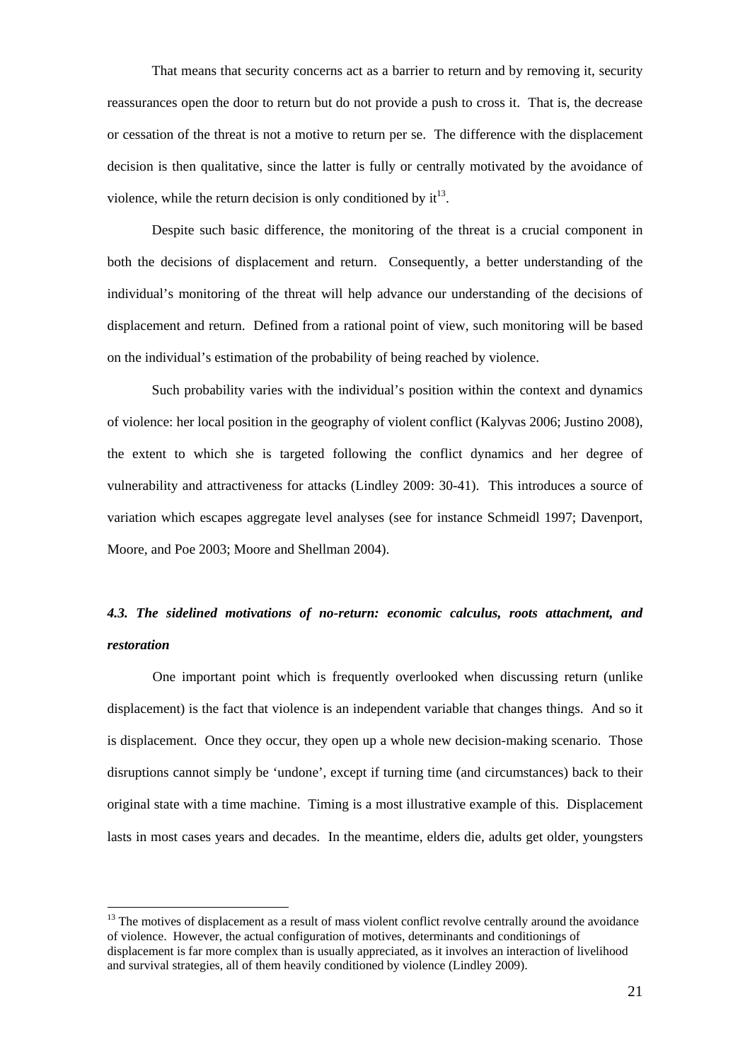That means that security concerns act as a barrier to return and by removing it, security reassurances open the door to return but do not provide a push to cross it. That is, the decrease or cessation of the threat is not a motive to return per se. The difference with the displacement decision is then qualitative, since the latter is fully or centrally motivated by the avoidance of violence, while the return decision is only conditioned by it[13].

Despite such basic difference, the monitoring of the threat is a crucial component in both the decisions of displacement and return. Consequently, a better understanding of the individual's monitoring of the threat will help advance our understanding of the decisions of displacement and return. Defined from a rational point of view, such monitoring will be based on the individual's estimation of the probability of being reached by violence.

Such probability varies with the individual's position within the context and dynamics of violence: her local position in the geography of violent conflict (Kalyvas 2006; Justino 2008), the extent to which she is targeted following the conflict dynamics and her degree of vulnerability and attractiveness for attacks (Lindley 2009: 30-41). This introduces a source of variation which escapes aggregate level analyses (see for instance Schmeidl 1997; Davenport, Moore, and Poe 2003; Moore and Shellman 2004).

### *4.3. The sidelined motivations of no-return: economic calculus, roots attachment, and restoration*

One important point which is frequently overlooked when discussing return (unlike displacement) is the fact that violence is an independent variable that changes things. And so it is displacement. Once they occur, they open up a whole new decision-making scenario. Those disruptions cannot simply be 'undone', except if turning time (and circumstances) back to their original state with a time machine. Timing is a most illustrative example of this. Displacement lasts in most cases years and decades. In the meantime, elders die, adults get older, youngsters

---

[13] The motives of displacement as a result of mass violent conflict revolve centrally around the avoidance of violence. However, the actual configuration of motives, determinants and conditionings of displacement is far more complex than is usually appreciated, as it involves an interaction of livelihood and survival strategies, all of them heavily conditioned by violence (Lindley 2009).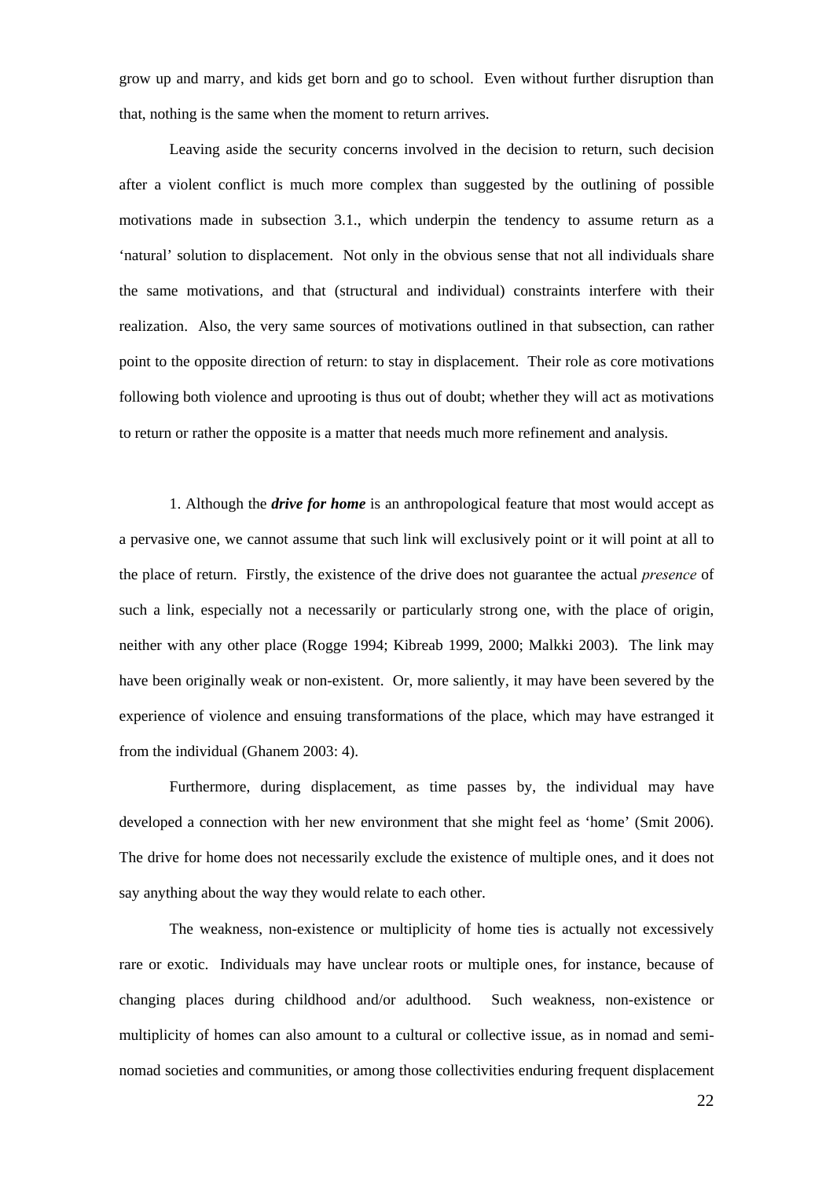grow up and marry, and kids get born and go to school. Even without further disruption than that, nothing is the same when the moment to return arrives.

Leaving aside the security concerns involved in the decision to return, such decision after a violent conflict is much more complex than suggested by the outlining of possible motivations made in subsection 3.1., which underpin the tendency to assume return as a 'natural' solution to displacement. Not only in the obvious sense that not all individuals share the same motivations, and that (structural and individual) constraints interfere with their realization. Also, the very same sources of motivations outlined in that subsection, can rather point to the opposite direction of return: to stay in displacement. Their role as core motivations following both violence and uprooting is thus out of doubt; whether they will act as motivations to return or rather the opposite is a matter that needs much more refinement and analysis.

1. Although the ***drive for home*** is an anthropological feature that most would accept as a pervasive one, we cannot assume that such link will exclusively point or it will point at all to the place of return. Firstly, the existence of the drive does not guarantee the actual *presence* of such a link, especially not a necessarily or particularly strong one, with the place of origin, neither with any other place (Rogge 1994; Kibreab 1999, 2000; Malkki 2003). The link may have been originally weak or non-existent. Or, more saliently, it may have been severed by the experience of violence and ensuing transformations of the place, which may have estranged it from the individual (Ghanem 2003: 4).

Furthermore, during displacement, as time passes by, the individual may have developed a connection with her new environment that she might feel as 'home' (Smit 2006). The drive for home does not necessarily exclude the existence of multiple ones, and it does not say anything about the way they would relate to each other.

The weakness, non-existence or multiplicity of home ties is actually not excessively rare or exotic. Individuals may have unclear roots or multiple ones, for instance, because of changing places during childhood and/or adulthood. Such weakness, non-existence or multiplicity of homes can also amount to a cultural or collective issue, as in nomad and semi-nomad societies and communities, or among those collectivities enduring frequent displacement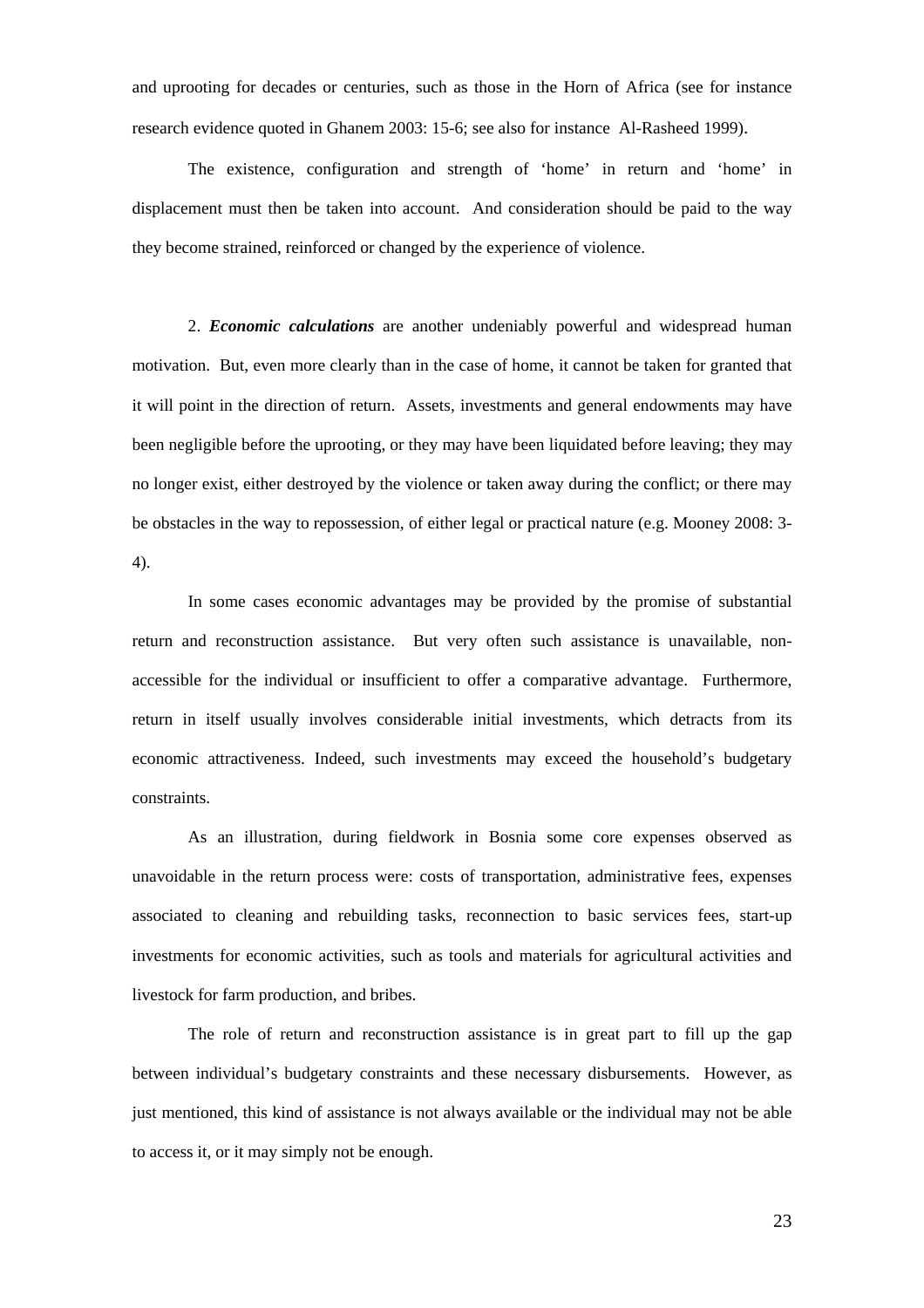and uprooting for decades or centuries, such as those in the Horn of Africa (see for instance research evidence quoted in Ghanem 2003: 15-6; see also for instance Al-Rasheed 1999).

The existence, configuration and strength of 'home' in return and 'home' in displacement must then be taken into account. And consideration should be paid to the way they become strained, reinforced or changed by the experience of violence.

2. ***Economic calculations*** are another undeniably powerful and widespread human motivation. But, even more clearly than in the case of home, it cannot be taken for granted that it will point in the direction of return. Assets, investments and general endowments may have been negligible before the uprooting, or they may have been liquidated before leaving; they may no longer exist, either destroyed by the violence or taken away during the conflict; or there may be obstacles in the way to repossession, of either legal or practical nature (e.g. Mooney 2008: 3-4).

In some cases economic advantages may be provided by the promise of substantial return and reconstruction assistance. But very often such assistance is unavailable, non-accessible for the individual or insufficient to offer a comparative advantage. Furthermore, return in itself usually involves considerable initial investments, which detracts from its economic attractiveness. Indeed, such investments may exceed the household's budgetary constraints.

As an illustration, during fieldwork in Bosnia some core expenses observed as unavoidable in the return process were: costs of transportation, administrative fees, expenses associated to cleaning and rebuilding tasks, reconnection to basic services fees, start-up investments for economic activities, such as tools and materials for agricultural activities and livestock for farm production, and bribes.

The role of return and reconstruction assistance is in great part to fill up the gap between individual's budgetary constraints and these necessary disbursements. However, as just mentioned, this kind of assistance is not always available or the individual may not be able to access it, or it may simply not be enough.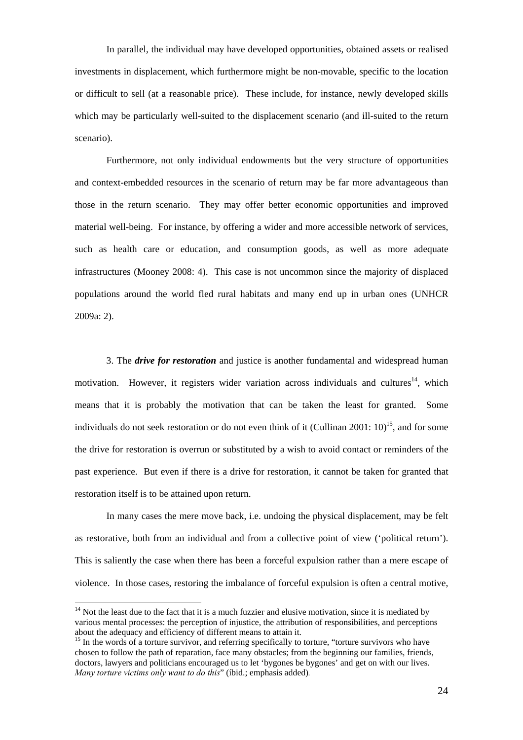In parallel, the individual may have developed opportunities, obtained assets or realised investments in displacement, which furthermore might be non-movable, specific to the location or difficult to sell (at a reasonable price). These include, for instance, newly developed skills which may be particularly well-suited to the displacement scenario (and ill-suited to the return scenario).

Furthermore, not only individual endowments but the very structure of opportunities and context-embedded resources in the scenario of return may be far more advantageous than those in the return scenario. They may offer better economic opportunities and improved material well-being. For instance, by offering a wider and more accessible network of services, such as health care or education, and consumption goods, as well as more adequate infrastructures (Mooney 2008: 4). This case is not uncommon since the majority of displaced populations around the world fled rural habitats and many end up in urban ones (UNHCR 2009a: 2).

3. The ***drive for restoration*** and justice is another fundamental and widespread human motivation. However, it registers wider variation across individuals and cultures[14], which means that it is probably the motivation that can be taken the least for granted. Some individuals do not seek restoration or do not even think of it (Cullinan 2001: 10)[15], and for some the drive for restoration is overrun or substituted by a wish to avoid contact or reminders of the past experience. But even if there is a drive for restoration, it cannot be taken for granted that restoration itself is to be attained upon return.

In many cases the mere move back, i.e. undoing the physical displacement, may be felt as restorative, both from an individual and from a collective point of view ('political return'). This is saliently the case when there has been a forceful expulsion rather than a mere escape of violence. In those cases, restoring the imbalance of forceful expulsion is often a central motive,

[14] Not the least due to the fact that it is a much fuzzier and elusive motivation, since it is mediated by various mental processes: the perception of injustice, the attribution of responsibilities, and perceptions about the adequacy and efficiency of different means to attain it.

[15] In the words of a torture survivor, and referring specifically to torture, "torture survivors who have chosen to follow the path of reparation, face many obstacles; from the beginning our families, friends, doctors, lawyers and politicians encouraged us to let 'bygones be bygones' and get on with our lives. *Many torture victims only want to do this*" (íbid.; emphasis added).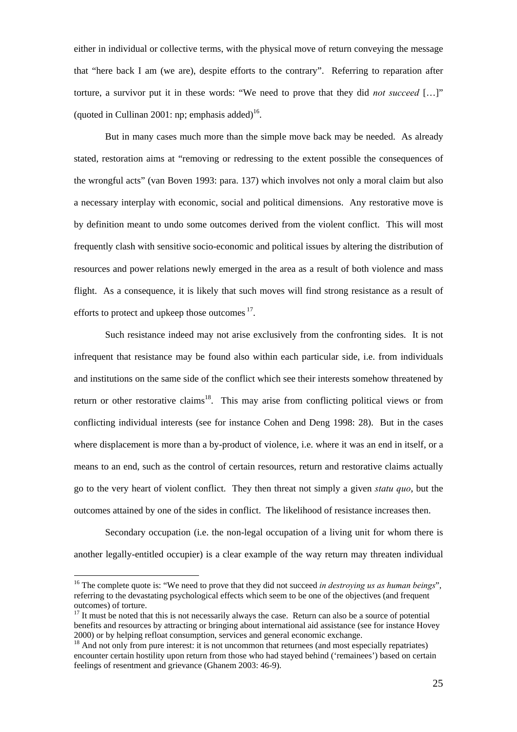either in individual or collective terms, with the physical move of return conveying the message that "here back I am (we are), despite efforts to the contrary". Referring to reparation after torture, a survivor put it in these words: "We need to prove that they did *not succeed* […]" (quoted in Cullinan 2001: np; emphasis added)[16].

But in many cases much more than the simple move back may be needed. As already stated, restoration aims at "removing or redressing to the extent possible the consequences of the wrongful acts" (van Boven 1993: para. 137) which involves not only a moral claim but also a necessary interplay with economic, social and political dimensions. Any restorative move is by definition meant to undo some outcomes derived from the violent conflict. This will most frequently clash with sensitive socio-economic and political issues by altering the distribution of resources and power relations newly emerged in the area as a result of both violence and mass flight. As a consequence, it is likely that such moves will find strong resistance as a result of efforts to protect and upkeep those outcomes[17].

Such resistance indeed may not arise exclusively from the confronting sides. It is not infrequent that resistance may be found also within each particular side, i.e. from individuals and institutions on the same side of the conflict which see their interests somehow threatened by return or other restorative claims[18]. This may arise from conflicting political views or from conflicting individual interests (see for instance Cohen and Deng 1998: 28). But in the cases where displacement is more than a by-product of violence, i.e. where it was an end in itself, or a means to an end, such as the control of certain resources, return and restorative claims actually go to the very heart of violent conflict. They then threat not simply a given *statu quo*, but the outcomes attained by one of the sides in conflict. The likelihood of resistance increases then.

Secondary occupation (i.e. the non-legal occupation of a living unit for whom there is another legally-entitled occupier) is a clear example of the way return may threaten individual

---

[16] The complete quote is: "We need to prove that they did not succeed *in destroying us as human beings*", referring to the devastating psychological effects which seem to be one of the objectives (and frequent outcomes) of torture.

[17] It must be noted that this is not necessarily always the case. Return can also be a source of potential benefits and resources by attracting or bringing about international aid assistance (see for instance Hovey 2000) or by helping refloat consumption, services and general economic exchange.

[18] And not only from pure interest: it is not uncommon that returnees (and most especially repatriates) encounter certain hostility upon return from those who had stayed behind ('remainees') based on certain feelings of resentment and grievance (Ghanem 2003: 46-9).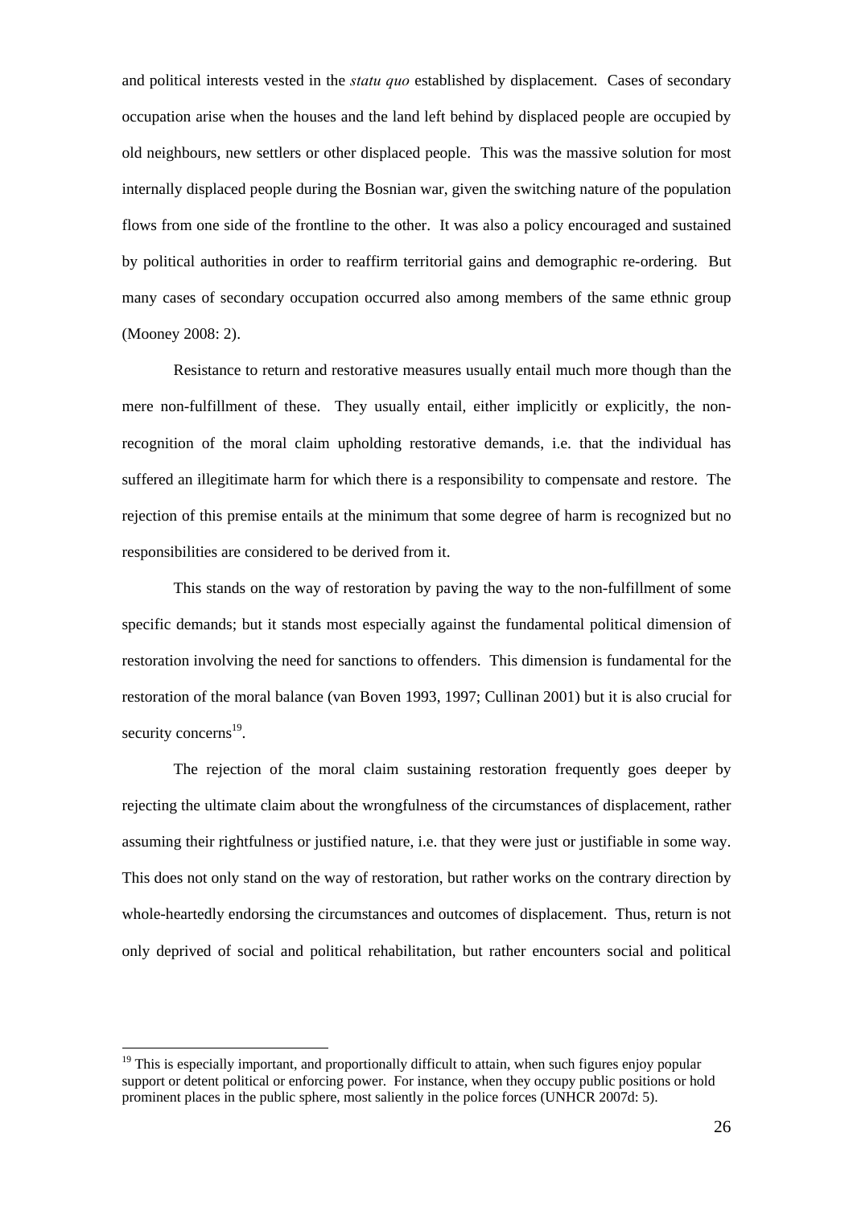and political interests vested in the *statu quo* established by displacement. Cases of secondary occupation arise when the houses and the land left behind by displaced people are occupied by old neighbours, new settlers or other displaced people. This was the massive solution for most internally displaced people during the Bosnian war, given the switching nature of the population flows from one side of the frontline to the other. It was also a policy encouraged and sustained by political authorities in order to reaffirm territorial gains and demographic re-ordering. But many cases of secondary occupation occurred also among members of the same ethnic group (Mooney 2008: 2).

Resistance to return and restorative measures usually entail much more though than the mere non-fulfillment of these. They usually entail, either implicitly or explicitly, the non-recognition of the moral claim upholding restorative demands, i.e. that the individual has suffered an illegitimate harm for which there is a responsibility to compensate and restore. The rejection of this premise entails at the minimum that some degree of harm is recognized but no responsibilities are considered to be derived from it.

This stands on the way of restoration by paving the way to the non-fulfillment of some specific demands; but it stands most especially against the fundamental political dimension of restoration involving the need for sanctions to offenders. This dimension is fundamental for the restoration of the moral balance (van Boven 1993, 1997; Cullinan 2001) but it is also crucial for security concerns[19].

The rejection of the moral claim sustaining restoration frequently goes deeper by rejecting the ultimate claim about the wrongfulness of the circumstances of displacement, rather assuming their rightfulness or justified nature, i.e. that they were just or justifiable in some way. This does not only stand on the way of restoration, but rather works on the contrary direction by whole-heartedly endorsing the circumstances and outcomes of displacement. Thus, return is not only deprived of social and political rehabilitation, but rather encounters social and political

[19] This is especially important, and proportionally difficult to attain, when such figures enjoy popular support or detent political or enforcing power. For instance, when they occupy public positions or hold prominent places in the public sphere, most saliently in the police forces (UNHCR 2007d: 5).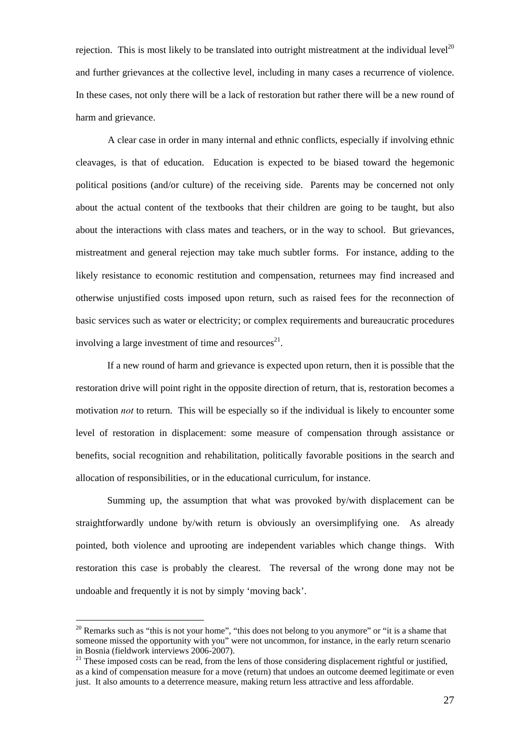rejection. This is most likely to be translated into outright mistreatment at the individual level[20] and further grievances at the collective level, including in many cases a recurrence of violence. In these cases, not only there will be a lack of restoration but rather there will be a new round of harm and grievance.

A clear case in order in many internal and ethnic conflicts, especially if involving ethnic cleavages, is that of education. Education is expected to be biased toward the hegemonic political positions (and/or culture) of the receiving side. Parents may be concerned not only about the actual content of the textbooks that their children are going to be taught, but also about the interactions with class mates and teachers, or in the way to school. But grievances, mistreatment and general rejection may take much subtler forms. For instance, adding to the likely resistance to economic restitution and compensation, returnees may find increased and otherwise unjustified costs imposed upon return, such as raised fees for the reconnection of basic services such as water or electricity; or complex requirements and bureaucratic procedures involving a large investment of time and resources[21].

If a new round of harm and grievance is expected upon return, then it is possible that the restoration drive will point right in the opposite direction of return, that is, restoration becomes a motivation *not* to return. This will be especially so if the individual is likely to encounter some level of restoration in displacement: some measure of compensation through assistance or benefits, social recognition and rehabilitation, politically favorable positions in the search and allocation of responsibilities, or in the educational curriculum, for instance.

Summing up, the assumption that what was provoked by/with displacement can be straightforwardly undone by/with return is obviously an oversimplifying one. As already pointed, both violence and uprooting are independent variables which change things. With restoration this case is probably the clearest. The reversal of the wrong done may not be undoable and frequently it is not by simply 'moving back'.

---

[20] Remarks such as "this is not your home", "this does not belong to you anymore" or "it is a shame that someone missed the opportunity with you" were not uncommon, for instance, in the early return scenario in Bosnia (fieldwork interviews 2006-2007).

[21] These imposed costs can be read, from the lens of those considering displacement rightful or justified, as a kind of compensation measure for a move (return) that undoes an outcome deemed legitimate or even just. It also amounts to a deterrence measure, making return less attractive and less affordable.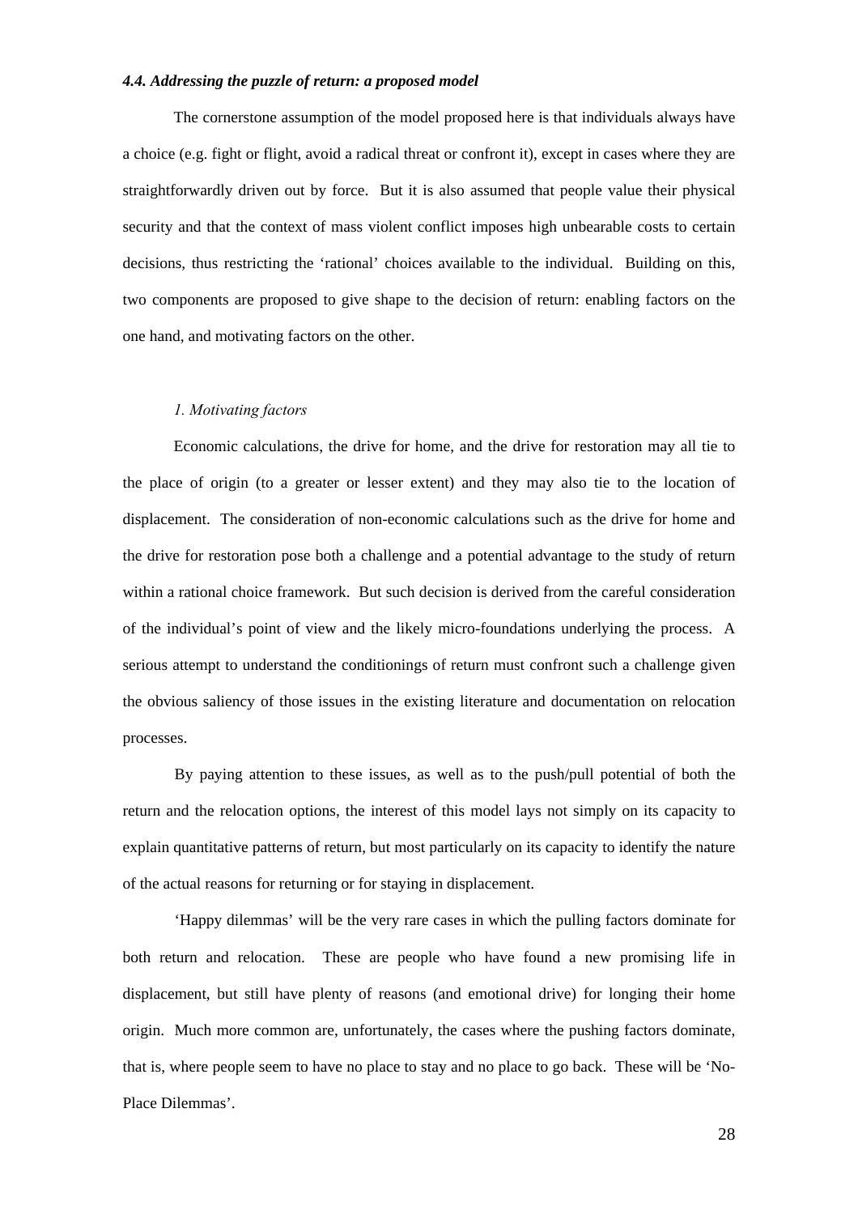#### *4.4. Addressing the puzzle of return: a proposed model*

The cornerstone assumption of the model proposed here is that individuals always have a choice (e.g. fight or flight, avoid a radical threat or confront it), except in cases where they are straightforwardly driven out by force. But it is also assumed that people value their physical security and that the context of mass violent conflict imposes high unbearable costs to certain decisions, thus restricting the 'rational' choices available to the individual. Building on this, two components are proposed to give shape to the decision of return: enabling factors on the one hand, and motivating factors on the other.

*1. Motivating factors*

Economic calculations, the drive for home, and the drive for restoration may all tie to the place of origin (to a greater or lesser extent) and they may also tie to the location of displacement. The consideration of non-economic calculations such as the drive for home and the drive for restoration pose both a challenge and a potential advantage to the study of return within a rational choice framework. But such decision is derived from the careful consideration of the individual's point of view and the likely micro-foundations underlying the process. A serious attempt to understand the conditionings of return must confront such a challenge given the obvious saliency of those issues in the existing literature and documentation on relocation processes.

By paying attention to these issues, as well as to the push/pull potential of both the return and the relocation options, the interest of this model lays not simply on its capacity to explain quantitative patterns of return, but most particularly on its capacity to identify the nature of the actual reasons for returning or for staying in displacement.

'Happy dilemmas' will be the very rare cases in which the pulling factors dominate for both return and relocation. These are people who have found a new promising life in displacement, but still have plenty of reasons (and emotional drive) for longing their home origin. Much more common are, unfortunately, the cases where the pushing factors dominate, that is, where people seem to have no place to stay and no place to go back. These will be 'No-Place Dilemmas'.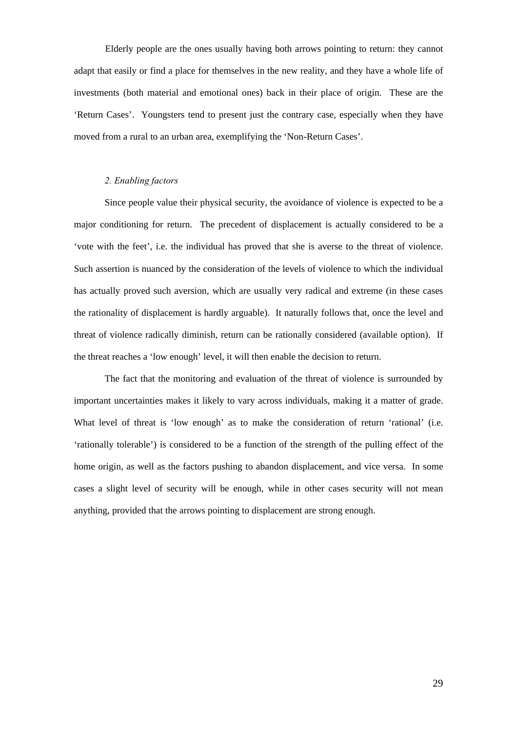Elderly people are the ones usually having both arrows pointing to return: they cannot adapt that easily or find a place for themselves in the new reality, and they have a whole life of investments (both material and emotional ones) back in their place of origin. These are the 'Return Cases'. Youngsters tend to present just the contrary case, especially when they have moved from a rural to an urban area, exemplifying the 'Non-Return Cases'.

*2. Enabling factors*

Since people value their physical security, the avoidance of violence is expected to be a major conditioning for return. The precedent of displacement is actually considered to be a 'vote with the feet', i.e. the individual has proved that she is averse to the threat of violence. Such assertion is nuanced by the consideration of the levels of violence to which the individual has actually proved such aversion, which are usually very radical and extreme (in these cases the rationality of displacement is hardly arguable). It naturally follows that, once the level and threat of violence radically diminish, return can be rationally considered (available option). If the threat reaches a 'low enough' level, it will then enable the decision to return.

The fact that the monitoring and evaluation of the threat of violence is surrounded by important uncertainties makes it likely to vary across individuals, making it a matter of grade. What level of threat is 'low enough' as to make the consideration of return 'rational' (i.e. 'rationally tolerable') is considered to be a function of the strength of the pulling effect of the home origin, as well as the factors pushing to abandon displacement, and vice versa. In some cases a slight level of security will be enough, while in other cases security will not mean anything, provided that the arrows pointing to displacement are strong enough.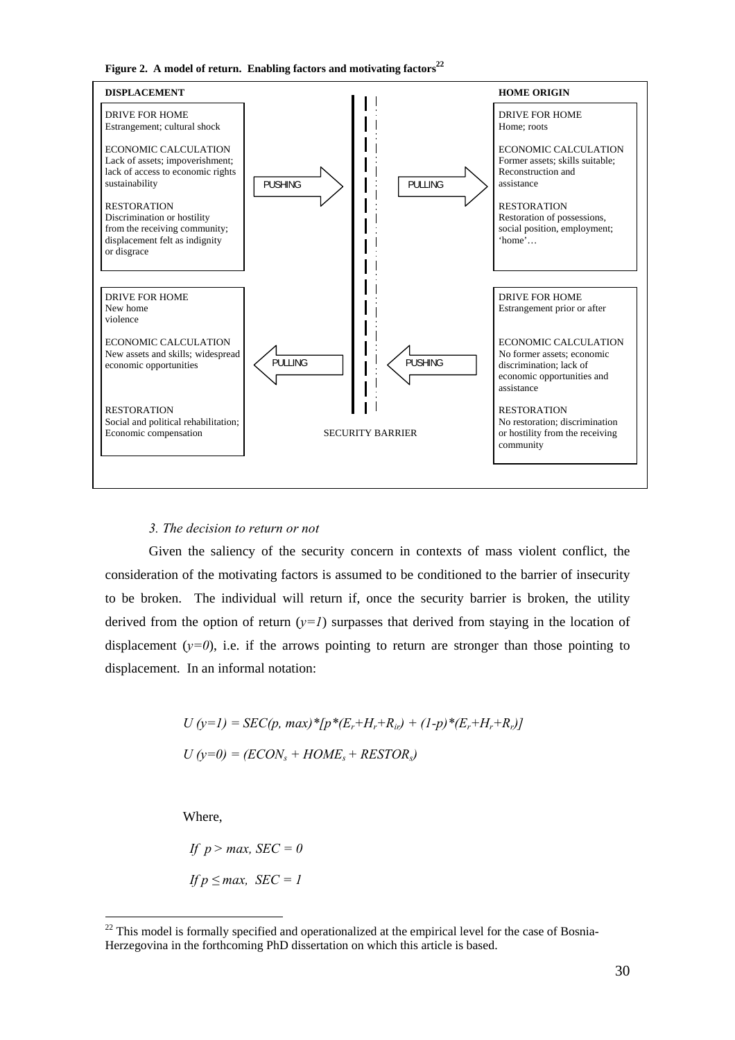**Figure 2. A model of return. Enabling factors and motivating factors**[22]

| DISPLACEMENT | | | SECURITY BARRIER | | | HOME ORIGIN |
|---|---|---|---|---|---|---|
| DRIVE FOR HOME<br>Estrangement; cultural shock<br><br>ECONOMIC CALCULATION<br>Lack of assets; impoverishment; lack of access to economic rights sustainability<br><br>RESTORATION<br>Discrimination or hostility from the receiving community; displacement felt as indignity or disgrace | PUSHING → | | | | PULLING → | DRIVE FOR HOME<br>Home; roots<br><br>ECONOMIC CALCULATION<br>Former assets; skills suitable; Reconstruction and assistance<br><br>RESTORATION<br>Restoration of possessions, social position, employment; 'home'… |
| DRIVE FOR HOME<br>New home violence<br><br>ECONOMIC CALCULATION<br>New assets and skills; widespread economic opportunities<br><br>RESTORATION<br>Social and political rehabilitation; Economic compensation | ← PULLING | | | | ← PUSHING | DRIVE FOR HOME<br>Estrangement prior or after<br><br>ECONOMIC CALCULATION<br>No former assets; economic discrimination; lack of economic opportunities and assistance<br><br>RESTORATION<br>No restoration; discrimination or hostility from the receiving community |

### *3. The decision to return or not*

Given the saliency of the security concern in contexts of mass violent conflict, the consideration of the motivating factors is assumed to be conditioned to the barrier of insecurity to be broken. The individual will return if, once the security barrier is broken, the utility derived from the option of return ($y=1$) surpasses that derived from staying in the location of displacement ($y=0$), i.e. if the arrows pointing to return are stronger than those pointing to displacement. In an informal notation:

$$U(y=1) = SEC(p, max)*[p*(E_r+H_r+R_{ir}) + (1-p)*(E_r+H_r+R_r)]$$

$$U(y=0) = (ECON_s + HOME_s + RESTOR_s)$$

Where,

$$If\ p > max,\ SEC = 0$$

$$If\ p \leq max,\ SEC = 1$$

[22] This model is formally specified and operationalized at the empirical level for the case of Bosnia-Herzegovina in the forthcoming PhD dissertation on which this article is based.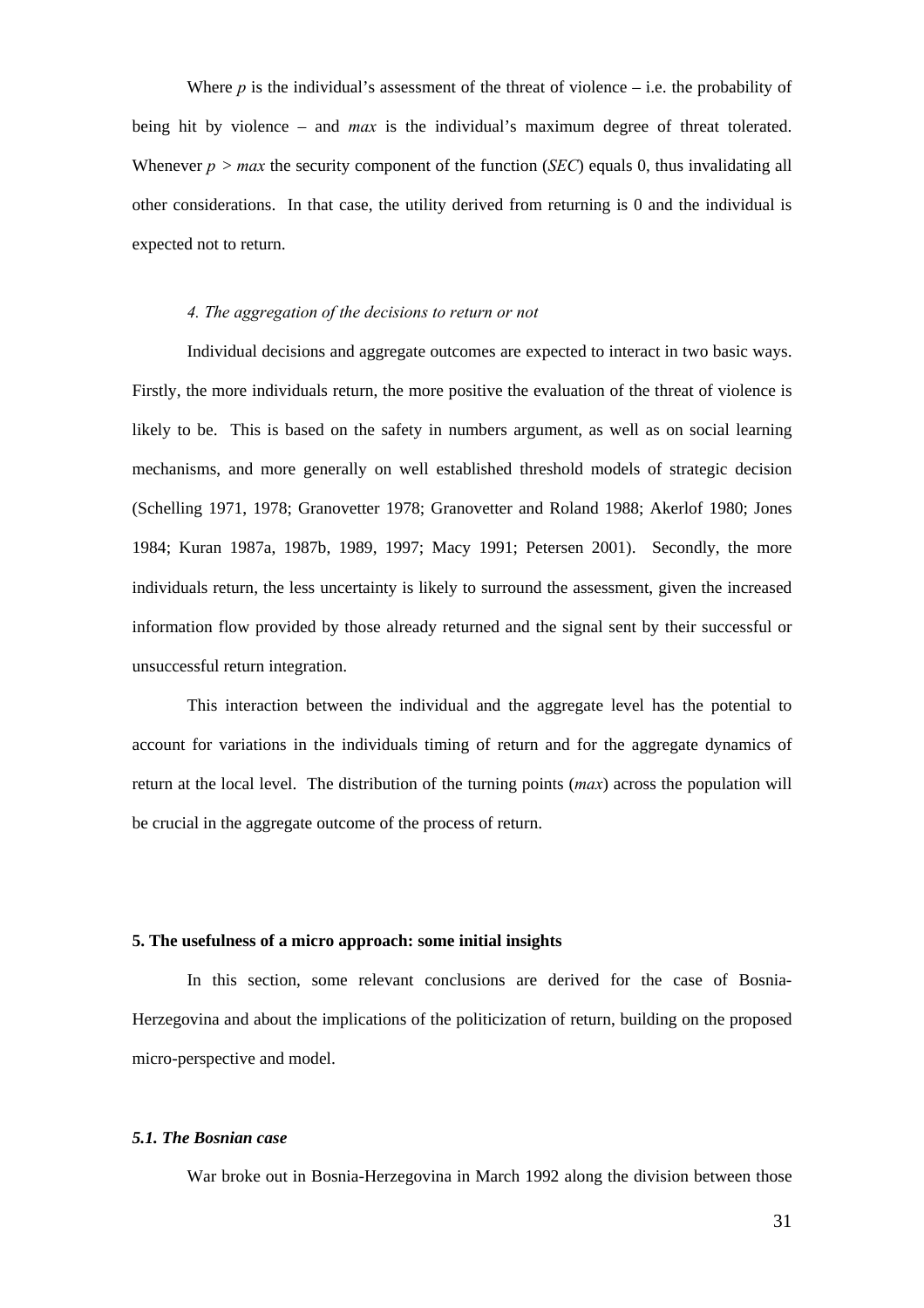Where $p$ is the individual's assessment of the threat of violence – i.e. the probability of being hit by violence – and $max$ is the individual's maximum degree of threat tolerated. Whenever $p > max$ the security component of the function ($SEC$) equals 0, thus invalidating all other considerations. In that case, the utility derived from returning is 0 and the individual is expected not to return.

*4. The aggregation of the decisions to return or not*

Individual decisions and aggregate outcomes are expected to interact in two basic ways. Firstly, the more individuals return, the more positive the evaluation of the threat of violence is likely to be. This is based on the safety in numbers argument, as well as on social learning mechanisms, and more generally on well established threshold models of strategic decision (Schelling 1971, 1978; Granovetter 1978; Granovetter and Roland 1988; Akerlof 1980; Jones 1984; Kuran 1987a, 1987b, 1989, 1997; Macy 1991; Petersen 2001). Secondly, the more individuals return, the less uncertainty is likely to surround the assessment, given the increased information flow provided by those already returned and the signal sent by their successful or unsuccessful return integration.

This interaction between the individual and the aggregate level has the potential to account for variations in the individuals timing of return and for the aggregate dynamics of return at the local level. The distribution of the turning points ($max$) across the population will be crucial in the aggregate outcome of the process of return.

## 5. The usefulness of a micro approach: some initial insights

In this section, some relevant conclusions are derived for the case of Bosnia-Herzegovina and about the implications of the politicization of return, building on the proposed micro-perspective and model.

### *5.1. The Bosnian case*

War broke out in Bosnia-Herzegovina in March 1992 along the division between those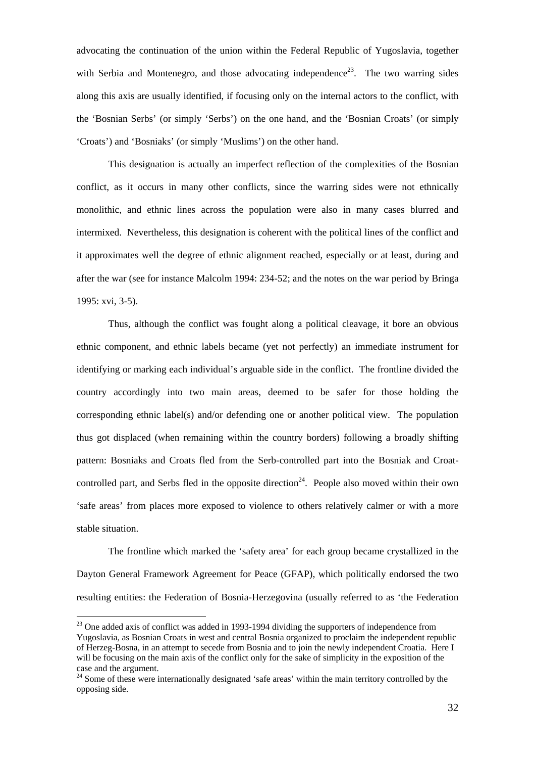advocating the continuation of the union within the Federal Republic of Yugoslavia, together with Serbia and Montenegro, and those advocating independence[23]. The two warring sides along this axis are usually identified, if focusing only on the internal actors to the conflict, with the 'Bosnian Serbs' (or simply 'Serbs') on the one hand, and the 'Bosnian Croats' (or simply 'Croats') and 'Bosniaks' (or simply 'Muslims') on the other hand.

This designation is actually an imperfect reflection of the complexities of the Bosnian conflict, as it occurs in many other conflicts, since the warring sides were not ethnically monolithic, and ethnic lines across the population were also in many cases blurred and intermixed. Nevertheless, this designation is coherent with the political lines of the conflict and it approximates well the degree of ethnic alignment reached, especially or at least, during and after the war (see for instance Malcolm 1994: 234-52; and the notes on the war period by Bringa 1995: xvi, 3-5).

Thus, although the conflict was fought along a political cleavage, it bore an obvious ethnic component, and ethnic labels became (yet not perfectly) an immediate instrument for identifying or marking each individual's arguable side in the conflict. The frontline divided the country accordingly into two main areas, deemed to be safer for those holding the corresponding ethnic label(s) and/or defending one or another political view. The population thus got displaced (when remaining within the country borders) following a broadly shifting pattern: Bosniaks and Croats fled from the Serb-controlled part into the Bosniak and Croat-controlled part, and Serbs fled in the opposite direction[24]. People also moved within their own 'safe areas' from places more exposed to violence to others relatively calmer or with a more stable situation.

The frontline which marked the 'safety area' for each group became crystallized in the Dayton General Framework Agreement for Peace (GFAP), which politically endorsed the two resulting entities: the Federation of Bosnia-Herzegovina (usually referred to as 'the Federation

---

[23] One added axis of conflict was added in 1993-1994 dividing the supporters of independence from Yugoslavia, as Bosnian Croats in west and central Bosnia organized to proclaim the independent republic of Herzeg-Bosna, in an attempt to secede from Bosnia and to join the newly independent Croatia. Here I will be focusing on the main axis of the conflict only for the sake of simplicity in the exposition of the case and the argument.

[24] Some of these were internationally designated 'safe areas' within the main territory controlled by the opposing side.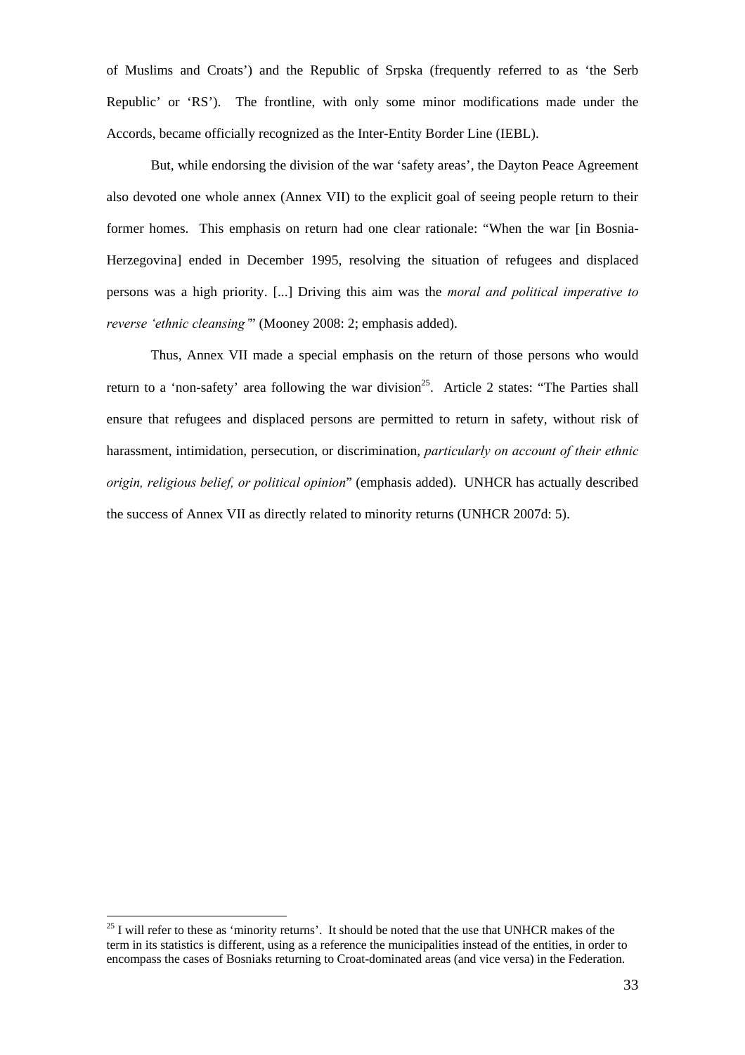of Muslims and Croats') and the Republic of Srpska (frequently referred to as 'the Serb Republic' or 'RS'). The frontline, with only some minor modifications made under the Accords, became officially recognized as the Inter-Entity Border Line (IEBL).

But, while endorsing the division of the war 'safety areas', the Dayton Peace Agreement also devoted one whole annex (Annex VII) to the explicit goal of seeing people return to their former homes. This emphasis on return had one clear rationale: "When the war [in Bosnia-Herzegovina] ended in December 1995, resolving the situation of refugees and displaced persons was a high priority. [...] Driving this aim was the *moral and political imperative to reverse 'ethnic cleansing'*" (Mooney 2008: 2; emphasis added).

Thus, Annex VII made a special emphasis on the return of those persons who would return to a 'non-safety' area following the war division[25]. Article 2 states: "The Parties shall ensure that refugees and displaced persons are permitted to return in safety, without risk of harassment, intimidation, persecution, or discrimination, *particularly on account of their ethnic origin, religious belief, or political opinion*" (emphasis added). UNHCR has actually described the success of Annex VII as directly related to minority returns (UNHCR 2007d: 5).

[25] I will refer to these as 'minority returns'. It should be noted that the use that UNHCR makes of the term in its statistics is different, using as a reference the municipalities instead of the entities, in order to encompass the cases of Bosniaks returning to Croat-dominated areas (and vice versa) in the Federation.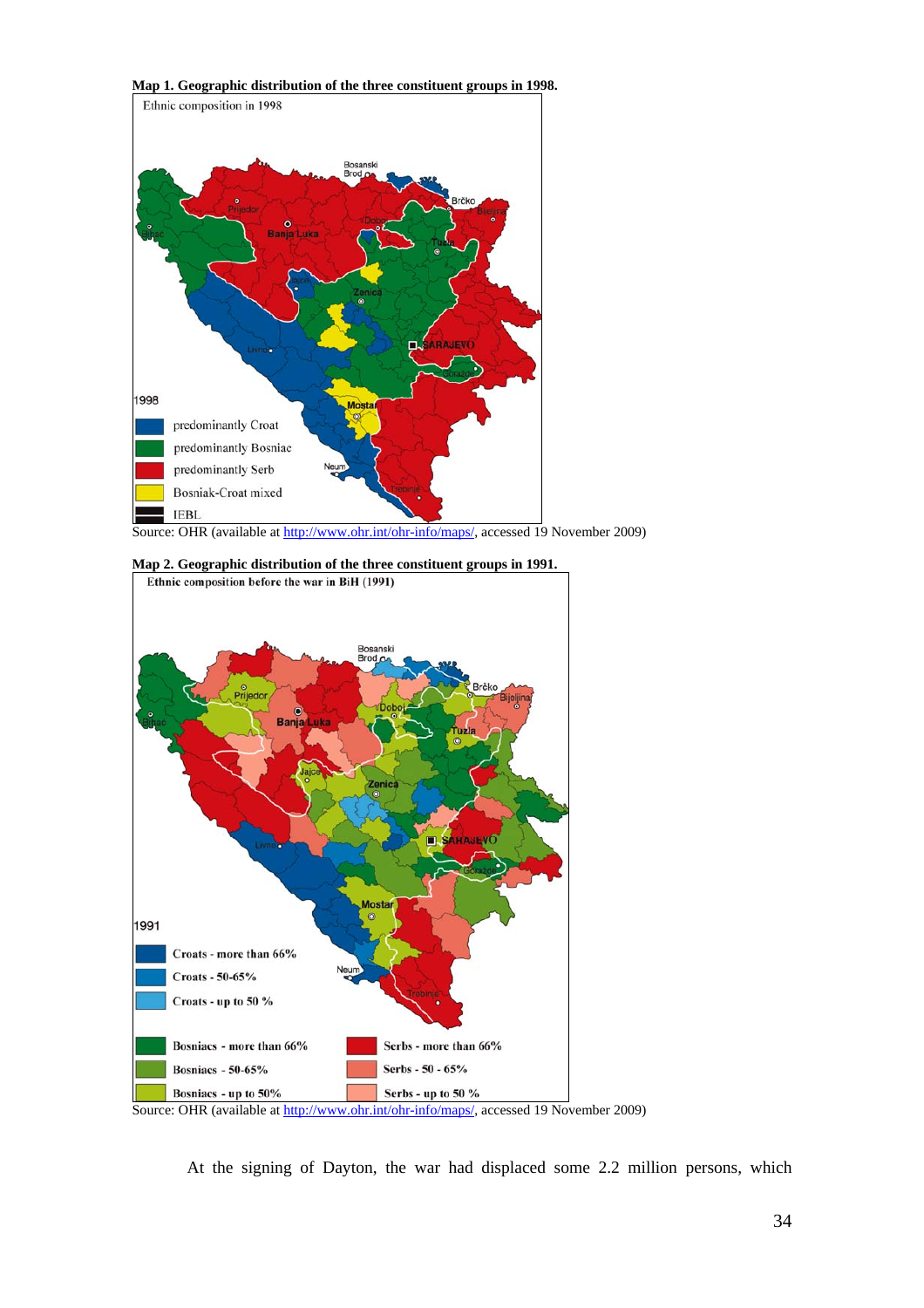**Map 1. Geographic distribution of the three constituent groups in 1998.**

Source: OHR (available at http://www.ohr.int/ohr-info/maps/, accessed 19 November 2009)

**Map 2. Geographic distribution of the three constituent groups in 1991.**

Source: OHR (available at http://www.ohr.int/ohr-info/maps/, accessed 19 November 2009)

At the signing of Dayton, the war had displaced some 2.2 million persons, which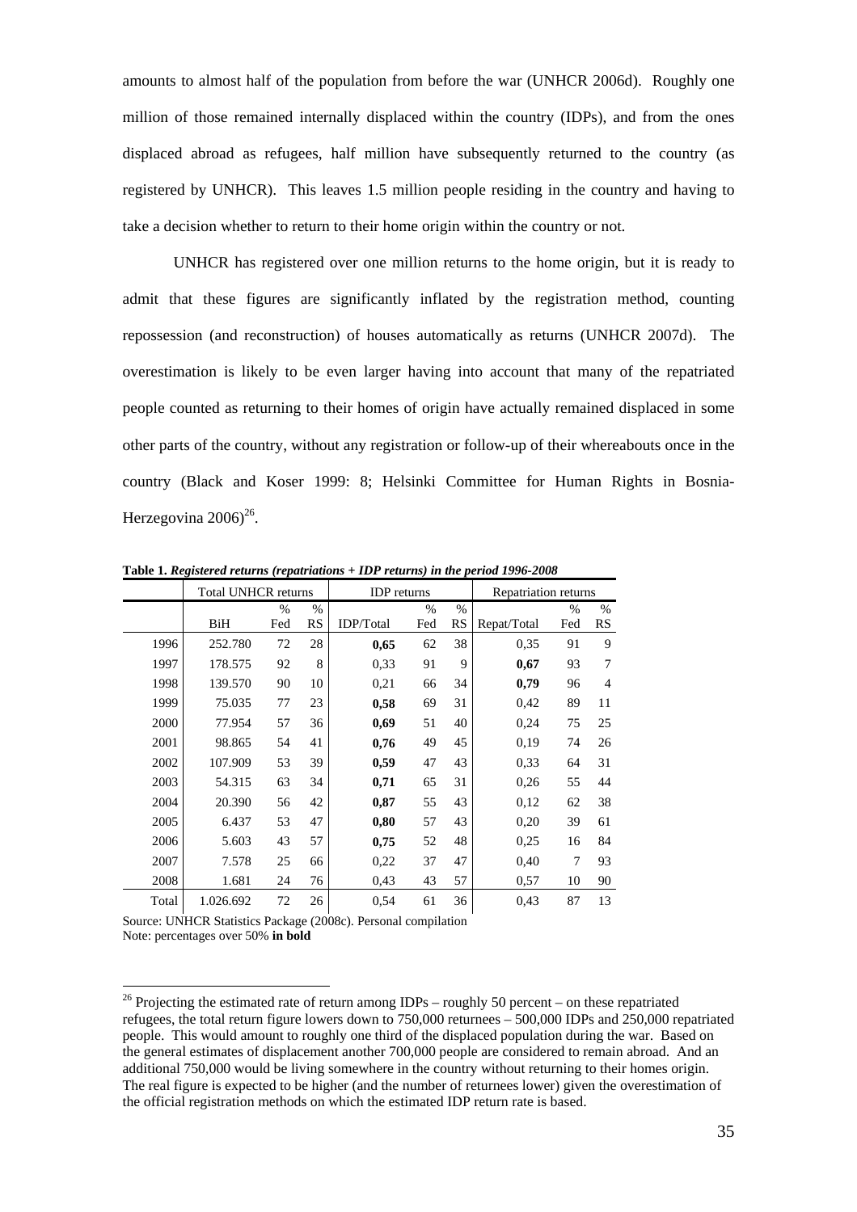amounts to almost half of the population from before the war (UNHCR 2006d). Roughly one million of those remained internally displaced within the country (IDPs), and from the ones displaced abroad as refugees, half million have subsequently returned to the country (as registered by UNHCR). This leaves 1.5 million people residing in the country and having to take a decision whether to return to their home origin within the country or not.

UNHCR has registered over one million returns to the home origin, but it is ready to admit that these figures are significantly inflated by the registration method, counting repossession (and reconstruction) of houses automatically as returns (UNHCR 2007d). The overestimation is likely to be even larger having into account that many of the repatriated people counted as returning to their homes of origin have actually remained displaced in some other parts of the country, without any registration or follow-up of their whereabouts once in the country (Black and Koser 1999: 8; Helsinki Committee for Human Rights in Bosnia-Herzegovina 2006)[26].

**Table 1.** ***Registered returns (repatriations + IDP returns) in the period 1996-2008***

| | Total UNHCR returns | | | IDP returns | | | Repatriation returns | | |
|---|---|---|---|---|---|---|---|---|---|
| | BiH | % Fed | % RS | IDP/Total | % Fed | % RS | Repat/Total | % Fed | % RS |
| 1996 | 252.780 | 72 | 28 | **0,65** | 62 | 38 | 0,35 | 91 | 9 |
| 1997 | 178.575 | 92 | 8 | 0,33 | 91 | 9 | **0,67** | 93 | 7 |
| 1998 | 139.570 | 90 | 10 | 0,21 | 66 | 34 | **0,79** | 96 | 4 |
| 1999 | 75.035 | 77 | 23 | **0,58** | 69 | 31 | 0,42 | 89 | 11 |
| 2000 | 77.954 | 57 | 36 | **0,69** | 51 | 40 | 0,24 | 75 | 25 |
| 2001 | 98.865 | 54 | 41 | **0,76** | 49 | 45 | 0,19 | 74 | 26 |
| 2002 | 107.909 | 53 | 39 | **0,59** | 47 | 43 | 0,33 | 64 | 31 |
| 2003 | 54.315 | 63 | 34 | **0,71** | 65 | 31 | 0,26 | 55 | 44 |
| 2004 | 20.390 | 56 | 42 | **0,87** | 55 | 43 | 0,12 | 62 | 38 |
| 2005 | 6.437 | 53 | 47 | **0,80** | 57 | 43 | 0,20 | 39 | 61 |
| 2006 | 5.603 | 43 | 57 | **0,75** | 52 | 48 | 0,25 | 16 | 84 |
| 2007 | 7.578 | 25 | 66 | 0,22 | 37 | 47 | 0,40 | 7 | 93 |
| 2008 | 1.681 | 24 | 76 | 0,43 | 43 | 57 | 0,57 | 10 | 90 |
| Total | 1.026.692 | 72 | 26 | 0,54 | 61 | 36 | 0,43 | 87 | 13 |

Source: UNHCR Statistics Package (2008c). Personal compilation
Note: percentages over 50% **in bold**

[26] Projecting the estimated rate of return among IDPs – roughly 50 percent – on these repatriated refugees, the total return figure lowers down to 750,000 returnees – 500,000 IDPs and 250,000 repatriated people. This would amount to roughly one third of the displaced population during the war. Based on the general estimates of displacement another 700,000 people are considered to remain abroad. And an additional 750,000 would be living somewhere in the country without returning to their homes origin. The real figure is expected to be higher (and the number of returnees lower) given the overestimation of the official registration methods on which the estimated IDP return rate is based.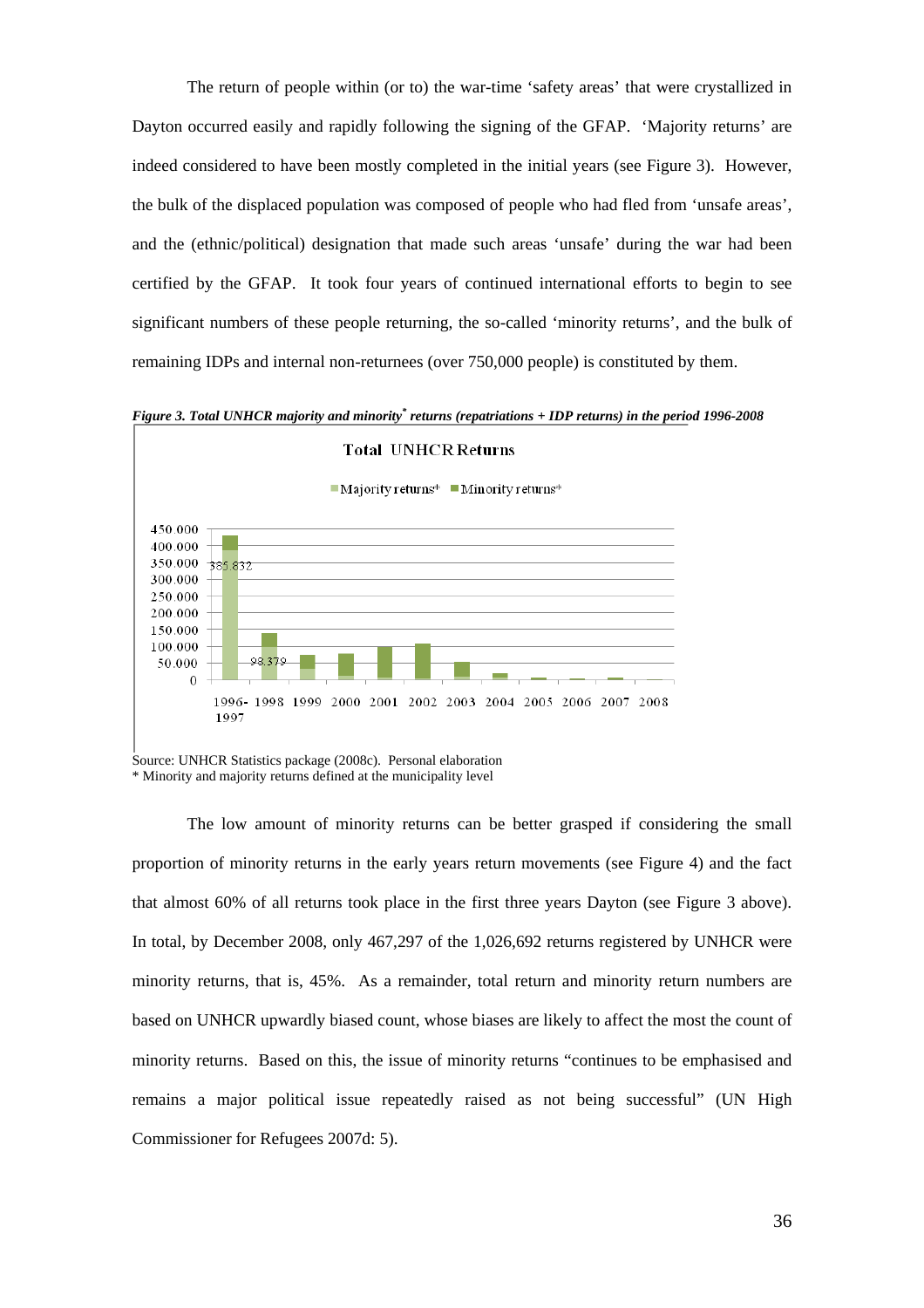The return of people within (or to) the war-time 'safety areas' that were crystallized in Dayton occurred easily and rapidly following the signing of the GFAP. 'Majority returns' are indeed considered to have been mostly completed in the initial years (see Figure 3). However, the bulk of the displaced population was composed of people who had fled from 'unsafe areas', and the (ethnic/political) designation that made such areas 'unsafe' during the war had been certified by the GFAP. It took four years of continued international efforts to begin to see significant numbers of these people returning, the so-called 'minority returns', and the bulk of remaining IDPs and internal non-returnees (over 750,000 people) is constituted by them.

***Figure 3. Total UNHCR majority and minority\* returns (repatriations + IDP returns) in the period 1996-2008***

Total UNHCR Returns

Majority returns* Minority returns*

385.832

98.379

1996-1997 1998 1999 2000 2001 2002 2003 2004 2005 2006 2007 2008

Source: UNHCR Statistics package (2008c). Personal elaboration
\* Minority and majority returns defined at the municipality level

The low amount of minority returns can be better grasped if considering the small proportion of minority returns in the early years return movements (see Figure 4) and the fact that almost 60% of all returns took place in the first three years Dayton (see Figure 3 above). In total, by December 2008, only 467,297 of the 1,026,692 returns registered by UNHCR were minority returns, that is, 45%. As a remainder, total return and minority return numbers are based on UNHCR upwardly biased count, whose biases are likely to affect the most the count of minority returns. Based on this, the issue of minority returns "continues to be emphasised and remains a major political issue repeatedly raised as not being successful" (UN High Commissioner for Refugees 2007d: 5).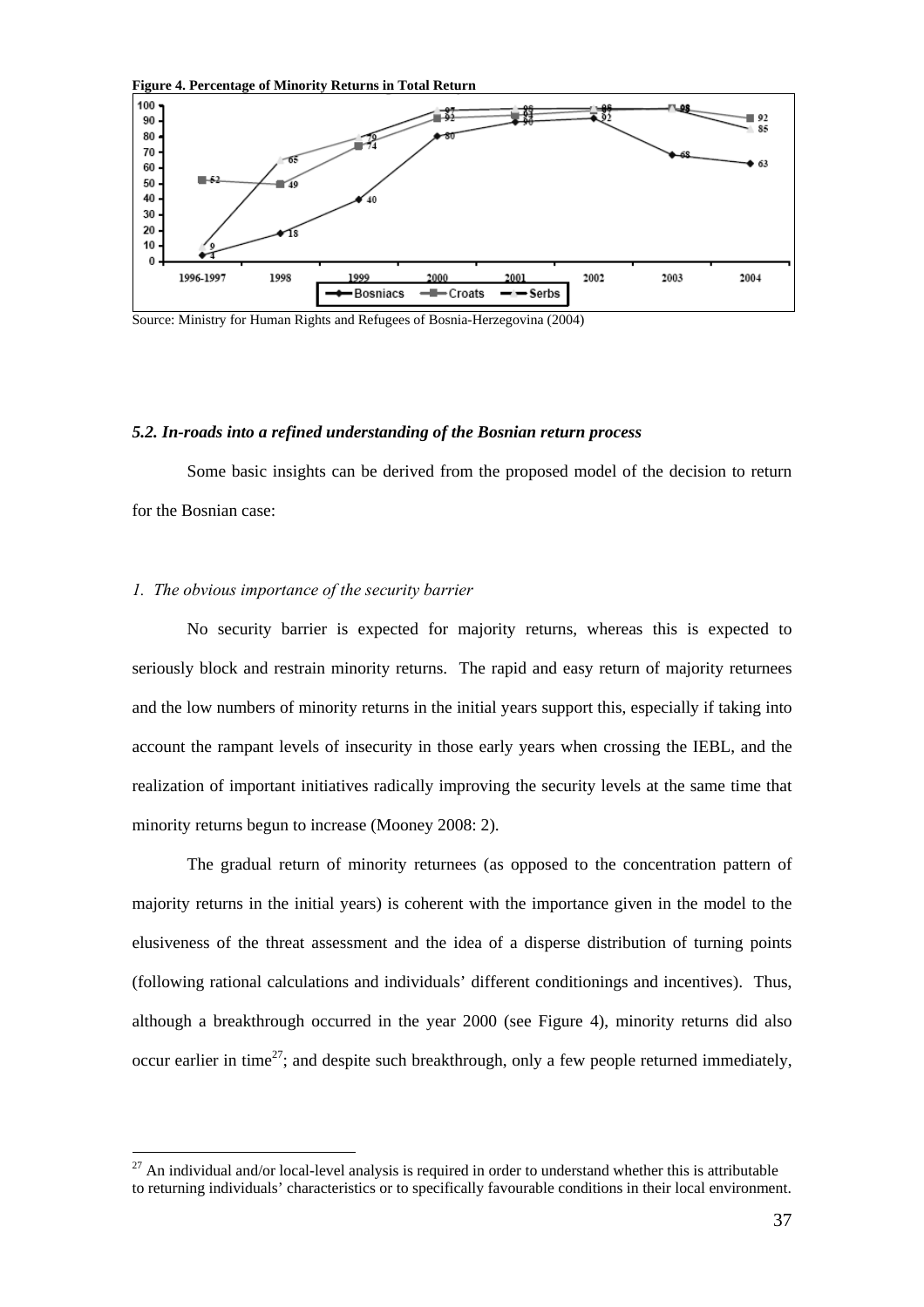**Figure 4. Percentage of Minority Returns in Total Return**

Source: Ministry for Human Rights and Refugees of Bosnia-Herzegovina (2004)

### *5.2. In-roads into a refined understanding of the Bosnian return process*

Some basic insights can be derived from the proposed model of the decision to return for the Bosnian case:

#### *1. The obvious importance of the security barrier*

No security barrier is expected for majority returns, whereas this is expected to seriously block and restrain minority returns. The rapid and easy return of majority returnees and the low numbers of minority returns in the initial years support this, especially if taking into account the rampant levels of insecurity in those early years when crossing the IEBL, and the realization of important initiatives radically improving the security levels at the same time that minority returns begun to increase (Mooney 2008: 2).

The gradual return of minority returnees (as opposed to the concentration pattern of majority returns in the initial years) is coherent with the importance given in the model to the elusiveness of the threat assessment and the idea of a disperse distribution of turning points (following rational calculations and individuals' different conditionings and incentives). Thus, although a breakthrough occurred in the year 2000 (see Figure 4), minority returns did also occur earlier in time[27]; and despite such breakthrough, only a few people returned immediately,

[27] An individual and/or local-level analysis is required in order to understand whether this is attributable to returning individuals' characteristics or to specifically favourable conditions in their local environment.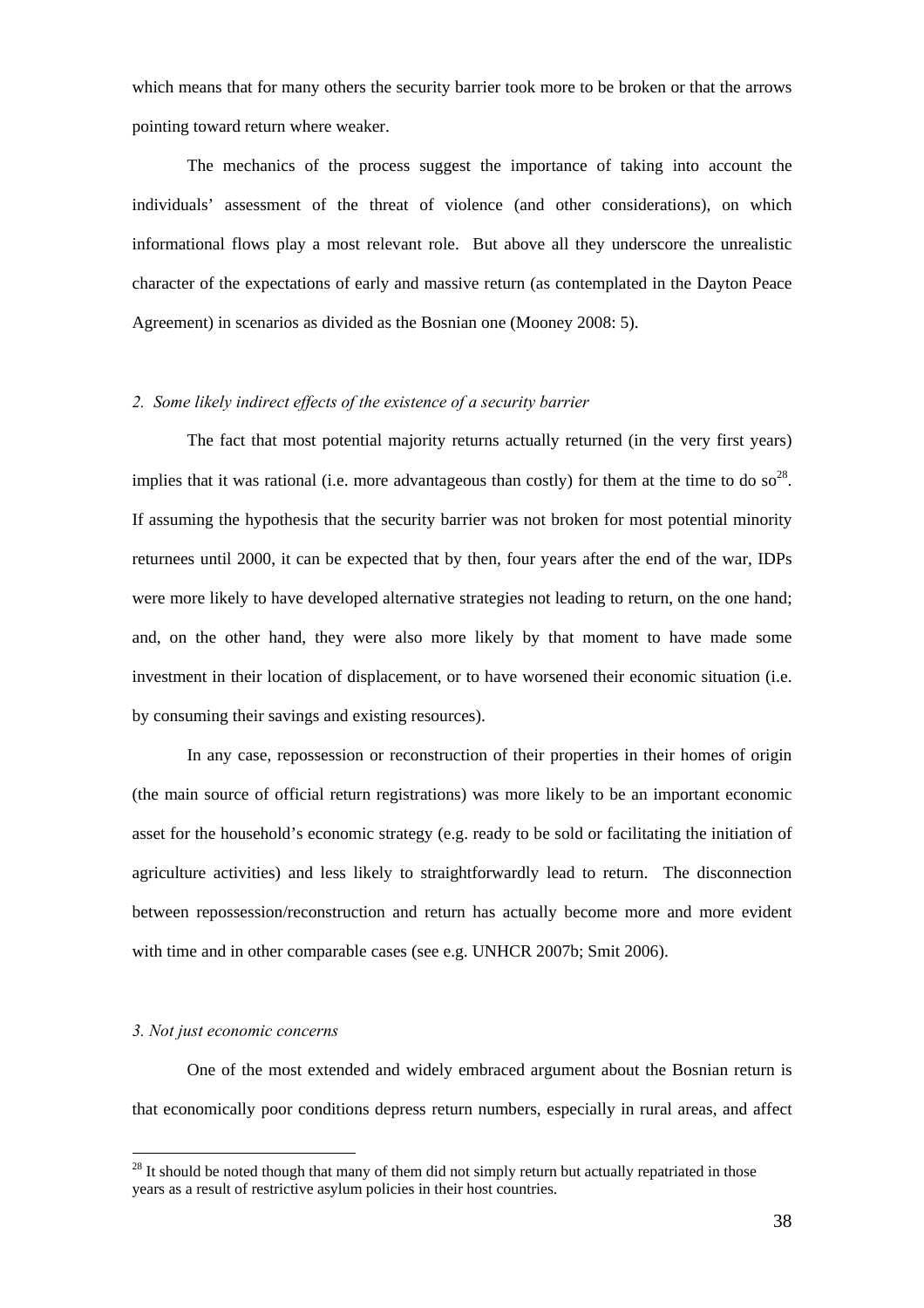which means that for many others the security barrier took more to be broken or that the arrows pointing toward return where weaker.

The mechanics of the process suggest the importance of taking into account the individuals' assessment of the threat of violence (and other considerations), on which informational flows play a most relevant role. But above all they underscore the unrealistic character of the expectations of early and massive return (as contemplated in the Dayton Peace Agreement) in scenarios as divided as the Bosnian one (Mooney 2008: 5).

### *2. Some likely indirect effects of the existence of a security barrier*

The fact that most potential majority returns actually returned (in the very first years) implies that it was rational (i.e. more advantageous than costly) for them at the time to do so[28]. If assuming the hypothesis that the security barrier was not broken for most potential minority returnees until 2000, it can be expected that by then, four years after the end of the war, IDPs were more likely to have developed alternative strategies not leading to return, on the one hand; and, on the other hand, they were also more likely by that moment to have made some investment in their location of displacement, or to have worsened their economic situation (i.e. by consuming their savings and existing resources).

In any case, repossession or reconstruction of their properties in their homes of origin (the main source of official return registrations) was more likely to be an important economic asset for the household's economic strategy (e.g. ready to be sold or facilitating the initiation of agriculture activities) and less likely to straightforwardly lead to return. The disconnection between repossession/reconstruction and return has actually become more and more evident with time and in other comparable cases (see e.g. UNHCR 2007b; Smit 2006).

### *3. Not just economic concerns*

One of the most extended and widely embraced argument about the Bosnian return is that economically poor conditions depress return numbers, especially in rural areas, and affect

[28] It should be noted though that many of them did not simply return but actually repatriated in those years as a result of restrictive asylum policies in their host countries.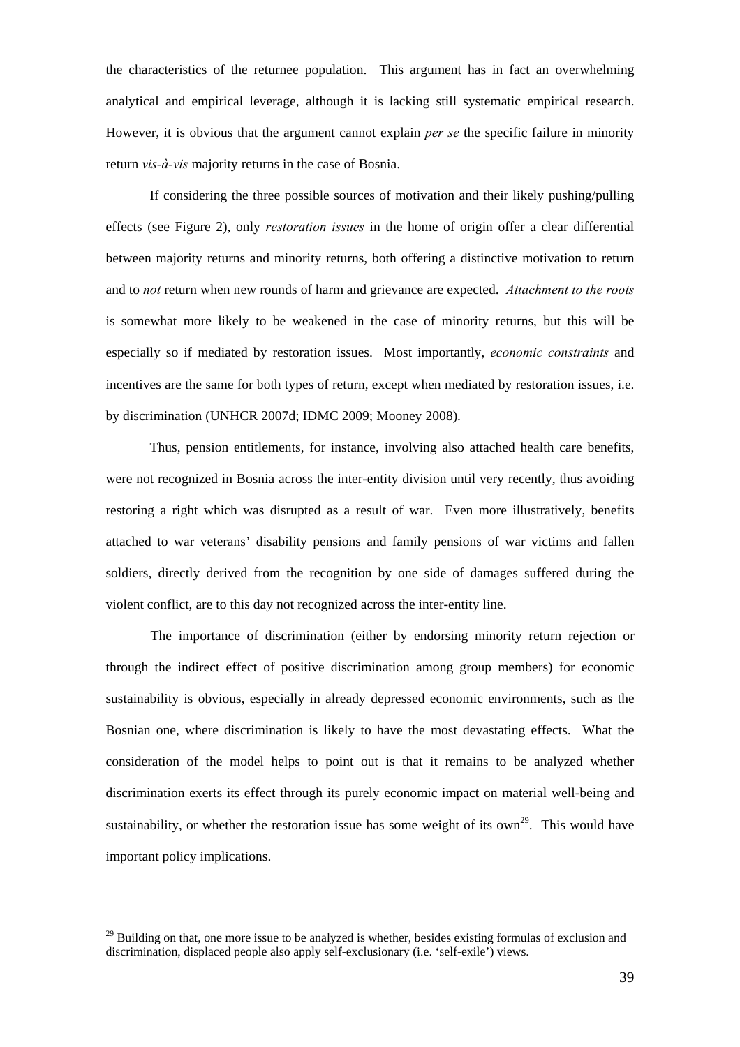the characteristics of the returnee population. This argument has in fact an overwhelming analytical and empirical leverage, although it is lacking still systematic empirical research. However, it is obvious that the argument cannot explain *per se* the specific failure in minority return *vis-à-vis* majority returns in the case of Bosnia.

If considering the three possible sources of motivation and their likely pushing/pulling effects (see Figure 2), only *restoration issues* in the home of origin offer a clear differential between majority returns and minority returns, both offering a distinctive motivation to return and to *not* return when new rounds of harm and grievance are expected. *Attachment to the roots* is somewhat more likely to be weakened in the case of minority returns, but this will be especially so if mediated by restoration issues. Most importantly, *economic constraints* and incentives are the same for both types of return, except when mediated by restoration issues, i.e. by discrimination (UNHCR 2007d; IDMC 2009; Mooney 2008).

Thus, pension entitlements, for instance, involving also attached health care benefits, were not recognized in Bosnia across the inter-entity division until very recently, thus avoiding restoring a right which was disrupted as a result of war. Even more illustratively, benefits attached to war veterans' disability pensions and family pensions of war victims and fallen soldiers, directly derived from the recognition by one side of damages suffered during the violent conflict, are to this day not recognized across the inter-entity line.

The importance of discrimination (either by endorsing minority return rejection or through the indirect effect of positive discrimination among group members) for economic sustainability is obvious, especially in already depressed economic environments, such as the Bosnian one, where discrimination is likely to have the most devastating effects. What the consideration of the model helps to point out is that it remains to be analyzed whether discrimination exerts its effect through its purely economic impact on material well-being and sustainability, or whether the restoration issue has some weight of its own[29]. This would have important policy implications.

[29] Building on that, one more issue to be analyzed is whether, besides existing formulas of exclusion and discrimination, displaced people also apply self-exclusionary (i.e. 'self-exile') views.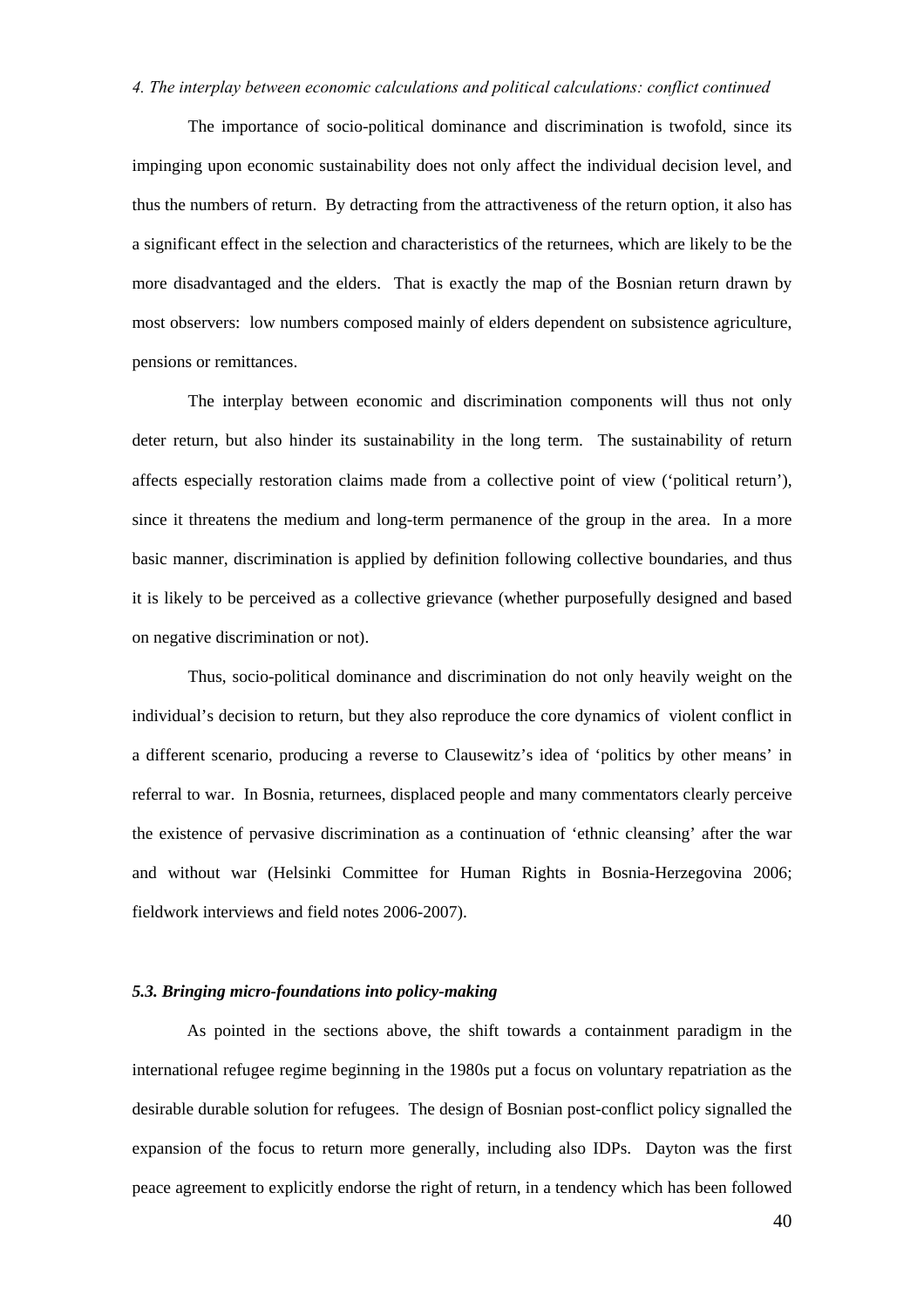*4. The interplay between economic calculations and political calculations: conflict continued*

The importance of socio-political dominance and discrimination is twofold, since its impinging upon economic sustainability does not only affect the individual decision level, and thus the numbers of return. By detracting from the attractiveness of the return option, it also has a significant effect in the selection and characteristics of the returnees, which are likely to be the more disadvantaged and the elders. That is exactly the map of the Bosnian return drawn by most observers: low numbers composed mainly of elders dependent on subsistence agriculture, pensions or remittances.

The interplay between economic and discrimination components will thus not only deter return, but also hinder its sustainability in the long term. The sustainability of return affects especially restoration claims made from a collective point of view ('political return'), since it threatens the medium and long-term permanence of the group in the area. In a more basic manner, discrimination is applied by definition following collective boundaries, and thus it is likely to be perceived as a collective grievance (whether purposefully designed and based on negative discrimination or not).

Thus, socio-political dominance and discrimination do not only heavily weight on the individual's decision to return, but they also reproduce the core dynamics of violent conflict in a different scenario, producing a reverse to Clausewitz's idea of 'politics by other means' in referral to war. In Bosnia, returnees, displaced people and many commentators clearly perceive the existence of pervasive discrimination as a continuation of 'ethnic cleansing' after the war and without war (Helsinki Committee for Human Rights in Bosnia-Herzegovina 2006; fieldwork interviews and field notes 2006-2007).

### *5.3. Bringing micro-foundations into policy-making*

As pointed in the sections above, the shift towards a containment paradigm in the international refugee regime beginning in the 1980s put a focus on voluntary repatriation as the desirable durable solution for refugees. The design of Bosnian post-conflict policy signalled the expansion of the focus to return more generally, including also IDPs. Dayton was the first peace agreement to explicitly endorse the right of return, in a tendency which has been followed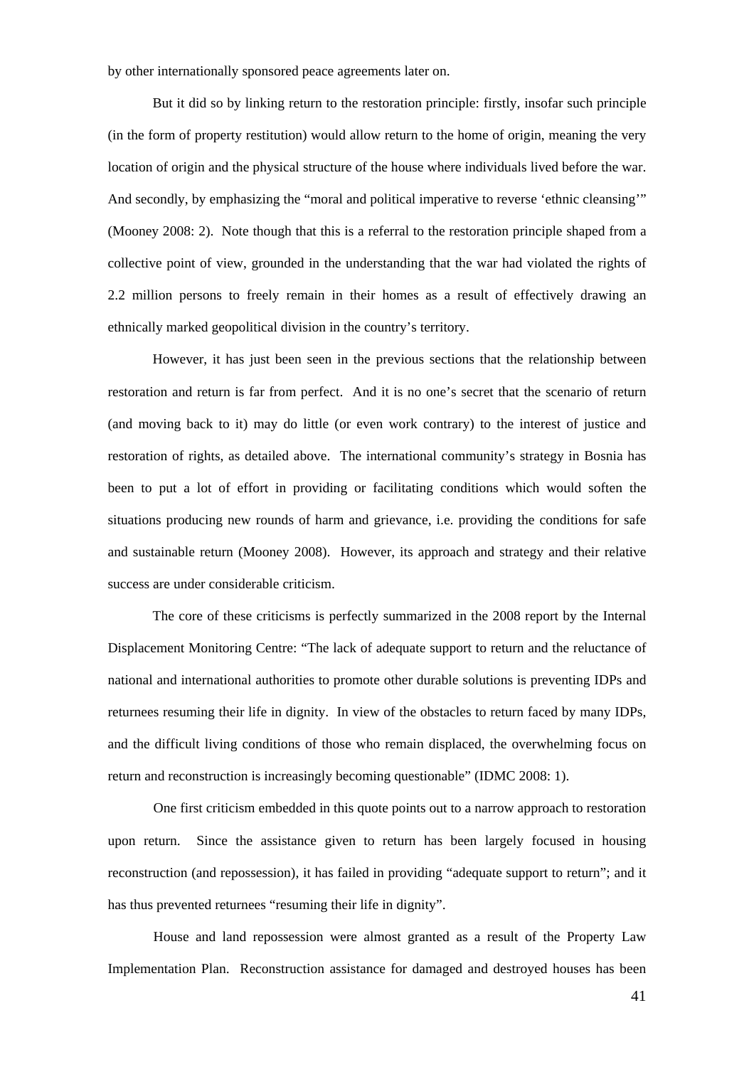by other internationally sponsored peace agreements later on.

But it did so by linking return to the restoration principle: firstly, insofar such principle (in the form of property restitution) would allow return to the home of origin, meaning the very location of origin and the physical structure of the house where individuals lived before the war. And secondly, by emphasizing the "moral and political imperative to reverse 'ethnic cleansing'" (Mooney 2008: 2). Note though that this is a referral to the restoration principle shaped from a collective point of view, grounded in the understanding that the war had violated the rights of 2.2 million persons to freely remain in their homes as a result of effectively drawing an ethnically marked geopolitical division in the country's territory.

However, it has just been seen in the previous sections that the relationship between restoration and return is far from perfect. And it is no one's secret that the scenario of return (and moving back to it) may do little (or even work contrary) to the interest of justice and restoration of rights, as detailed above. The international community's strategy in Bosnia has been to put a lot of effort in providing or facilitating conditions which would soften the situations producing new rounds of harm and grievance, i.e. providing the conditions for safe and sustainable return (Mooney 2008). However, its approach and strategy and their relative success are under considerable criticism.

The core of these criticisms is perfectly summarized in the 2008 report by the Internal Displacement Monitoring Centre: "The lack of adequate support to return and the reluctance of national and international authorities to promote other durable solutions is preventing IDPs and returnees resuming their life in dignity. In view of the obstacles to return faced by many IDPs, and the difficult living conditions of those who remain displaced, the overwhelming focus on return and reconstruction is increasingly becoming questionable" (IDMC 2008: 1).

One first criticism embedded in this quote points out to a narrow approach to restoration upon return. Since the assistance given to return has been largely focused in housing reconstruction (and repossession), it has failed in providing "adequate support to return"; and it has thus prevented returnees "resuming their life in dignity".

House and land repossession were almost granted as a result of the Property Law Implementation Plan. Reconstruction assistance for damaged and destroyed houses has been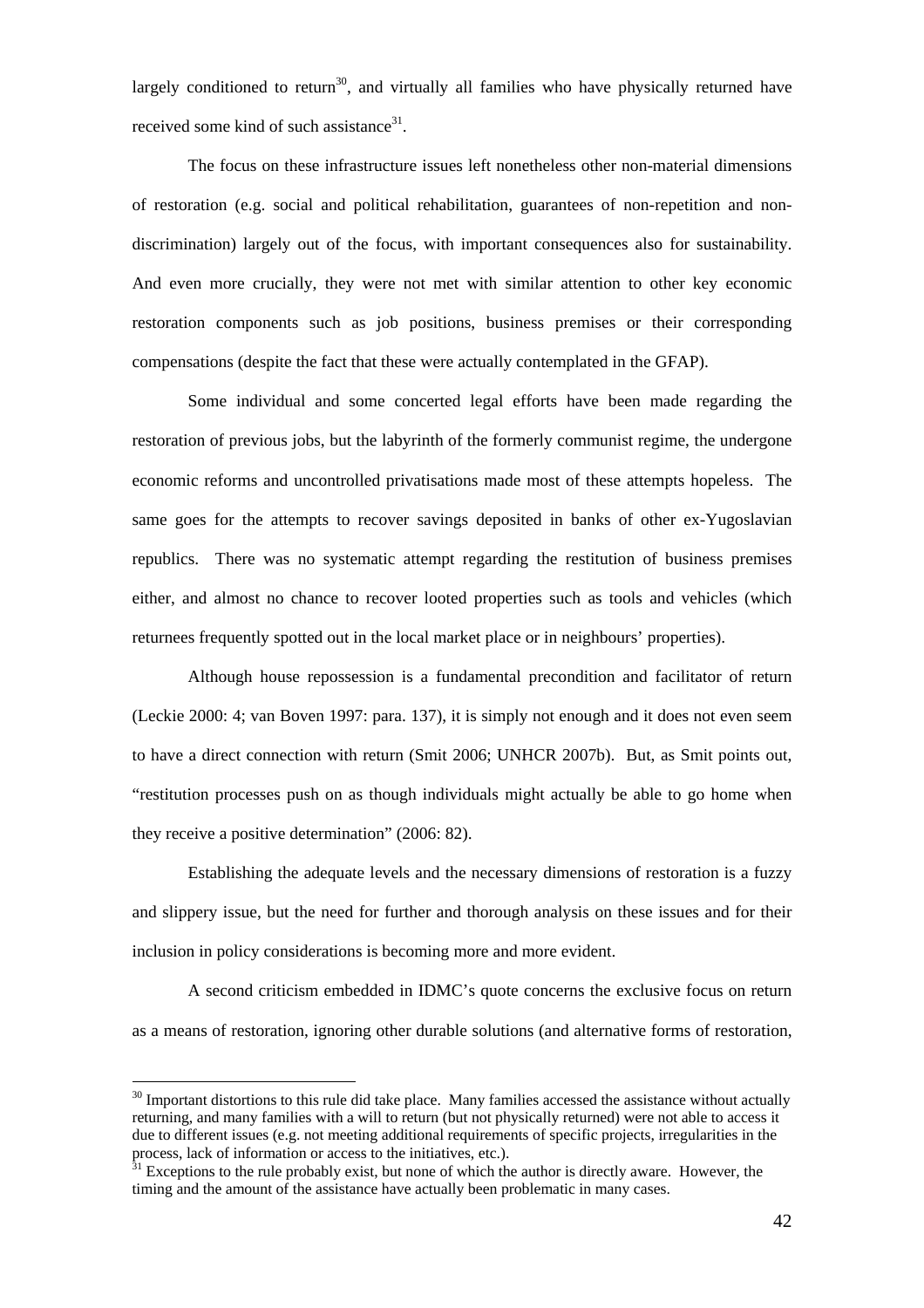largely conditioned to return[30], and virtually all families who have physically returned have received some kind of such assistance[31].

The focus on these infrastructure issues left nonetheless other non-material dimensions of restoration (e.g. social and political rehabilitation, guarantees of non-repetition and non-discrimination) largely out of the focus, with important consequences also for sustainability. And even more crucially, they were not met with similar attention to other key economic restoration components such as job positions, business premises or their corresponding compensations (despite the fact that these were actually contemplated in the GFAP).

Some individual and some concerted legal efforts have been made regarding the restoration of previous jobs, but the labyrinth of the formerly communist regime, the undergone economic reforms and uncontrolled privatisations made most of these attempts hopeless. The same goes for the attempts to recover savings deposited in banks of other ex-Yugoslavian republics. There was no systematic attempt regarding the restitution of business premises either, and almost no chance to recover looted properties such as tools and vehicles (which returnees frequently spotted out in the local market place or in neighbours' properties).

Although house repossession is a fundamental precondition and facilitator of return (Leckie 2000: 4; van Boven 1997: para. 137), it is simply not enough and it does not even seem to have a direct connection with return (Smit 2006; UNHCR 2007b). But, as Smit points out, "restitution processes push on as though individuals might actually be able to go home when they receive a positive determination" (2006: 82).

Establishing the adequate levels and the necessary dimensions of restoration is a fuzzy and slippery issue, but the need for further and thorough analysis on these issues and for their inclusion in policy considerations is becoming more and more evident.

A second criticism embedded in IDMC's quote concerns the exclusive focus on return as a means of restoration, ignoring other durable solutions (and alternative forms of restoration,

---

[30] Important distortions to this rule did take place. Many families accessed the assistance without actually returning, and many families with a will to return (but not physically returned) were not able to access it due to different issues (e.g. not meeting additional requirements of specific projects, irregularities in the process, lack of information or access to the initiatives, etc.).

[31] Exceptions to the rule probably exist, but none of which the author is directly aware. However, the timing and the amount of the assistance have actually been problematic in many cases.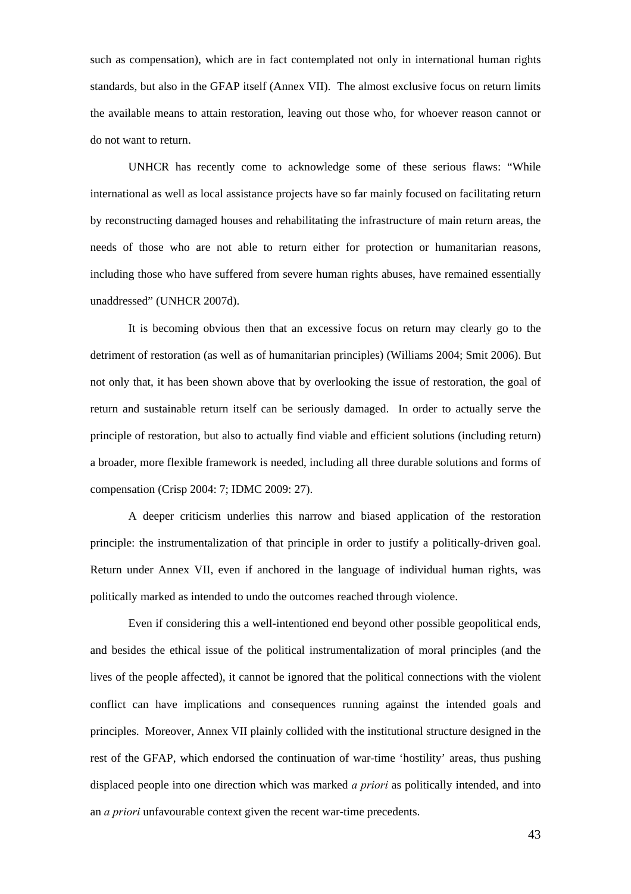such as compensation), which are in fact contemplated not only in international human rights standards, but also in the GFAP itself (Annex VII). The almost exclusive focus on return limits the available means to attain restoration, leaving out those who, for whoever reason cannot or do not want to return.

UNHCR has recently come to acknowledge some of these serious flaws: "While international as well as local assistance projects have so far mainly focused on facilitating return by reconstructing damaged houses and rehabilitating the infrastructure of main return areas, the needs of those who are not able to return either for protection or humanitarian reasons, including those who have suffered from severe human rights abuses, have remained essentially unaddressed" (UNHCR 2007d).

It is becoming obvious then that an excessive focus on return may clearly go to the detriment of restoration (as well as of humanitarian principles) (Williams 2004; Smit 2006). But not only that, it has been shown above that by overlooking the issue of restoration, the goal of return and sustainable return itself can be seriously damaged. In order to actually serve the principle of restoration, but also to actually find viable and efficient solutions (including return) a broader, more flexible framework is needed, including all three durable solutions and forms of compensation (Crisp 2004: 7; IDMC 2009: 27).

A deeper criticism underlies this narrow and biased application of the restoration principle: the instrumentalization of that principle in order to justify a politically-driven goal. Return under Annex VII, even if anchored in the language of individual human rights, was politically marked as intended to undo the outcomes reached through violence.

Even if considering this a well-intentioned end beyond other possible geopolitical ends, and besides the ethical issue of the political instrumentalization of moral principles (and the lives of the people affected), it cannot be ignored that the political connections with the violent conflict can have implications and consequences running against the intended goals and principles. Moreover, Annex VII plainly collided with the institutional structure designed in the rest of the GFAP, which endorsed the continuation of war-time 'hostility' areas, thus pushing displaced people into one direction which was marked *a priori* as politically intended, and into an *a priori* unfavourable context given the recent war-time precedents.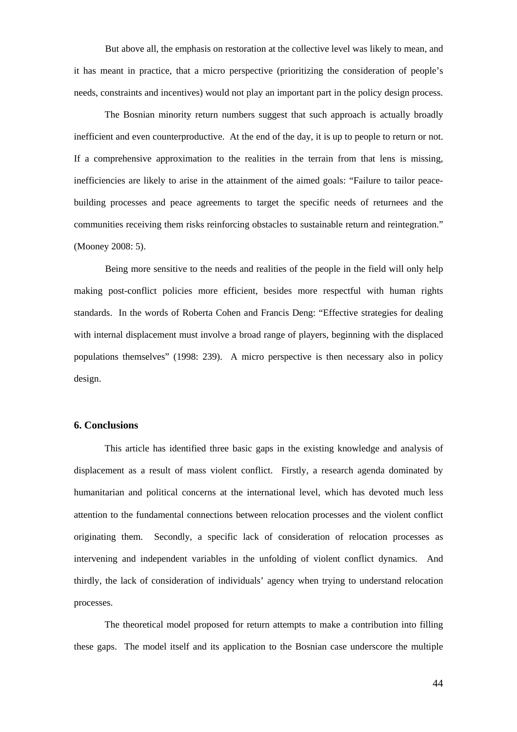But above all, the emphasis on restoration at the collective level was likely to mean, and it has meant in practice, that a micro perspective (prioritizing the consideration of people's needs, constraints and incentives) would not play an important part in the policy design process.

The Bosnian minority return numbers suggest that such approach is actually broadly inefficient and even counterproductive. At the end of the day, it is up to people to return or not. If a comprehensive approximation to the realities in the terrain from that lens is missing, inefficiencies are likely to arise in the attainment of the aimed goals: "Failure to tailor peace-building processes and peace agreements to target the specific needs of returnees and the communities receiving them risks reinforcing obstacles to sustainable return and reintegration." (Mooney 2008: 5).

Being more sensitive to the needs and realities of the people in the field will only help making post-conflict policies more efficient, besides more respectful with human rights standards. In the words of Roberta Cohen and Francis Deng: "Effective strategies for dealing with internal displacement must involve a broad range of players, beginning with the displaced populations themselves" (1998: 239). A micro perspective is then necessary also in policy design.

## 6. Conclusions

This article has identified three basic gaps in the existing knowledge and analysis of displacement as a result of mass violent conflict. Firstly, a research agenda dominated by humanitarian and political concerns at the international level, which has devoted much less attention to the fundamental connections between relocation processes and the violent conflict originating them. Secondly, a specific lack of consideration of relocation processes as intervening and independent variables in the unfolding of violent conflict dynamics. And thirdly, the lack of consideration of individuals' agency when trying to understand relocation processes.

The theoretical model proposed for return attempts to make a contribution into filling these gaps. The model itself and its application to the Bosnian case underscore the multiple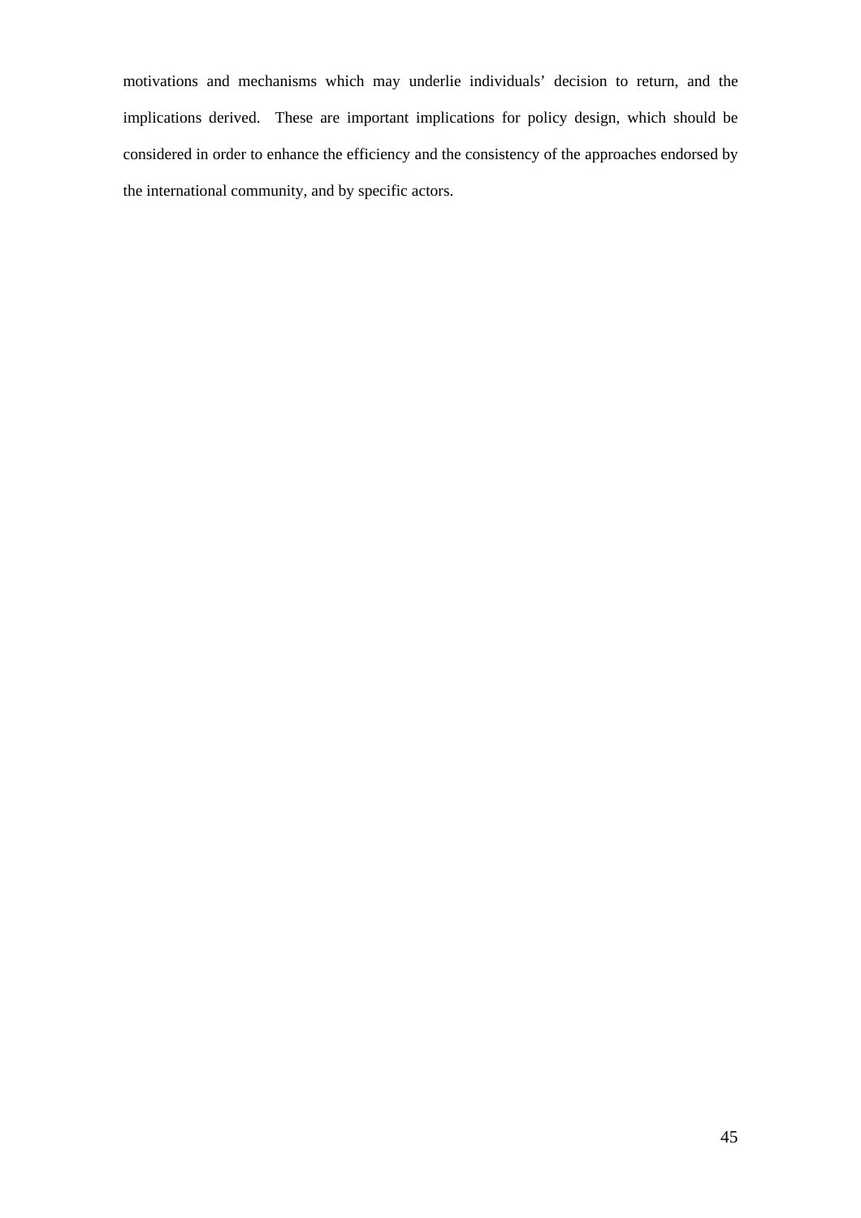motivations and mechanisms which may underlie individuals' decision to return, and the implications derived. These are important implications for policy design, which should be considered in order to enhance the efficiency and the consistency of the approaches endorsed by the international community, and by specific actors.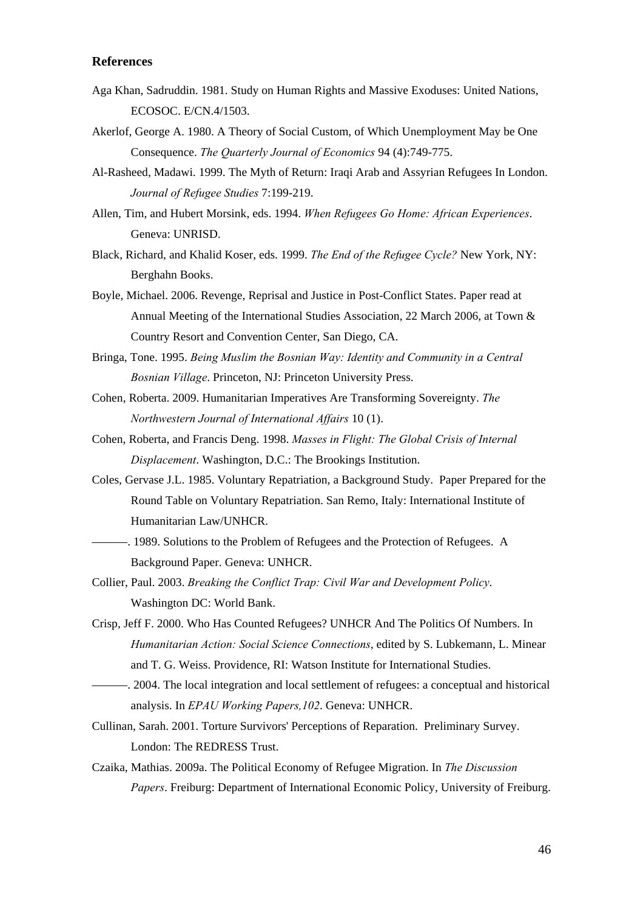## References

Aga Khan, Sadruddin. 1981. Study on Human Rights and Massive Exoduses: United Nations, ECOSOC. E/CN.4/1503.

Akerlof, George A. 1980. A Theory of Social Custom, of Which Unemployment May be One Consequence. *The Quarterly Journal of Economics* 94 (4):749-775.

Al-Rasheed, Madawi. 1999. The Myth of Return: Iraqi Arab and Assyrian Refugees In London. *Journal of Refugee Studies* 7:199-219.

Allen, Tim, and Hubert Morsink, eds. 1994. *When Refugees Go Home: African Experiences*. Geneva: UNRISD.

Black, Richard, and Khalid Koser, eds. 1999. *The End of the Refugee Cycle?* New York, NY: Berghahn Books.

Boyle, Michael. 2006. Revenge, Reprisal and Justice in Post-Conflict States. Paper read at Annual Meeting of the International Studies Association, 22 March 2006, at Town & Country Resort and Convention Center, San Diego, CA.

Bringa, Tone. 1995. *Being Muslim the Bosnian Way: Identity and Community in a Central Bosnian Village*. Princeton, NJ: Princeton University Press.

Cohen, Roberta. 2009. Humanitarian Imperatives Are Transforming Sovereignty. *The Northwestern Journal of International Affairs* 10 (1).

Cohen, Roberta, and Francis Deng. 1998. *Masses in Flight: The Global Crisis of Internal Displacement*. Washington, D.C.: The Brookings Institution.

Coles, Gervase J.L. 1985. Voluntary Repatriation, a Background Study. Paper Prepared for the Round Table on Voluntary Repatriation. San Remo, Italy: International Institute of Humanitarian Law/UNHCR.

———. 1989. Solutions to the Problem of Refugees and the Protection of Refugees. A Background Paper. Geneva: UNHCR.

Collier, Paul. 2003. *Breaking the Conflict Trap: Civil War and Development Policy*. Washington DC: World Bank.

Crisp, Jeff F. 2000. Who Has Counted Refugees? UNHCR And The Politics Of Numbers. In *Humanitarian Action: Social Science Connections*, edited by S. Lubkemann, L. Minear and T. G. Weiss. Providence, RI: Watson Institute for International Studies.

———. 2004. The local integration and local settlement of refugees: a conceptual and historical analysis. In *EPAU Working Papers,102*. Geneva: UNHCR.

Cullinan, Sarah. 2001. Torture Survivors' Perceptions of Reparation. Preliminary Survey. London: The REDRESS Trust.

Czaika, Mathias. 2009a. The Political Economy of Refugee Migration. In *The Discussion Papers*. Freiburg: Department of International Economic Policy, University of Freiburg.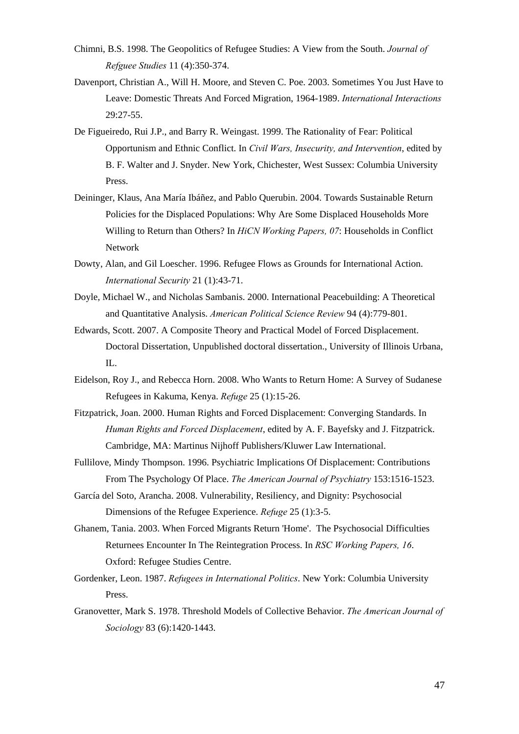Chimni, B.S. 1998. The Geopolitics of Refugee Studies: A View from the South. *Journal of Refguee Studies* 11 (4):350-374.

Davenport, Christian A., Will H. Moore, and Steven C. Poe. 2003. Sometimes You Just Have to Leave: Domestic Threats And Forced Migration, 1964-1989. *International Interactions* 29:27-55.

De Figueiredo, Rui J.P., and Barry R. Weingast. 1999. The Rationality of Fear: Political Opportunism and Ethnic Conflict. In *Civil Wars, Insecurity, and Intervention*, edited by B. F. Walter and J. Snyder. New York, Chichester, West Sussex: Columbia University Press.

Deininger, Klaus, Ana María Ibáñez, and Pablo Querubin. 2004. Towards Sustainable Return Policies for the Displaced Populations: Why Are Some Displaced Households More Willing to Return than Others? In *HiCN Working Papers, 07*: Households in Conflict Network

Dowty, Alan, and Gil Loescher. 1996. Refugee Flows as Grounds for International Action. *International Security* 21 (1):43-71.

Doyle, Michael W., and Nicholas Sambanis. 2000. International Peacebuilding: A Theoretical and Quantitative Analysis. *American Political Science Review* 94 (4):779-801.

Edwards, Scott. 2007. A Composite Theory and Practical Model of Forced Displacement. Doctoral Dissertation, Unpublished doctoral dissertation., University of Illinois Urbana, IL.

Eidelson, Roy J., and Rebecca Horn. 2008. Who Wants to Return Home: A Survey of Sudanese Refugees in Kakuma, Kenya. *Refuge* 25 (1):15-26.

Fitzpatrick, Joan. 2000. Human Rights and Forced Displacement: Converging Standards. In *Human Rights and Forced Displacement*, edited by A. F. Bayefsky and J. Fitzpatrick. Cambridge, MA: Martinus Nijhoff Publishers/Kluwer Law International.

Fullilove, Mindy Thompson. 1996. Psychiatric Implications Of Displacement: Contributions From The Psychology Of Place. *The American Journal of Psychiatry* 153:1516-1523.

García del Soto, Arancha. 2008. Vulnerability, Resiliency, and Dignity: Psychosocial Dimensions of the Refugee Experience. *Refuge* 25 (1):3-5.

Ghanem, Tania. 2003. When Forced Migrants Return 'Home'. The Psychosocial Difficulties Returnees Encounter In The Reintegration Process. In *RSC Working Papers, 16*. Oxford: Refugee Studies Centre.

Gordenker, Leon. 1987. *Refugees in International Politics*. New York: Columbia University Press.

Granovetter, Mark S. 1978. Threshold Models of Collective Behavior. *The American Journal of Sociology* 83 (6):1420-1443.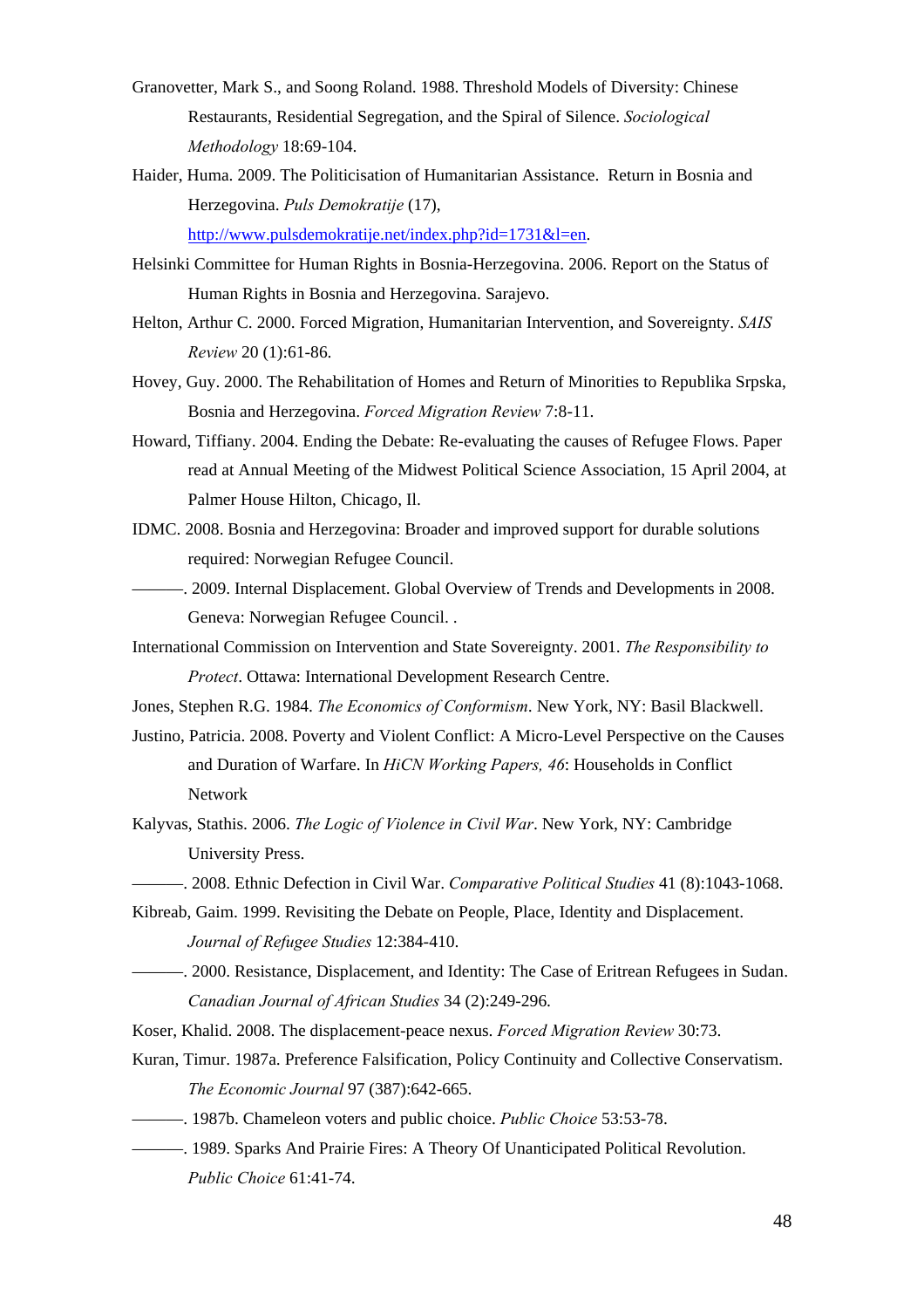Granovetter, Mark S., and Soong Roland. 1988. Threshold Models of Diversity: Chinese Restaurants, Residential Segregation, and the Spiral of Silence. *Sociological Methodology* 18:69-104.

Haider, Huma. 2009. The Politicisation of Humanitarian Assistance. Return in Bosnia and Herzegovina. *Puls Demokratije* (17), http://www.pulsdemokratije.net/index.php?id=1731&l=en.

Helsinki Committee for Human Rights in Bosnia-Herzegovina. 2006. Report on the Status of Human Rights in Bosnia and Herzegovina. Sarajevo.

Helton, Arthur C. 2000. Forced Migration, Humanitarian Intervention, and Sovereignty. *SAIS Review* 20 (1):61-86.

Hovey, Guy. 2000. The Rehabilitation of Homes and Return of Minorities to Republika Srpska, Bosnia and Herzegovina. *Forced Migration Review* 7:8-11.

Howard, Tiffiany. 2004. Ending the Debate: Re-evaluating the causes of Refugee Flows. Paper read at Annual Meeting of the Midwest Political Science Association, 15 April 2004, at Palmer House Hilton, Chicago, Il.

IDMC. 2008. Bosnia and Herzegovina: Broader and improved support for durable solutions required: Norwegian Refugee Council.

———. 2009. Internal Displacement. Global Overview of Trends and Developments in 2008. Geneva: Norwegian Refugee Council. .

International Commission on Intervention and State Sovereignty. 2001. *The Responsibility to Protect*. Ottawa: International Development Research Centre.

Jones, Stephen R.G. 1984. *The Economics of Conformism*. New York, NY: Basil Blackwell.

Justino, Patricia. 2008. Poverty and Violent Conflict: A Micro-Level Perspective on the Causes and Duration of Warfare. In *HiCN Working Papers, 46*: Households in Conflict Network

Kalyvas, Stathis. 2006. *The Logic of Violence in Civil War*. New York, NY: Cambridge University Press.

———. 2008. Ethnic Defection in Civil War. *Comparative Political Studies* 41 (8):1043-1068.

Kibreab, Gaim. 1999. Revisiting the Debate on People, Place, Identity and Displacement. *Journal of Refugee Studies* 12:384-410.

———. 2000. Resistance, Displacement, and Identity: The Case of Eritrean Refugees in Sudan. *Canadian Journal of African Studies* 34 (2):249-296.

Koser, Khalid. 2008. The displacement-peace nexus. *Forced Migration Review* 30:73.

Kuran, Timur. 1987a. Preference Falsification, Policy Continuity and Collective Conservatism. *The Economic Journal* 97 (387):642-665.

———. 1987b. Chameleon voters and public choice. *Public Choice* 53:53-78.

———. 1989. Sparks And Prairie Fires: A Theory Of Unanticipated Political Revolution. *Public Choice* 61:41-74.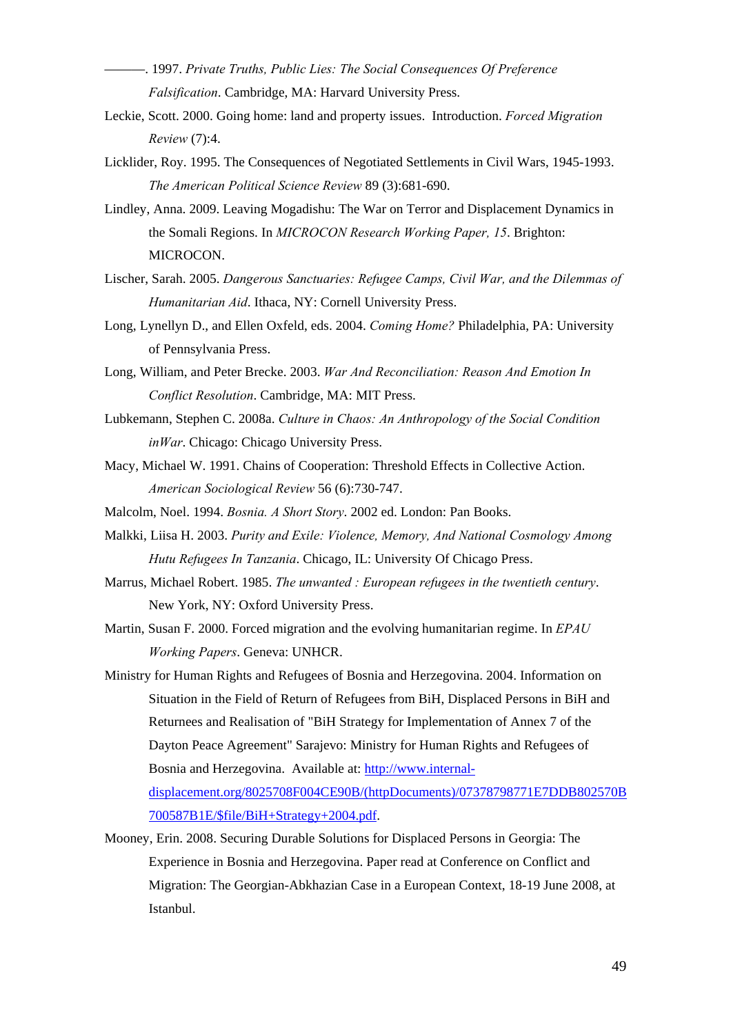———. 1997. *Private Truths, Public Lies: The Social Consequences Of Preference Falsification*. Cambridge, MA: Harvard University Press.

Leckie, Scott. 2000. Going home: land and property issues. Introduction. *Forced Migration Review* (7):4.

Licklider, Roy. 1995. The Consequences of Negotiated Settlements in Civil Wars, 1945-1993. *The American Political Science Review* 89 (3):681-690.

Lindley, Anna. 2009. Leaving Mogadishu: The War on Terror and Displacement Dynamics in the Somali Regions. In *MICROCON Research Working Paper, 15*. Brighton: MICROCON.

Lischer, Sarah. 2005. *Dangerous Sanctuaries: Refugee Camps, Civil War, and the Dilemmas of Humanitarian Aid*. Ithaca, NY: Cornell University Press.

Long, Lynellyn D., and Ellen Oxfeld, eds. 2004. *Coming Home?* Philadelphia, PA: University of Pennsylvania Press.

Long, William, and Peter Brecke. 2003. *War And Reconciliation: Reason And Emotion In Conflict Resolution*. Cambridge, MA: MIT Press.

Lubkemann, Stephen C. 2008a. *Culture in Chaos: An Anthropology of the Social Condition inWar*. Chicago: Chicago University Press.

Macy, Michael W. 1991. Chains of Cooperation: Threshold Effects in Collective Action. *American Sociological Review* 56 (6):730-747.

Malcolm, Noel. 1994. *Bosnia. A Short Story*. 2002 ed. London: Pan Books.

Malkki, Liisa H. 2003. *Purity and Exile: Violence, Memory, And National Cosmology Among Hutu Refugees In Tanzania*. Chicago, IL: University Of Chicago Press.

Marrus, Michael Robert. 1985. *The unwanted : European refugees in the twentieth century*. New York, NY: Oxford University Press.

Martin, Susan F. 2000. Forced migration and the evolving humanitarian regime. In *EPAU Working Papers*. Geneva: UNHCR.

Ministry for Human Rights and Refugees of Bosnia and Herzegovina. 2004. Information on Situation in the Field of Return of Refugees from BiH, Displaced Persons in BiH and Returnees and Realisation of "BiH Strategy for Implementation of Annex 7 of the Dayton Peace Agreement" Sarajevo: Ministry for Human Rights and Refugees of Bosnia and Herzegovina. Available at: [http://www.internal-displacement.org/8025708F004CE90B/(httpDocuments)/07378798771E7DDB802570B700587B1E/$file/BiH+Strategy+2004.pdf](http://www.internal-displacement.org/8025708F004CE90B/(httpDocuments)/07378798771E7DDB802570B700587B1E/$file/BiH+Strategy+2004.pdf).

Mooney, Erin. 2008. Securing Durable Solutions for Displaced Persons in Georgia: The Experience in Bosnia and Herzegovina. Paper read at Conference on Conflict and Migration: The Georgian-Abkhazian Case in a European Context, 18-19 June 2008, at Istanbul.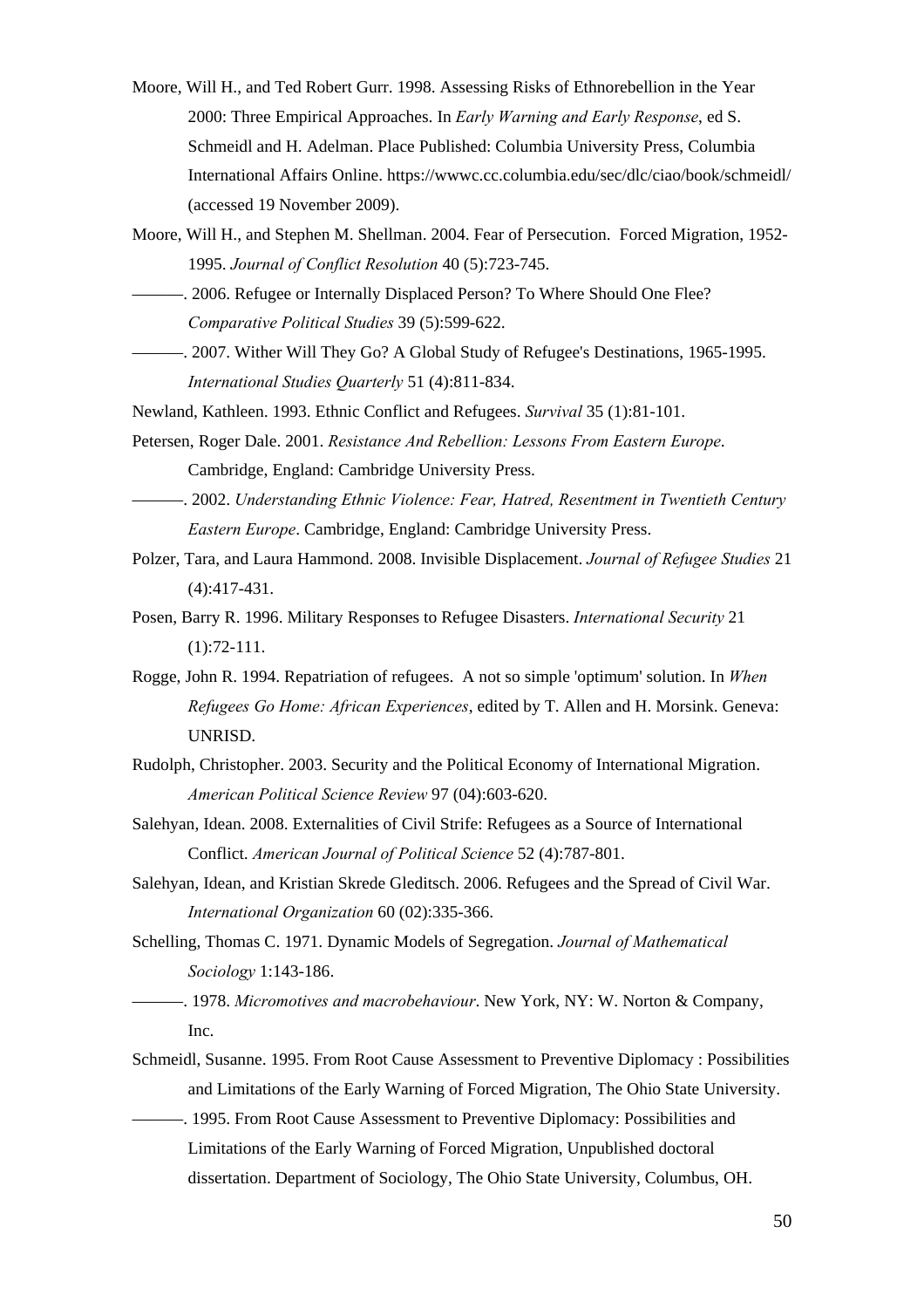Moore, Will H., and Ted Robert Gurr. 1998. Assessing Risks of Ethnorebellion in the Year 2000: Three Empirical Approaches. In *Early Warning and Early Response*, ed S. Schmeidl and H. Adelman. Place Published: Columbia University Press, Columbia International Affairs Online. https://wwwc.cc.columbia.edu/sec/dlc/ciao/book/schmeidl/ (accessed 19 November 2009).

Moore, Will H., and Stephen M. Shellman. 2004. Fear of Persecution. Forced Migration, 1952-1995. *Journal of Conflict Resolution* 40 (5):723-745.

———. 2006. Refugee or Internally Displaced Person? To Where Should One Flee? *Comparative Political Studies* 39 (5):599-622.

———. 2007. Wither Will They Go? A Global Study of Refugee's Destinations, 1965-1995. *International Studies Quarterly* 51 (4):811-834.

Newland, Kathleen. 1993. Ethnic Conflict and Refugees. *Survival* 35 (1):81-101.

Petersen, Roger Dale. 2001. *Resistance And Rebellion: Lessons From Eastern Europe*. Cambridge, England: Cambridge University Press.

———. 2002. *Understanding Ethnic Violence: Fear, Hatred, Resentment in Twentieth Century Eastern Europe*. Cambridge, England: Cambridge University Press.

Polzer, Tara, and Laura Hammond. 2008. Invisible Displacement. *Journal of Refugee Studies* 21 (4):417-431.

Posen, Barry R. 1996. Military Responses to Refugee Disasters. *International Security* 21 (1):72-111.

Rogge, John R. 1994. Repatriation of refugees. A not so simple 'optimum' solution. In *When Refugees Go Home: African Experiences*, edited by T. Allen and H. Morsink. Geneva: UNRISD.

Rudolph, Christopher. 2003. Security and the Political Economy of International Migration. *American Political Science Review* 97 (04):603-620.

Salehyan, Idean. 2008. Externalities of Civil Strife: Refugees as a Source of International Conflict. *American Journal of Political Science* 52 (4):787-801.

Salehyan, Idean, and Kristian Skrede Gleditsch. 2006. Refugees and the Spread of Civil War. *International Organization* 60 (02):335-366.

Schelling, Thomas C. 1971. Dynamic Models of Segregation. *Journal of Mathematical Sociology* 1:143-186.

———. 1978. *Micromotives and macrobehaviour*. New York, NY: W. Norton & Company, Inc.

Schmeidl, Susanne. 1995. From Root Cause Assessment to Preventive Diplomacy : Possibilities and Limitations of the Early Warning of Forced Migration, The Ohio State University.

———. 1995. From Root Cause Assessment to Preventive Diplomacy: Possibilities and Limitations of the Early Warning of Forced Migration, Unpublished doctoral dissertation. Department of Sociology, The Ohio State University, Columbus, OH.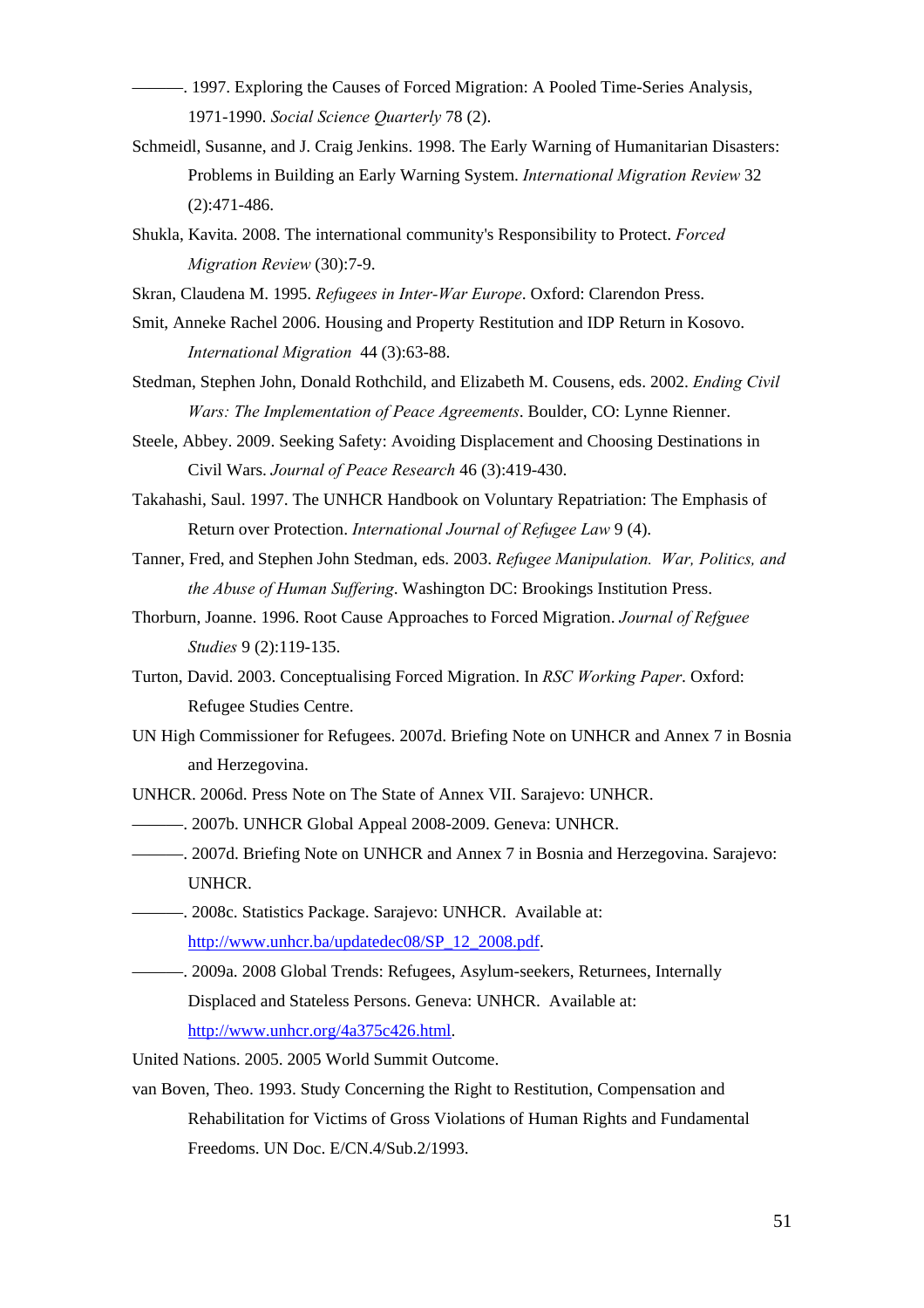———. 1997. Exploring the Causes of Forced Migration: A Pooled Time-Series Analysis, 1971-1990. *Social Science Quarterly* 78 (2).

Schmeidl, Susanne, and J. Craig Jenkins. 1998. The Early Warning of Humanitarian Disasters: Problems in Building an Early Warning System. *International Migration Review* 32 (2):471-486.

Shukla, Kavita. 2008. The international community's Responsibility to Protect. *Forced Migration Review* (30):7-9.

Skran, Claudena M. 1995. *Refugees in Inter-War Europe*. Oxford: Clarendon Press.

Smit, Anneke Rachel 2006. Housing and Property Restitution and IDP Return in Kosovo. *International Migration* 44 (3):63-88.

Stedman, Stephen John, Donald Rothchild, and Elizabeth M. Cousens, eds. 2002. *Ending Civil Wars: The Implementation of Peace Agreements*. Boulder, CO: Lynne Rienner.

Steele, Abbey. 2009. Seeking Safety: Avoiding Displacement and Choosing Destinations in Civil Wars. *Journal of Peace Research* 46 (3):419-430.

Takahashi, Saul. 1997. The UNHCR Handbook on Voluntary Repatriation: The Emphasis of Return over Protection. *International Journal of Refugee Law* 9 (4).

Tanner, Fred, and Stephen John Stedman, eds. 2003. *Refugee Manipulation. War, Politics, and the Abuse of Human Suffering*. Washington DC: Brookings Institution Press.

Thorburn, Joanne. 1996. Root Cause Approaches to Forced Migration. *Journal of Refguee Studies* 9 (2):119-135.

Turton, David. 2003. Conceptualising Forced Migration. In *RSC Working Paper*. Oxford: Refugee Studies Centre.

UN High Commissioner for Refugees. 2007d. Briefing Note on UNHCR and Annex 7 in Bosnia and Herzegovina.

UNHCR. 2006d. Press Note on The State of Annex VII. Sarajevo: UNHCR.

———. 2007b. UNHCR Global Appeal 2008-2009. Geneva: UNHCR.

———. 2007d. Briefing Note on UNHCR and Annex 7 in Bosnia and Herzegovina. Sarajevo: UNHCR.

———. 2008c. Statistics Package. Sarajevo: UNHCR. Available at: http://www.unhcr.ba/updatedec08/SP_12_2008.pdf.

———. 2009a. 2008 Global Trends: Refugees, Asylum-seekers, Returnees, Internally Displaced and Stateless Persons. Geneva: UNHCR. Available at: http://www.unhcr.org/4a375c426.html.

United Nations. 2005. 2005 World Summit Outcome.

van Boven, Theo. 1993. Study Concerning the Right to Restitution, Compensation and Rehabilitation for Victims of Gross Violations of Human Rights and Fundamental Freedoms. UN Doc. E/CN.4/Sub.2/1993.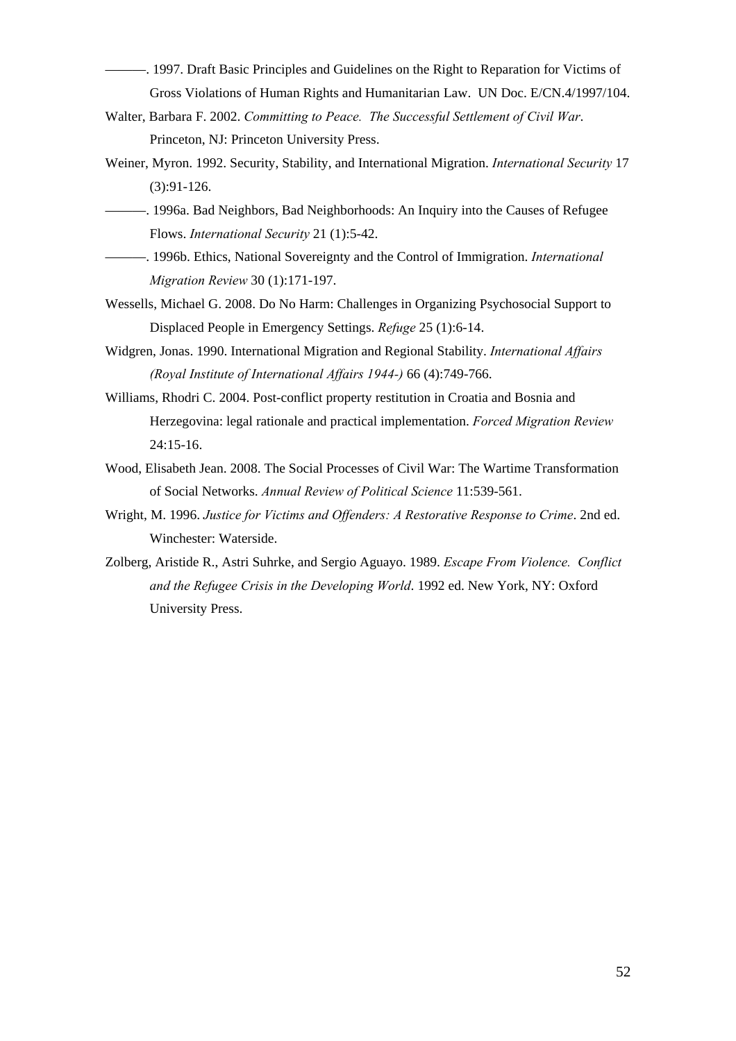———. 1997. Draft Basic Principles and Guidelines on the Right to Reparation for Victims of Gross Violations of Human Rights and Humanitarian Law. UN Doc. E/CN.4/1997/104.

Walter, Barbara F. 2002. *Committing to Peace. The Successful Settlement of Civil War*. Princeton, NJ: Princeton University Press.

Weiner, Myron. 1992. Security, Stability, and International Migration. *International Security* 17 (3):91-126.

———. 1996a. Bad Neighbors, Bad Neighborhoods: An Inquiry into the Causes of Refugee Flows. *International Security* 21 (1):5-42.

———. 1996b. Ethics, National Sovereignty and the Control of Immigration. *International Migration Review* 30 (1):171-197.

Wessells, Michael G. 2008. Do No Harm: Challenges in Organizing Psychosocial Support to Displaced People in Emergency Settings. *Refuge* 25 (1):6-14.

Widgren, Jonas. 1990. International Migration and Regional Stability. *International Affairs (Royal Institute of International Affairs 1944-)* 66 (4):749-766.

Williams, Rhodri C. 2004. Post-conflict property restitution in Croatia and Bosnia and Herzegovina: legal rationale and practical implementation. *Forced Migration Review* 24:15-16.

Wood, Elisabeth Jean. 2008. The Social Processes of Civil War: The Wartime Transformation of Social Networks. *Annual Review of Political Science* 11:539-561.

Wright, M. 1996. *Justice for Victims and Offenders: A Restorative Response to Crime*. 2nd ed. Winchester: Waterside.

Zolberg, Aristide R., Astri Suhrke, and Sergio Aguayo. 1989. *Escape From Violence. Conflict and the Refugee Crisis in the Developing World*. 1992 ed. New York, NY: Oxford University Press.